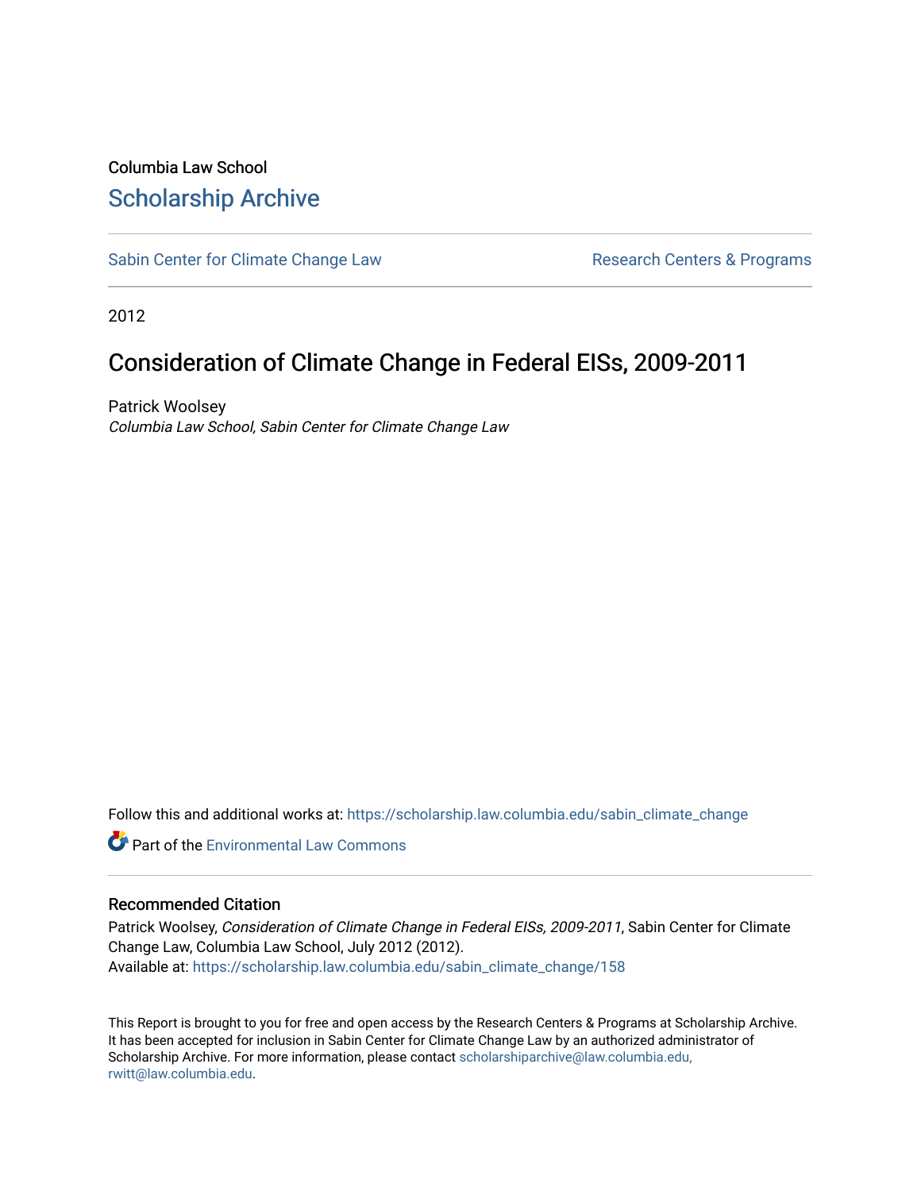Columbia Law School

# Scholarship Archive

Sabin Center for Climate Change Law

Research Centers & Programs

2012

## Consideration of Climate Change in Federal EISs, 2009-2011

Patrick Woolsey

*Columbia Law School, Sabin Center for Climate Change Law*

Follow this and additional works at: https://scholarship.law.columbia.edu/sabin_climate_change

Part of the Environmental Law Commons

### Recommended Citation

Patrick Woolsey, *Consideration of Climate Change in Federal EISs, 2009-2011*, Sabin Center for Climate Change Law, Columbia Law School, July 2012 (2012).
Available at: https://scholarship.law.columbia.edu/sabin_climate_change/158

This Report is brought to you for free and open access by the Research Centers & Programs at Scholarship Archive. It has been accepted for inclusion in Sabin Center for Climate Change Law by an authorized administrator of Scholarship Archive. For more information, please contact scholarshiparchive@law.columbia.edu, rwitt@law.columbia.edu.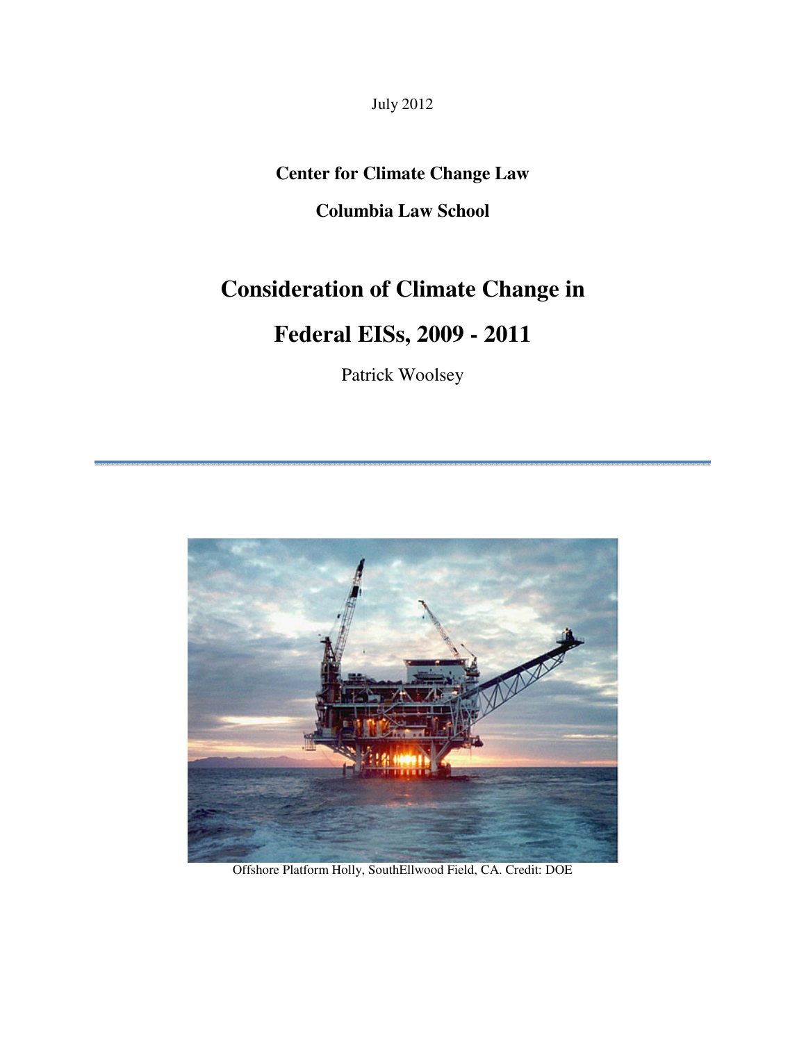July 2012

**Center for Climate Change Law**

**Columbia Law School**

# Consideration of Climate Change in Federal EISs, 2009 - 2011

Patrick Woolsey

Offshore Platform Holly, SouthEllwood Field, CA. Credit: DOE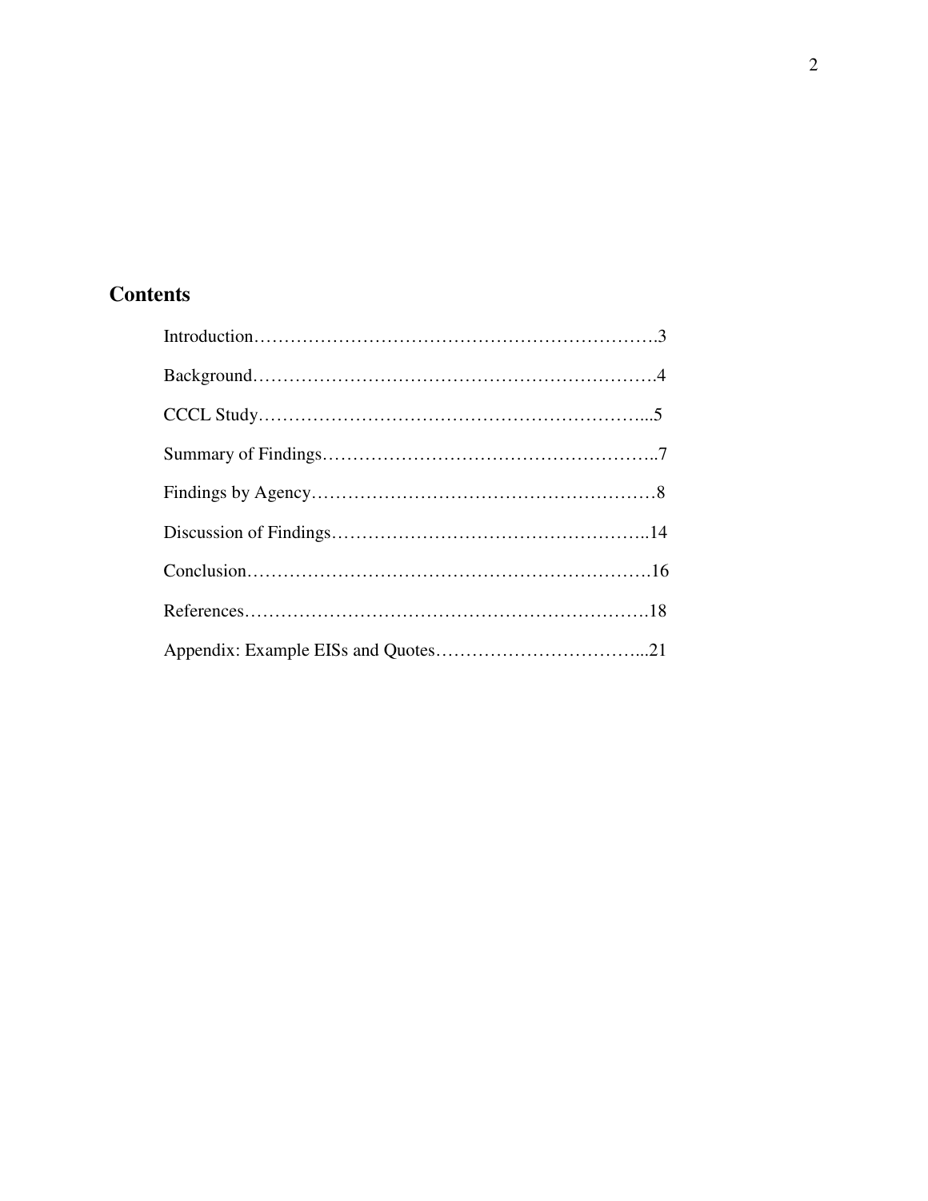## Contents

Introduction…………………………………………………………….3

Background…………………………………………………………….4

CCCL Study…………………………………………………………...5

Summary of Findings………………………………………………..7

Findings by Agency…………………………………………………8

Discussion of Findings……………………………………………..14

Conclusion…………………………………………………………….16

References…………………………………………………………….18

Appendix: Example EISs and Quotes……………………………...21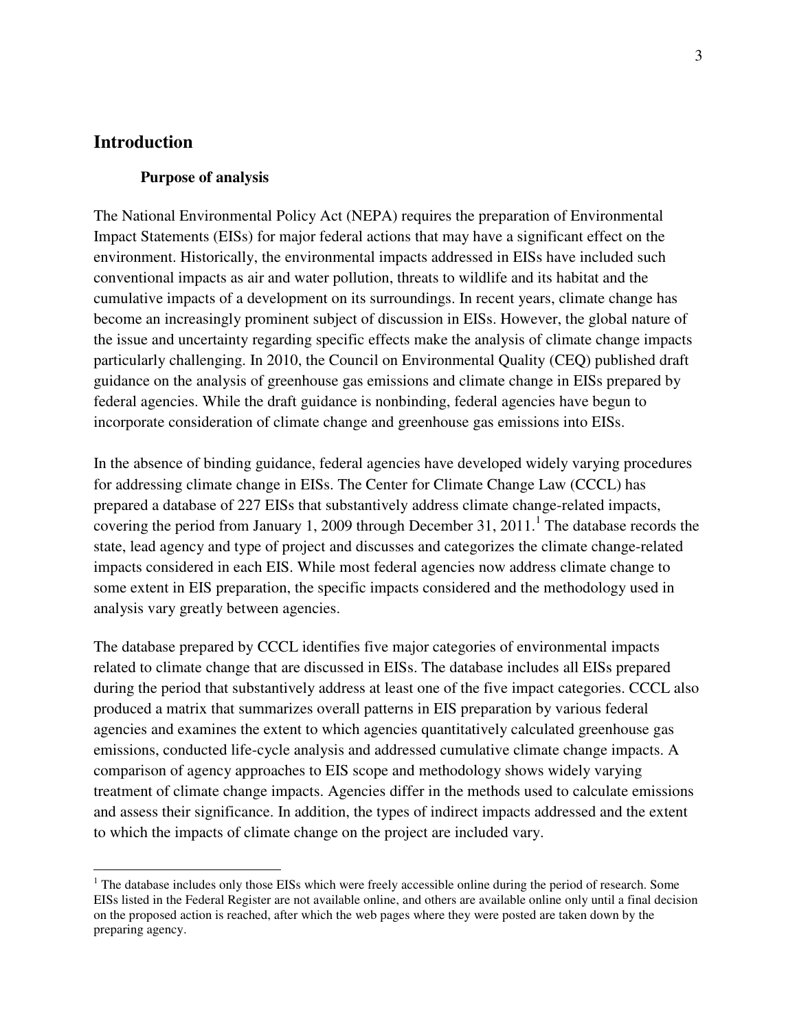## Introduction

### Purpose of analysis

The National Environmental Policy Act (NEPA) requires the preparation of Environmental Impact Statements (EISs) for major federal actions that may have a significant effect on the environment. Historically, the environmental impacts addressed in EISs have included such conventional impacts as air and water pollution, threats to wildlife and its habitat and the cumulative impacts of a development on its surroundings. In recent years, climate change has become an increasingly prominent subject of discussion in EISs. However, the global nature of the issue and uncertainty regarding specific effects make the analysis of climate change impacts particularly challenging. In 2010, the Council on Environmental Quality (CEQ) published draft guidance on the analysis of greenhouse gas emissions and climate change in EISs prepared by federal agencies. While the draft guidance is nonbinding, federal agencies have begun to incorporate consideration of climate change and greenhouse gas emissions into EISs.

In the absence of binding guidance, federal agencies have developed widely varying procedures for addressing climate change in EISs. The Center for Climate Change Law (CCCL) has prepared a database of 227 EISs that substantively address climate change-related impacts, covering the period from January 1, 2009 through December 31, 2011.[1] The database records the state, lead agency and type of project and discusses and categorizes the climate change-related impacts considered in each EIS. While most federal agencies now address climate change to some extent in EIS preparation, the specific impacts considered and the methodology used in analysis vary greatly between agencies.

The database prepared by CCCL identifies five major categories of environmental impacts related to climate change that are discussed in EISs. The database includes all EISs prepared during the period that substantively address at least one of the five impact categories. CCCL also produced a matrix that summarizes overall patterns in EIS preparation by various federal agencies and examines the extent to which agencies quantitatively calculated greenhouse gas emissions, conducted life-cycle analysis and addressed cumulative climate change impacts. A comparison of agency approaches to EIS scope and methodology shows widely varying treatment of climate change impacts. Agencies differ in the methods used to calculate emissions and assess their significance. In addition, the types of indirect impacts addressed and the extent to which the impacts of climate change on the project are included vary.

---

[1] The database includes only those EISs which were freely accessible online during the period of research. Some EISs listed in the Federal Register are not available online, and others are available online only until a final decision on the proposed action is reached, after which the web pages where they were posted are taken down by the preparing agency.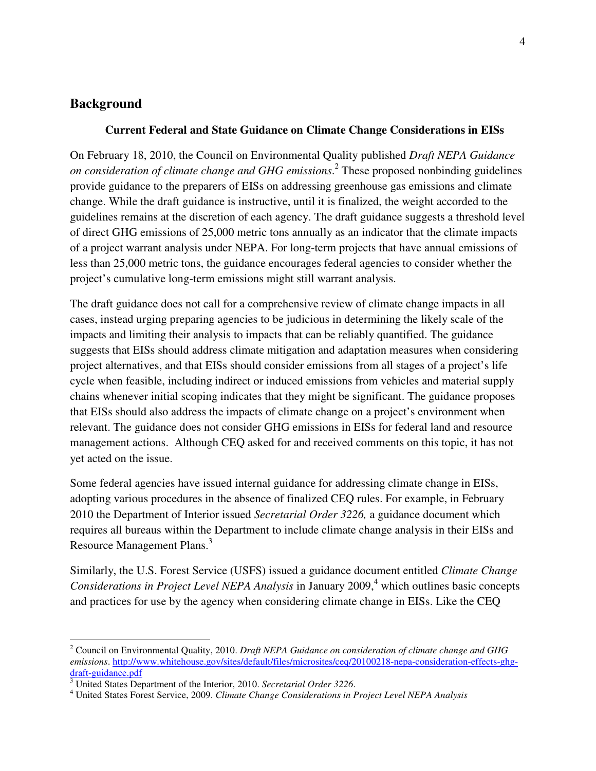## Background

### Current Federal and State Guidance on Climate Change Considerations in EISs

On February 18, 2010, the Council on Environmental Quality published *Draft NEPA Guidance on consideration of climate change and GHG emissions*.[2] These proposed nonbinding guidelines provide guidance to the preparers of EISs on addressing greenhouse gas emissions and climate change. While the draft guidance is instructive, until it is finalized, the weight accorded to the guidelines remains at the discretion of each agency. The draft guidance suggests a threshold level of direct GHG emissions of 25,000 metric tons annually as an indicator that the climate impacts of a project warrant analysis under NEPA. For long-term projects that have annual emissions of less than 25,000 metric tons, the guidance encourages federal agencies to consider whether the project's cumulative long-term emissions might still warrant analysis.

The draft guidance does not call for a comprehensive review of climate change impacts in all cases, instead urging preparing agencies to be judicious in determining the likely scale of the impacts and limiting their analysis to impacts that can be reliably quantified. The guidance suggests that EISs should address climate mitigation and adaptation measures when considering project alternatives, and that EISs should consider emissions from all stages of a project's life cycle when feasible, including indirect or induced emissions from vehicles and material supply chains whenever initial scoping indicates that they might be significant. The guidance proposes that EISs should also address the impacts of climate change on a project's environment when relevant. The guidance does not consider GHG emissions in EISs for federal land and resource management actions. Although CEQ asked for and received comments on this topic, it has not yet acted on the issue.

Some federal agencies have issued internal guidance for addressing climate change in EISs, adopting various procedures in the absence of finalized CEQ rules. For example, in February 2010 the Department of Interior issued *Secretarial Order 3226,* a guidance document which requires all bureaus within the Department to include climate change analysis in their EISs and Resource Management Plans.[3]

Similarly, the U.S. Forest Service (USFS) issued a guidance document entitled *Climate Change Considerations in Project Level NEPA Analysis* in January 2009,[4] which outlines basic concepts and practices for use by the agency when considering climate change in EISs. Like the CEQ

---

[2] Council on Environmental Quality, 2010. *Draft NEPA Guidance on consideration of climate change and GHG emissions*. http://www.whitehouse.gov/sites/default/files/microsites/ceq/20100218-nepa-consideration-effects-ghg-draft-guidance.pdf

[3] United States Department of the Interior, 2010. *Secretarial Order 3226*.

[4] United States Forest Service, 2009. *Climate Change Considerations in Project Level NEPA Analysis*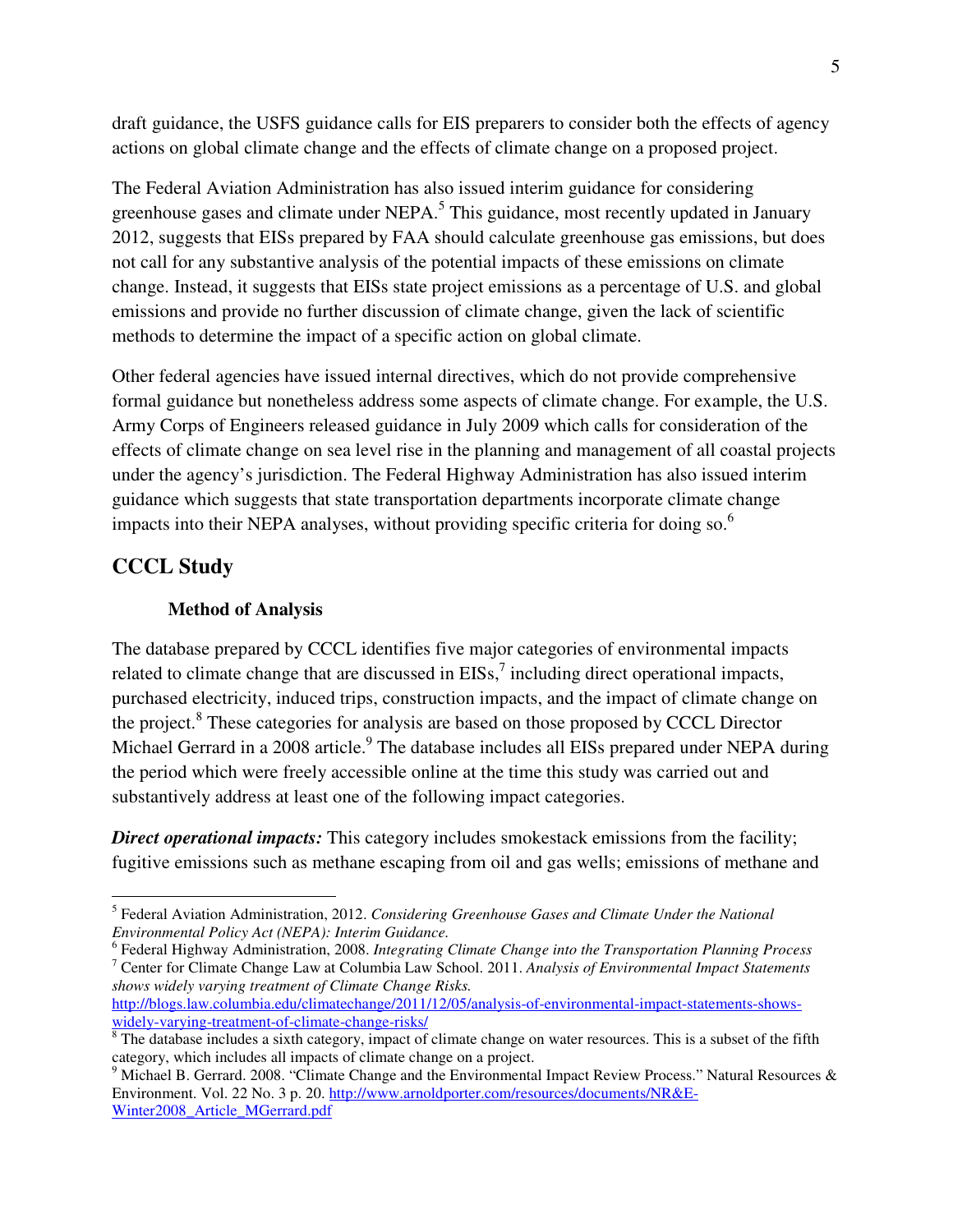draft guidance, the USFS guidance calls for EIS preparers to consider both the effects of agency actions on global climate change and the effects of climate change on a proposed project.

The Federal Aviation Administration has also issued interim guidance for considering greenhouse gases and climate under NEPA.[5] This guidance, most recently updated in January 2012, suggests that EISs prepared by FAA should calculate greenhouse gas emissions, but does not call for any substantive analysis of the potential impacts of these emissions on climate change. Instead, it suggests that EISs state project emissions as a percentage of U.S. and global emissions and provide no further discussion of climate change, given the lack of scientific methods to determine the impact of a specific action on global climate.

Other federal agencies have issued internal directives, which do not provide comprehensive formal guidance but nonetheless address some aspects of climate change. For example, the U.S. Army Corps of Engineers released guidance in July 2009 which calls for consideration of the effects of climate change on sea level rise in the planning and management of all coastal projects under the agency's jurisdiction. The Federal Highway Administration has also issued interim guidance which suggests that state transportation departments incorporate climate change impacts into their NEPA analyses, without providing specific criteria for doing so.[6]

## CCCL Study

### Method of Analysis

The database prepared by CCCL identifies five major categories of environmental impacts related to climate change that are discussed in EISs,[7] including direct operational impacts, purchased electricity, induced trips, construction impacts, and the impact of climate change on the project.[8] These categories for analysis are based on those proposed by CCCL Director Michael Gerrard in a 2008 article.[9] The database includes all EISs prepared under NEPA during the period which were freely accessible online at the time this study was carried out and substantively address at least one of the following impact categories.

***Direct operational impacts:*** This category includes smokestack emissions from the facility; fugitive emissions such as methane escaping from oil and gas wells; emissions of methane and

---

[5] Federal Aviation Administration, 2012. *Considering Greenhouse Gases and Climate Under the National Environmental Policy Act (NEPA): Interim Guidance.*

[6] Federal Highway Administration, 2008. *Integrating Climate Change into the Transportation Planning Process*

[7] Center for Climate Change Law at Columbia Law School. 2011. *Analysis of Environmental Impact Statements shows widely varying treatment of Climate Change Risks.* http://blogs.law.columbia.edu/climatechange/2011/12/05/analysis-of-environmental-impact-statements-shows-widely-varying-treatment-of-climate-change-risks/

[8] The database includes a sixth category, impact of climate change on water resources. This is a subset of the fifth category, which includes all impacts of climate change on a project.

[9] Michael B. Gerrard. 2008. "Climate Change and the Environmental Impact Review Process." Natural Resources & Environment. Vol. 22 No. 3 p. 20. http://www.arnoldporter.com/resources/documents/NR&E-Winter2008_Article_MGerrard.pdf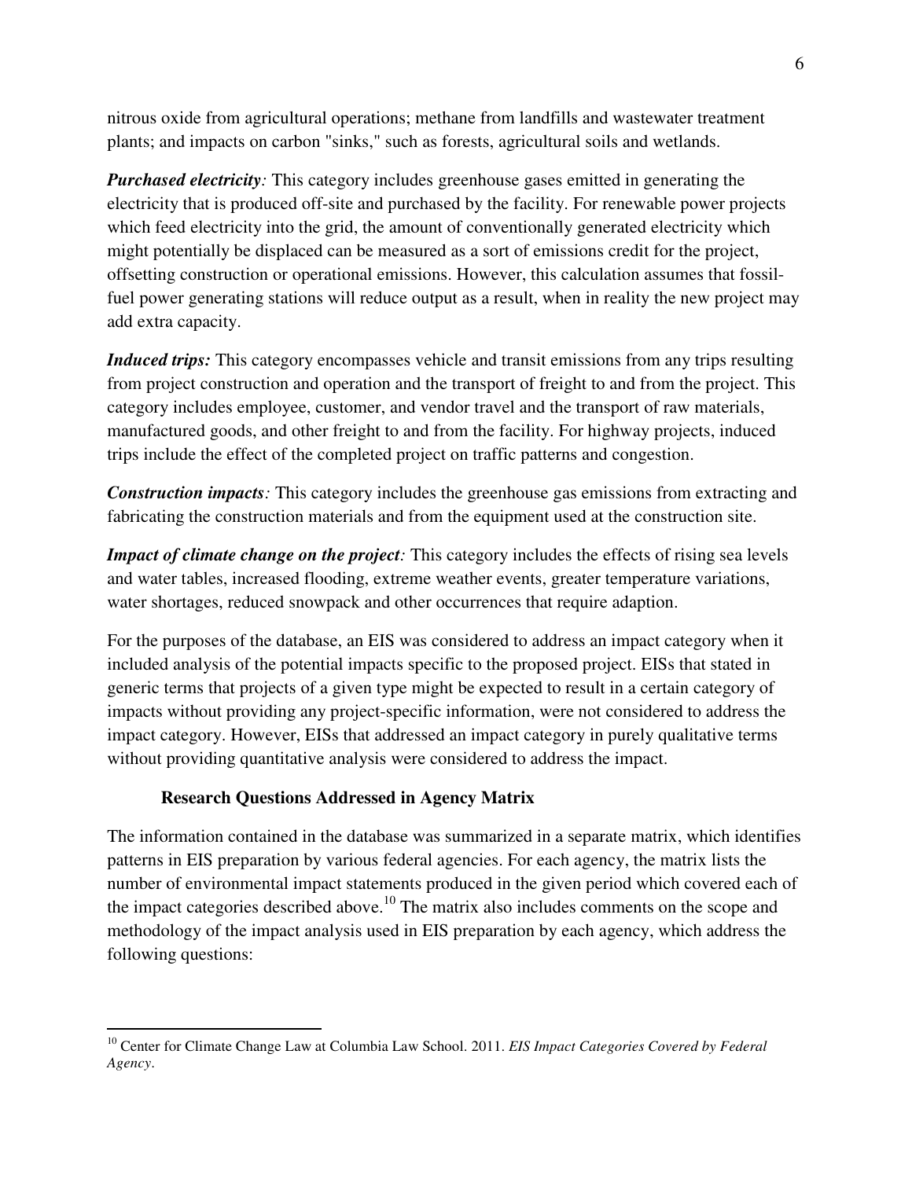nitrous oxide from agricultural operations; methane from landfills and wastewater treatment plants; and impacts on carbon "sinks," such as forests, agricultural soils and wetlands.

***Purchased electricity****:* This category includes greenhouse gases emitted in generating the electricity that is produced off-site and purchased by the facility. For renewable power projects which feed electricity into the grid, the amount of conventionally generated electricity which might potentially be displaced can be measured as a sort of emissions credit for the project, offsetting construction or operational emissions. However, this calculation assumes that fossil-fuel power generating stations will reduce output as a result, when in reality the new project may add extra capacity.

***Induced trips:*** This category encompasses vehicle and transit emissions from any trips resulting from project construction and operation and the transport of freight to and from the project. This category includes employee, customer, and vendor travel and the transport of raw materials, manufactured goods, and other freight to and from the facility. For highway projects, induced trips include the effect of the completed project on traffic patterns and congestion.

***Construction impacts****:* This category includes the greenhouse gas emissions from extracting and fabricating the construction materials and from the equipment used at the construction site.

***Impact of climate change on the project****:* This category includes the effects of rising sea levels and water tables, increased flooding, extreme weather events, greater temperature variations, water shortages, reduced snowpack and other occurrences that require adaption.

For the purposes of the database, an EIS was considered to address an impact category when it included analysis of the potential impacts specific to the proposed project. EISs that stated in generic terms that projects of a given type might be expected to result in a certain category of impacts without providing any project-specific information, were not considered to address the impact category. However, EISs that addressed an impact category in purely qualitative terms without providing quantitative analysis were considered to address the impact.

### Research Questions Addressed in Agency Matrix

The information contained in the database was summarized in a separate matrix, which identifies patterns in EIS preparation by various federal agencies. For each agency, the matrix lists the number of environmental impact statements produced in the given period which covered each of the impact categories described above.[10] The matrix also includes comments on the scope and methodology of the impact analysis used in EIS preparation by each agency, which address the following questions:

---

[10] Center for Climate Change Law at Columbia Law School. 2011. *EIS Impact Categories Covered by Federal Agency*.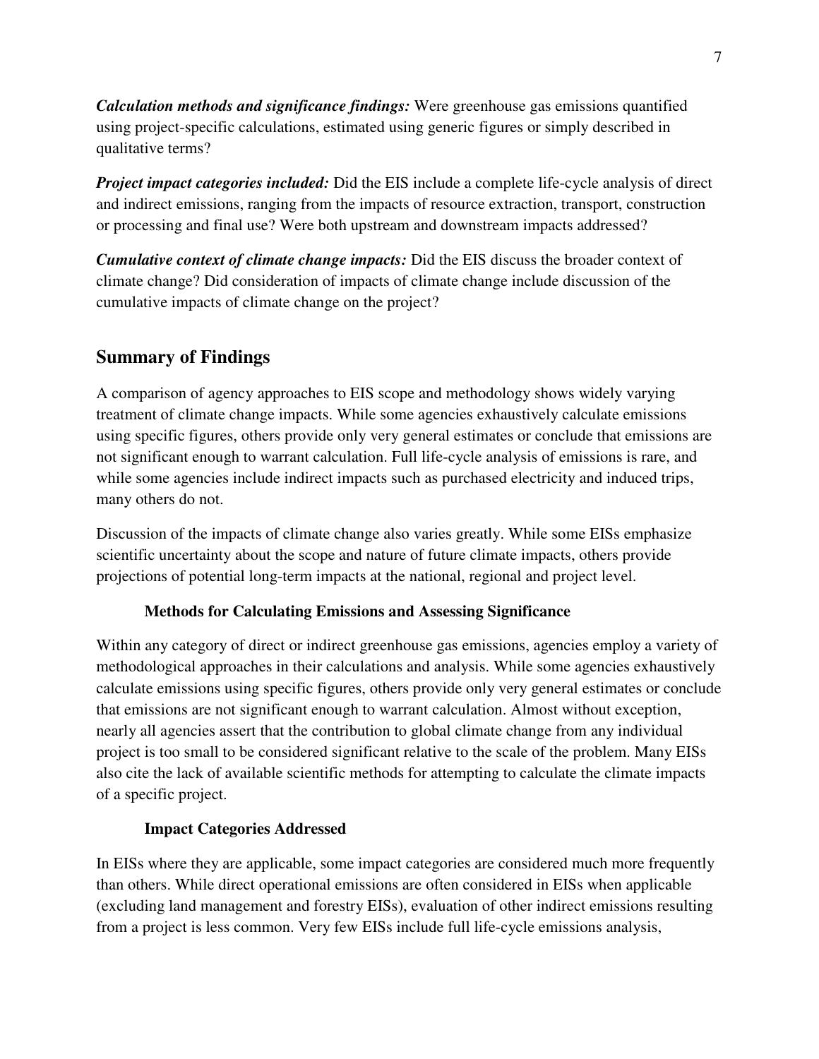***Calculation methods and significance findings:*** Were greenhouse gas emissions quantified using project-specific calculations, estimated using generic figures or simply described in qualitative terms?

***Project impact categories included:*** Did the EIS include a complete life-cycle analysis of direct and indirect emissions, ranging from the impacts of resource extraction, transport, construction or processing and final use? Were both upstream and downstream impacts addressed?

***Cumulative context of climate change impacts:*** Did the EIS discuss the broader context of climate change? Did consideration of impacts of climate change include discussion of the cumulative impacts of climate change on the project?

## Summary of Findings

A comparison of agency approaches to EIS scope and methodology shows widely varying treatment of climate change impacts. While some agencies exhaustively calculate emissions using specific figures, others provide only very general estimates or conclude that emissions are not significant enough to warrant calculation. Full life-cycle analysis of emissions is rare, and while some agencies include indirect impacts such as purchased electricity and induced trips, many others do not.

Discussion of the impacts of climate change also varies greatly. While some EISs emphasize scientific uncertainty about the scope and nature of future climate impacts, others provide projections of potential long-term impacts at the national, regional and project level.

### Methods for Calculating Emissions and Assessing Significance

Within any category of direct or indirect greenhouse gas emissions, agencies employ a variety of methodological approaches in their calculations and analysis. While some agencies exhaustively calculate emissions using specific figures, others provide only very general estimates or conclude that emissions are not significant enough to warrant calculation. Almost without exception, nearly all agencies assert that the contribution to global climate change from any individual project is too small to be considered significant relative to the scale of the problem. Many EISs also cite the lack of available scientific methods for attempting to calculate the climate impacts of a specific project.

### Impact Categories Addressed

In EISs where they are applicable, some impact categories are considered much more frequently than others. While direct operational emissions are often considered in EISs when applicable (excluding land management and forestry EISs), evaluation of other indirect emissions resulting from a project is less common. Very few EISs include full life-cycle emissions analysis,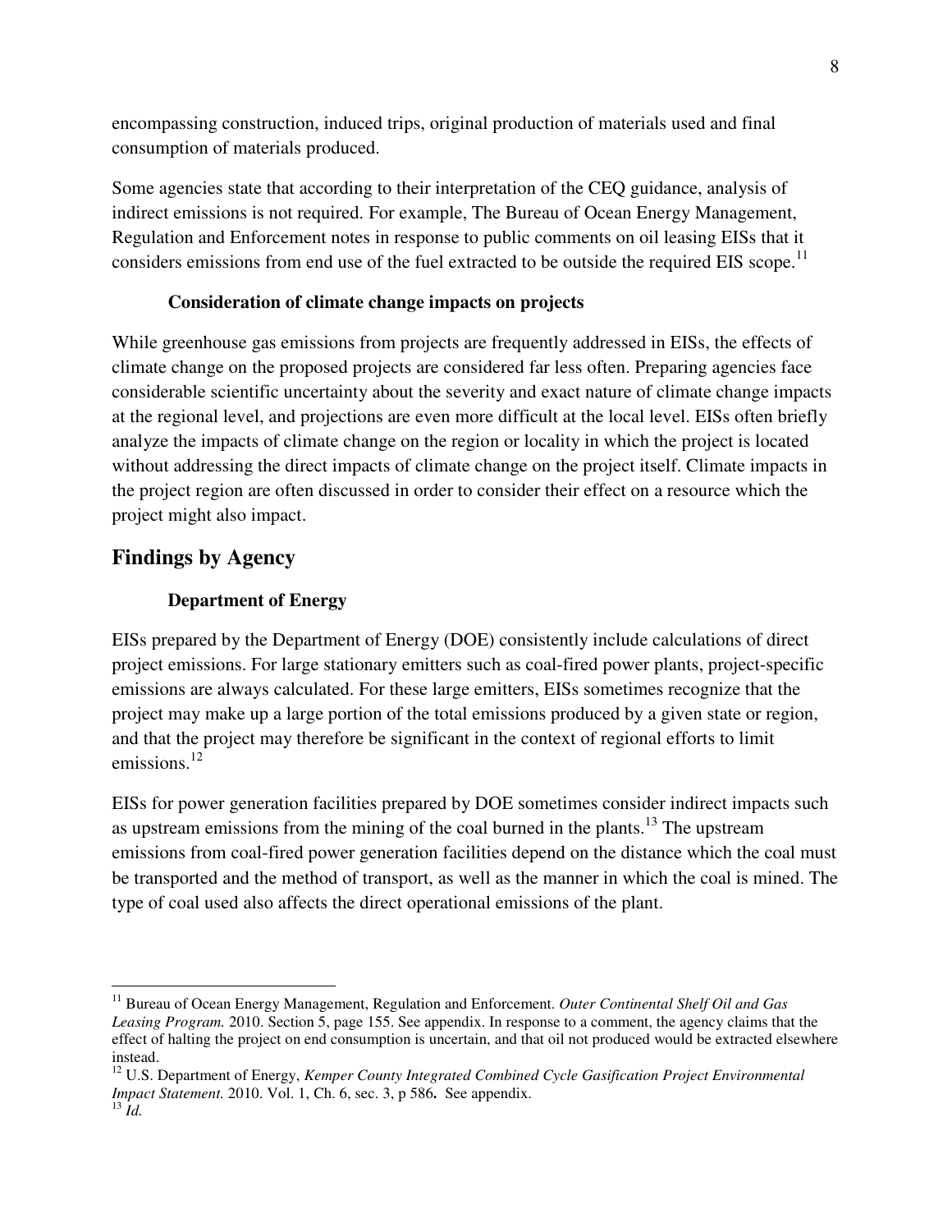encompassing construction, induced trips, original production of materials used and final consumption of materials produced.

Some agencies state that according to their interpretation of the CEQ guidance, analysis of indirect emissions is not required. For example, The Bureau of Ocean Energy Management, Regulation and Enforcement notes in response to public comments on oil leasing EISs that it considers emissions from end use of the fuel extracted to be outside the required EIS scope.[11]

### Consideration of climate change impacts on projects

While greenhouse gas emissions from projects are frequently addressed in EISs, the effects of climate change on the proposed projects are considered far less often. Preparing agencies face considerable scientific uncertainty about the severity and exact nature of climate change impacts at the regional level, and projections are even more difficult at the local level. EISs often briefly analyze the impacts of climate change on the region or locality in which the project is located without addressing the direct impacts of climate change on the project itself. Climate impacts in the project region are often discussed in order to consider their effect on a resource which the project might also impact.

## Findings by Agency

### Department of Energy

EISs prepared by the Department of Energy (DOE) consistently include calculations of direct project emissions. For large stationary emitters such as coal-fired power plants, project-specific emissions are always calculated. For these large emitters, EISs sometimes recognize that the project may make up a large portion of the total emissions produced by a given state or region, and that the project may therefore be significant in the context of regional efforts to limit emissions.[12]

EISs for power generation facilities prepared by DOE sometimes consider indirect impacts such as upstream emissions from the mining of the coal burned in the plants.[13] The upstream emissions from coal-fired power generation facilities depend on the distance which the coal must be transported and the method of transport, as well as the manner in which the coal is mined. The type of coal used also affects the direct operational emissions of the plant.

---

[11] Bureau of Ocean Energy Management, Regulation and Enforcement. *Outer Continental Shelf Oil and Gas Leasing Program.* 2010. Section 5, page 155. See appendix. In response to a comment, the agency claims that the effect of halting the project on end consumption is uncertain, and that oil not produced would be extracted elsewhere instead.

[12] U.S. Department of Energy, *Kemper County Integrated Combined Cycle Gasification Project Environmental Impact Statement.* 2010. Vol. 1, Ch. 6, sec. 3, p 586**.** See appendix.

[13] *Id.*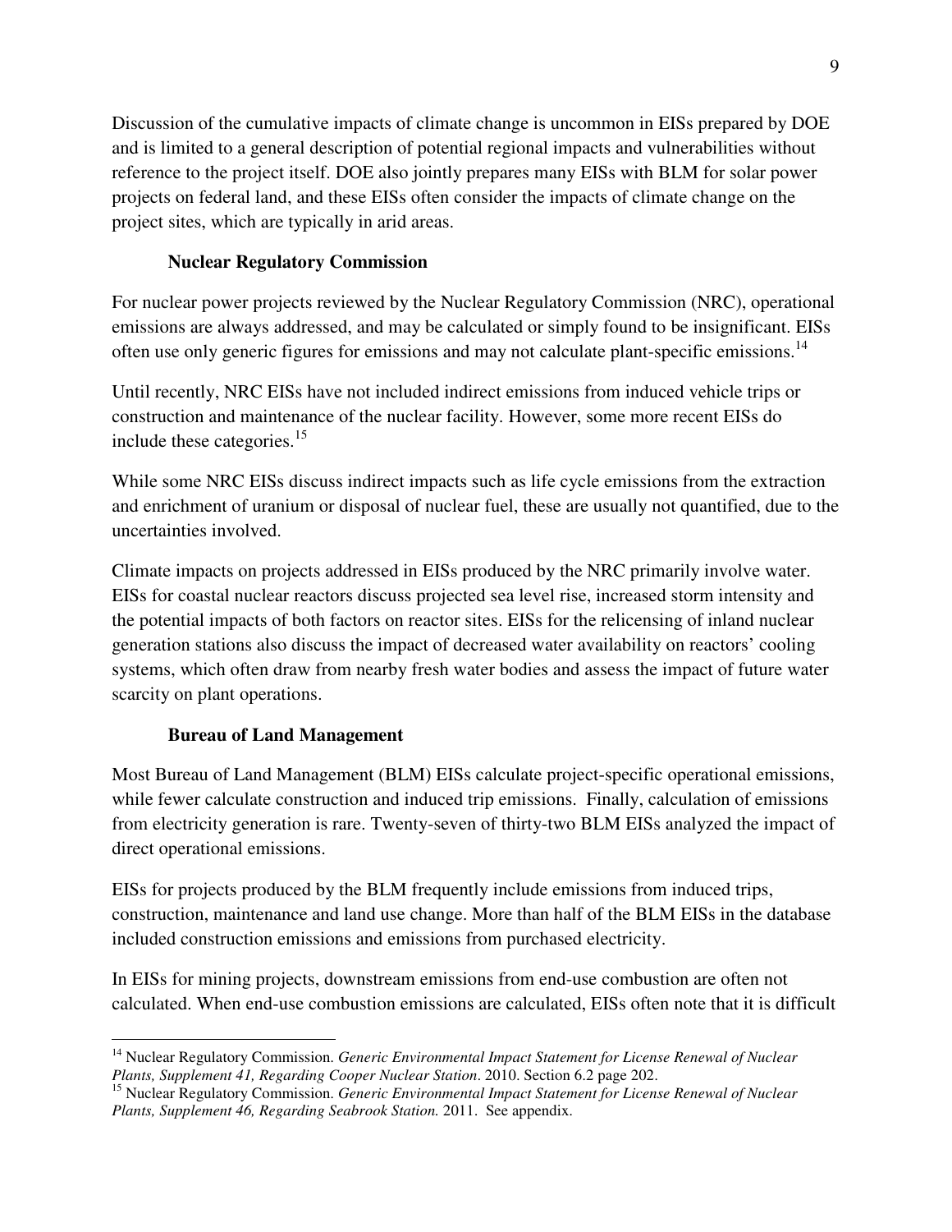Discussion of the cumulative impacts of climate change is uncommon in EISs prepared by DOE and is limited to a general description of potential regional impacts and vulnerabilities without reference to the project itself. DOE also jointly prepares many EISs with BLM for solar power projects on federal land, and these EISs often consider the impacts of climate change on the project sites, which are typically in arid areas.

### Nuclear Regulatory Commission

For nuclear power projects reviewed by the Nuclear Regulatory Commission (NRC), operational emissions are always addressed, and may be calculated or simply found to be insignificant. EISs often use only generic figures for emissions and may not calculate plant-specific emissions.[14]

Until recently, NRC EISs have not included indirect emissions from induced vehicle trips or construction and maintenance of the nuclear facility. However, some more recent EISs do include these categories.[15]

While some NRC EISs discuss indirect impacts such as life cycle emissions from the extraction and enrichment of uranium or disposal of nuclear fuel, these are usually not quantified, due to the uncertainties involved.

Climate impacts on projects addressed in EISs produced by the NRC primarily involve water. EISs for coastal nuclear reactors discuss projected sea level rise, increased storm intensity and the potential impacts of both factors on reactor sites. EISs for the relicensing of inland nuclear generation stations also discuss the impact of decreased water availability on reactors' cooling systems, which often draw from nearby fresh water bodies and assess the impact of future water scarcity on plant operations.

### Bureau of Land Management

Most Bureau of Land Management (BLM) EISs calculate project-specific operational emissions, while fewer calculate construction and induced trip emissions. Finally, calculation of emissions from electricity generation is rare. Twenty-seven of thirty-two BLM EISs analyzed the impact of direct operational emissions.

EISs for projects produced by the BLM frequently include emissions from induced trips, construction, maintenance and land use change. More than half of the BLM EISs in the database included construction emissions and emissions from purchased electricity.

In EISs for mining projects, downstream emissions from end-use combustion are often not calculated. When end-use combustion emissions are calculated, EISs often note that it is difficult

---

[14] Nuclear Regulatory Commission. *Generic Environmental Impact Statement for License Renewal of Nuclear Plants, Supplement 41, Regarding Cooper Nuclear Station*. 2010. Section 6.2 page 202.

[15] Nuclear Regulatory Commission. *Generic Environmental Impact Statement for License Renewal of Nuclear Plants, Supplement 46, Regarding Seabrook Station.* 2011. See appendix.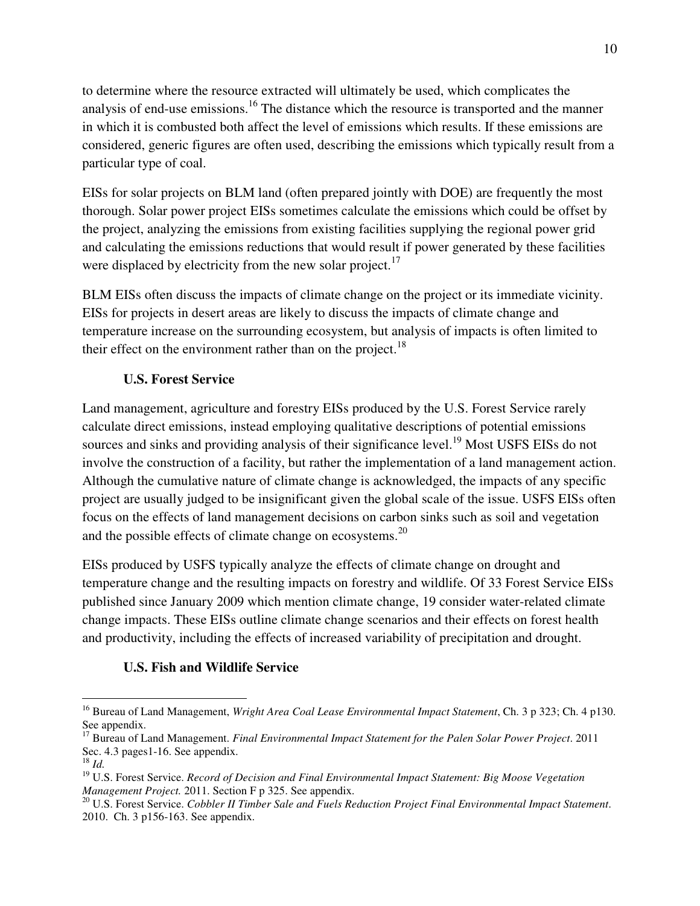to determine where the resource extracted will ultimately be used, which complicates the analysis of end-use emissions.[16] The distance which the resource is transported and the manner in which it is combusted both affect the level of emissions which results. If these emissions are considered, generic figures are often used, describing the emissions which typically result from a particular type of coal.

EISs for solar projects on BLM land (often prepared jointly with DOE) are frequently the most thorough. Solar power project EISs sometimes calculate the emissions which could be offset by the project, analyzing the emissions from existing facilities supplying the regional power grid and calculating the emissions reductions that would result if power generated by these facilities were displaced by electricity from the new solar project.[17]

BLM EISs often discuss the impacts of climate change on the project or its immediate vicinity. EISs for projects in desert areas are likely to discuss the impacts of climate change and temperature increase on the surrounding ecosystem, but analysis of impacts is often limited to their effect on the environment rather than on the project.[18]

### U.S. Forest Service

Land management, agriculture and forestry EISs produced by the U.S. Forest Service rarely calculate direct emissions, instead employing qualitative descriptions of potential emissions sources and sinks and providing analysis of their significance level.[19] Most USFS EISs do not involve the construction of a facility, but rather the implementation of a land management action. Although the cumulative nature of climate change is acknowledged, the impacts of any specific project are usually judged to be insignificant given the global scale of the issue. USFS EISs often focus on the effects of land management decisions on carbon sinks such as soil and vegetation and the possible effects of climate change on ecosystems.[20]

EISs produced by USFS typically analyze the effects of climate change on drought and temperature change and the resulting impacts on forestry and wildlife. Of 33 Forest Service EISs published since January 2009 which mention climate change, 19 consider water-related climate change impacts. These EISs outline climate change scenarios and their effects on forest health and productivity, including the effects of increased variability of precipitation and drought.

### U.S. Fish and Wildlife Service

---

[16] Bureau of Land Management, *Wright Area Coal Lease Environmental Impact Statement*, Ch. 3 p 323; Ch. 4 p130. See appendix.

[17] Bureau of Land Management. *Final Environmental Impact Statement for the Palen Solar Power Project*. 2011 Sec. 4.3 pages1-16. See appendix.

[18] *Id.*

[19] U.S. Forest Service. *Record of Decision and Final Environmental Impact Statement: Big Moose Vegetation Management Project.* 2011. Section F p 325. See appendix.

[20] U.S. Forest Service. *Cobbler II Timber Sale and Fuels Reduction Project Final Environmental Impact Statement*. 2010. Ch. 3 p156-163. See appendix.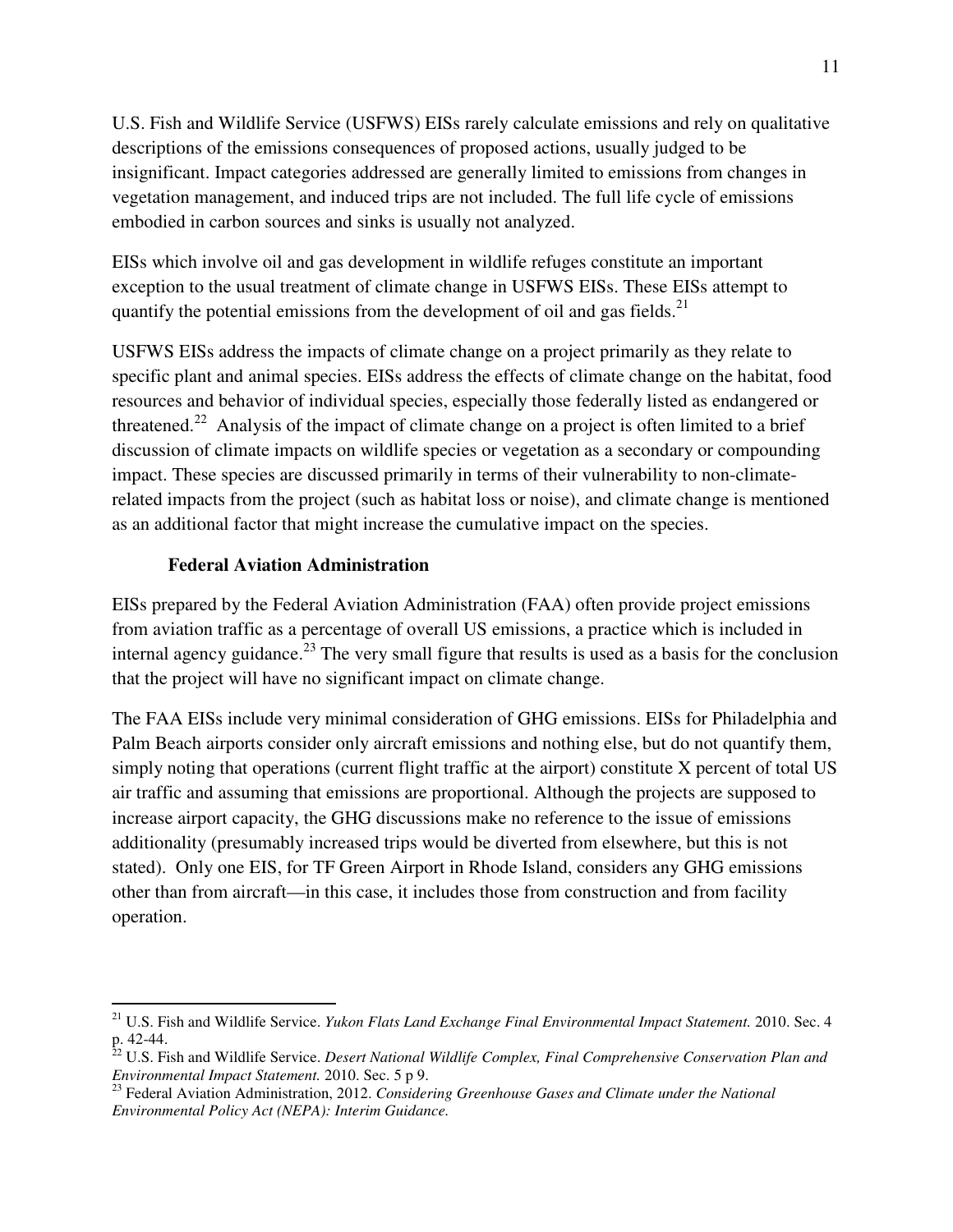U.S. Fish and Wildlife Service (USFWS) EISs rarely calculate emissions and rely on qualitative descriptions of the emissions consequences of proposed actions, usually judged to be insignificant. Impact categories addressed are generally limited to emissions from changes in vegetation management, and induced trips are not included. The full life cycle of emissions embodied in carbon sources and sinks is usually not analyzed.

EISs which involve oil and gas development in wildlife refuges constitute an important exception to the usual treatment of climate change in USFWS EISs. These EISs attempt to quantify the potential emissions from the development of oil and gas fields.[21]

USFWS EISs address the impacts of climate change on a project primarily as they relate to specific plant and animal species. EISs address the effects of climate change on the habitat, food resources and behavior of individual species, especially those federally listed as endangered or threatened.[22] Analysis of the impact of climate change on a project is often limited to a brief discussion of climate impacts on wildlife species or vegetation as a secondary or compounding impact. These species are discussed primarily in terms of their vulnerability to non-climate-related impacts from the project (such as habitat loss or noise), and climate change is mentioned as an additional factor that might increase the cumulative impact on the species.

### Federal Aviation Administration

EISs prepared by the Federal Aviation Administration (FAA) often provide project emissions from aviation traffic as a percentage of overall US emissions, a practice which is included in internal agency guidance.[23] The very small figure that results is used as a basis for the conclusion that the project will have no significant impact on climate change.

The FAA EISs include very minimal consideration of GHG emissions. EISs for Philadelphia and Palm Beach airports consider only aircraft emissions and nothing else, but do not quantify them, simply noting that operations (current flight traffic at the airport) constitute X percent of total US air traffic and assuming that emissions are proportional. Although the projects are supposed to increase airport capacity, the GHG discussions make no reference to the issue of emissions additionality (presumably increased trips would be diverted from elsewhere, but this is not stated). Only one EIS, for TF Green Airport in Rhode Island, considers any GHG emissions other than from aircraft—in this case, it includes those from construction and from facility operation.

---

[21] U.S. Fish and Wildlife Service. *Yukon Flats Land Exchange Final Environmental Impact Statement.* 2010. Sec. 4 p. 42-44.

[22] U.S. Fish and Wildlife Service. *Desert National Wildlife Complex, Final Comprehensive Conservation Plan and Environmental Impact Statement.* 2010. Sec. 5 p 9.

[23] Federal Aviation Administration, 2012. *Considering Greenhouse Gases and Climate under the National Environmental Policy Act (NEPA): Interim Guidance.*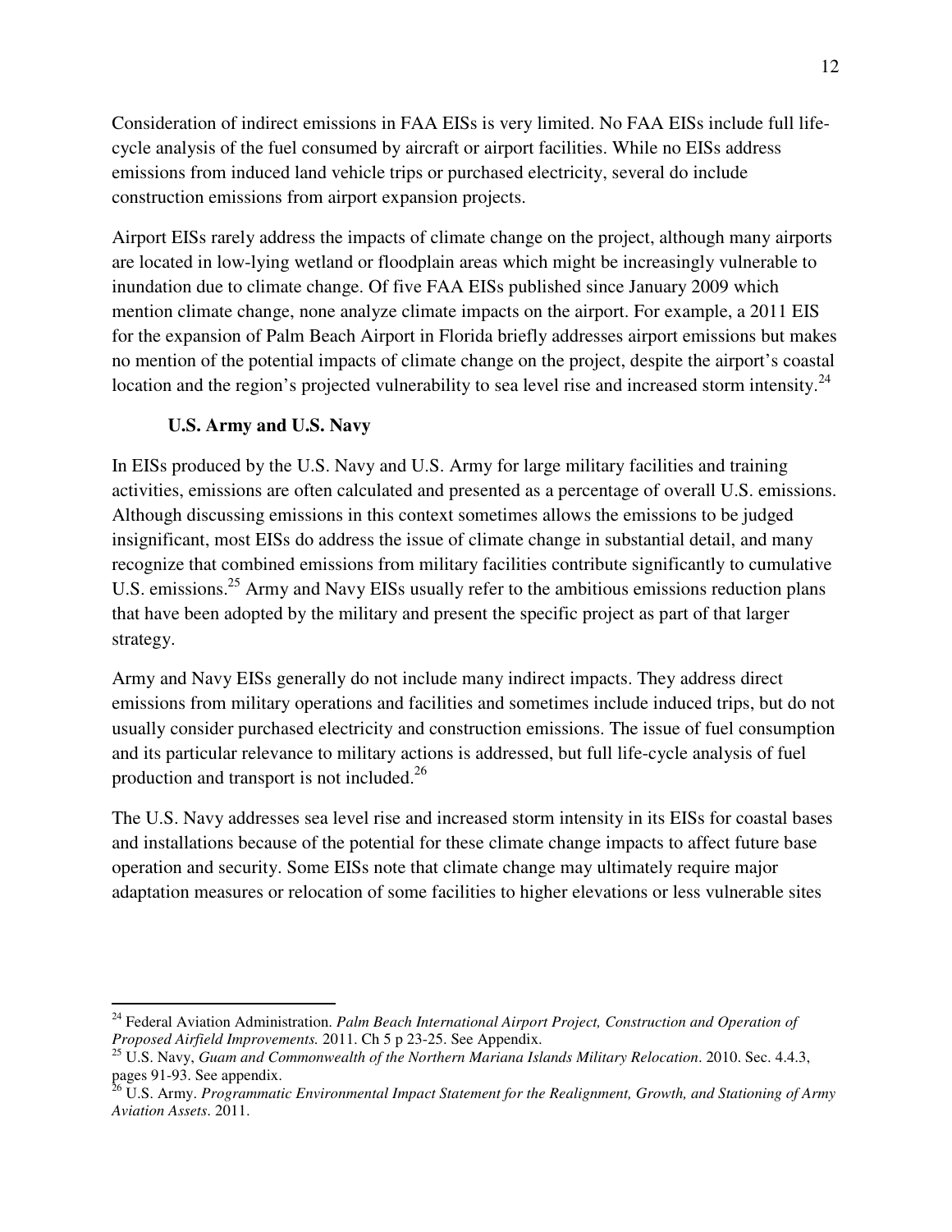Consideration of indirect emissions in FAA EISs is very limited. No FAA EISs include full life-cycle analysis of the fuel consumed by aircraft or airport facilities. While no EISs address emissions from induced land vehicle trips or purchased electricity, several do include construction emissions from airport expansion projects.

Airport EISs rarely address the impacts of climate change on the project, although many airports are located in low-lying wetland or floodplain areas which might be increasingly vulnerable to inundation due to climate change. Of five FAA EISs published since January 2009 which mention climate change, none analyze climate impacts on the airport. For example, a 2011 EIS for the expansion of Palm Beach Airport in Florida briefly addresses airport emissions but makes no mention of the potential impacts of climate change on the project, despite the airport's coastal location and the region's projected vulnerability to sea level rise and increased storm intensity.[24]

### U.S. Army and U.S. Navy

In EISs produced by the U.S. Navy and U.S. Army for large military facilities and training activities, emissions are often calculated and presented as a percentage of overall U.S. emissions. Although discussing emissions in this context sometimes allows the emissions to be judged insignificant, most EISs do address the issue of climate change in substantial detail, and many recognize that combined emissions from military facilities contribute significantly to cumulative U.S. emissions.[25] Army and Navy EISs usually refer to the ambitious emissions reduction plans that have been adopted by the military and present the specific project as part of that larger strategy.

Army and Navy EISs generally do not include many indirect impacts. They address direct emissions from military operations and facilities and sometimes include induced trips, but do not usually consider purchased electricity and construction emissions. The issue of fuel consumption and its particular relevance to military actions is addressed, but full life-cycle analysis of fuel production and transport is not included.[26]

The U.S. Navy addresses sea level rise and increased storm intensity in its EISs for coastal bases and installations because of the potential for these climate change impacts to affect future base operation and security. Some EISs note that climate change may ultimately require major adaptation measures or relocation of some facilities to higher elevations or less vulnerable sites

---

[24] Federal Aviation Administration. *Palm Beach International Airport Project, Construction and Operation of Proposed Airfield Improvements.* 2011. Ch 5 p 23-25. See Appendix.

[25] U.S. Navy, *Guam and Commonwealth of the Northern Mariana Islands Military Relocation*. 2010. Sec. 4.4.3, pages 91-93. See appendix.

[26] U.S. Army. *Programmatic Environmental Impact Statement for the Realignment, Growth, and Stationing of Army Aviation Assets*. 2011.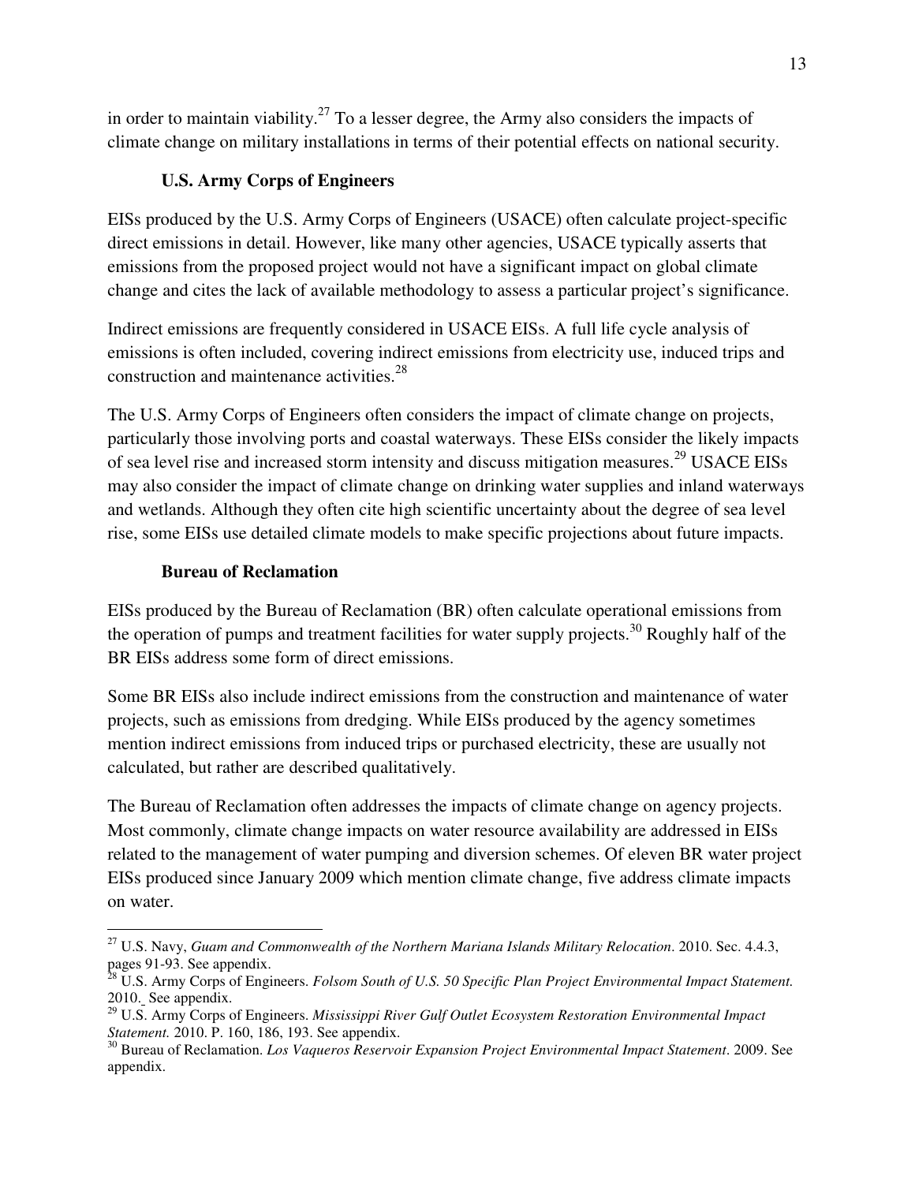in order to maintain viability.[27] To a lesser degree, the Army also considers the impacts of climate change on military installations in terms of their potential effects on national security.

### U.S. Army Corps of Engineers

EISs produced by the U.S. Army Corps of Engineers (USACE) often calculate project-specific direct emissions in detail. However, like many other agencies, USACE typically asserts that emissions from the proposed project would not have a significant impact on global climate change and cites the lack of available methodology to assess a particular project's significance.

Indirect emissions are frequently considered in USACE EISs. A full life cycle analysis of emissions is often included, covering indirect emissions from electricity use, induced trips and construction and maintenance activities.[28]

The U.S. Army Corps of Engineers often considers the impact of climate change on projects, particularly those involving ports and coastal waterways. These EISs consider the likely impacts of sea level rise and increased storm intensity and discuss mitigation measures.[29] USACE EISs may also consider the impact of climate change on drinking water supplies and inland waterways and wetlands. Although they often cite high scientific uncertainty about the degree of sea level rise, some EISs use detailed climate models to make specific projections about future impacts.

### Bureau of Reclamation

EISs produced by the Bureau of Reclamation (BR) often calculate operational emissions from the operation of pumps and treatment facilities for water supply projects.[30] Roughly half of the BR EISs address some form of direct emissions.

Some BR EISs also include indirect emissions from the construction and maintenance of water projects, such as emissions from dredging. While EISs produced by the agency sometimes mention indirect emissions from induced trips or purchased electricity, these are usually not calculated, but rather are described qualitatively.

The Bureau of Reclamation often addresses the impacts of climate change on agency projects. Most commonly, climate change impacts on water resource availability are addressed in EISs related to the management of water pumping and diversion schemes. Of eleven BR water project EISs produced since January 2009 which mention climate change, five address climate impacts on water.

---

[27] U.S. Navy, *Guam and Commonwealth of the Northern Mariana Islands Military Relocation*. 2010. Sec. 4.4.3, pages 91-93. See appendix.

[28] U.S. Army Corps of Engineers. *Folsom South of U.S. 50 Specific Plan Project Environmental Impact Statement.* 2010. See appendix.

[29] U.S. Army Corps of Engineers. *Mississippi River Gulf Outlet Ecosystem Restoration Environmental Impact Statement.* 2010. P. 160, 186, 193. See appendix.

[30] Bureau of Reclamation. *Los Vaqueros Reservoir Expansion Project Environmental Impact Statement*. 2009. See appendix.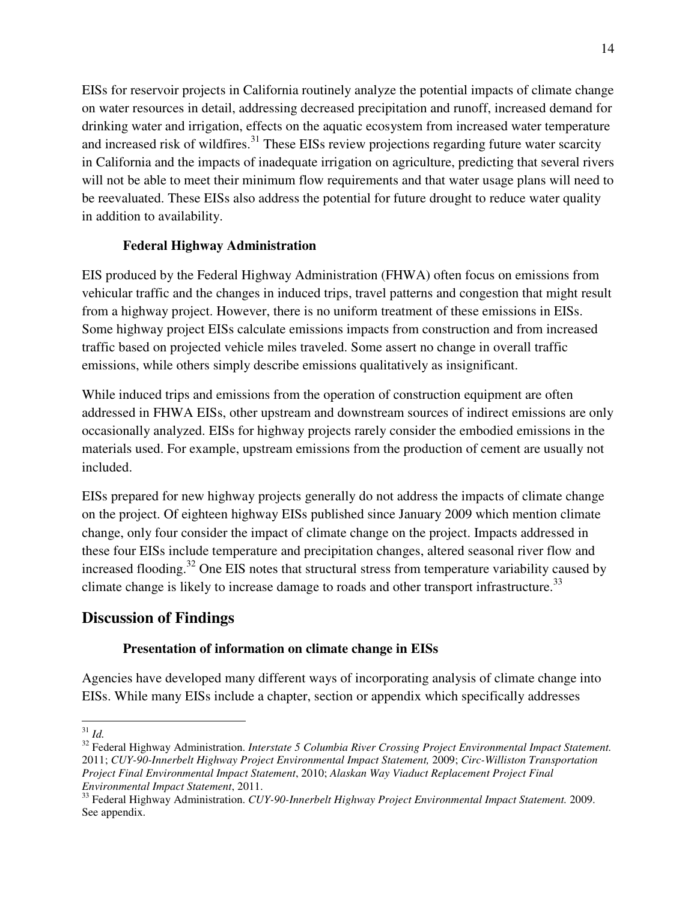EISs for reservoir projects in California routinely analyze the potential impacts of climate change on water resources in detail, addressing decreased precipitation and runoff, increased demand for drinking water and irrigation, effects on the aquatic ecosystem from increased water temperature and increased risk of wildfires.[31] These EISs review projections regarding future water scarcity in California and the impacts of inadequate irrigation on agriculture, predicting that several rivers will not be able to meet their minimum flow requirements and that water usage plans will need to be reevaluated. These EISs also address the potential for future drought to reduce water quality in addition to availability.

### Federal Highway Administration

EIS produced by the Federal Highway Administration (FHWA) often focus on emissions from vehicular traffic and the changes in induced trips, travel patterns and congestion that might result from a highway project. However, there is no uniform treatment of these emissions in EISs. Some highway project EISs calculate emissions impacts from construction and from increased traffic based on projected vehicle miles traveled. Some assert no change in overall traffic emissions, while others simply describe emissions qualitatively as insignificant.

While induced trips and emissions from the operation of construction equipment are often addressed in FHWA EISs, other upstream and downstream sources of indirect emissions are only occasionally analyzed. EISs for highway projects rarely consider the embodied emissions in the materials used. For example, upstream emissions from the production of cement are usually not included.

EISs prepared for new highway projects generally do not address the impacts of climate change on the project. Of eighteen highway EISs published since January 2009 which mention climate change, only four consider the impact of climate change on the project. Impacts addressed in these four EISs include temperature and precipitation changes, altered seasonal river flow and increased flooding.[32] One EIS notes that structural stress from temperature variability caused by climate change is likely to increase damage to roads and other transport infrastructure.[33]

## Discussion of Findings

### Presentation of information on climate change in EISs

Agencies have developed many different ways of incorporating analysis of climate change into EISs. While many EISs include a chapter, section or appendix which specifically addresses

---

[31] *Id.*

[32] Federal Highway Administration. *Interstate 5 Columbia River Crossing Project Environmental Impact Statement.* 2011; *CUY-90-Innerbelt Highway Project Environmental Impact Statement,* 2009; *Circ-Williston Transportation Project Final Environmental Impact Statement*, 2010; *Alaskan Way Viaduct Replacement Project Final Environmental Impact Statement*, 2011.

[33] Federal Highway Administration. *CUY-90-Innerbelt Highway Project Environmental Impact Statement.* 2009. See appendix.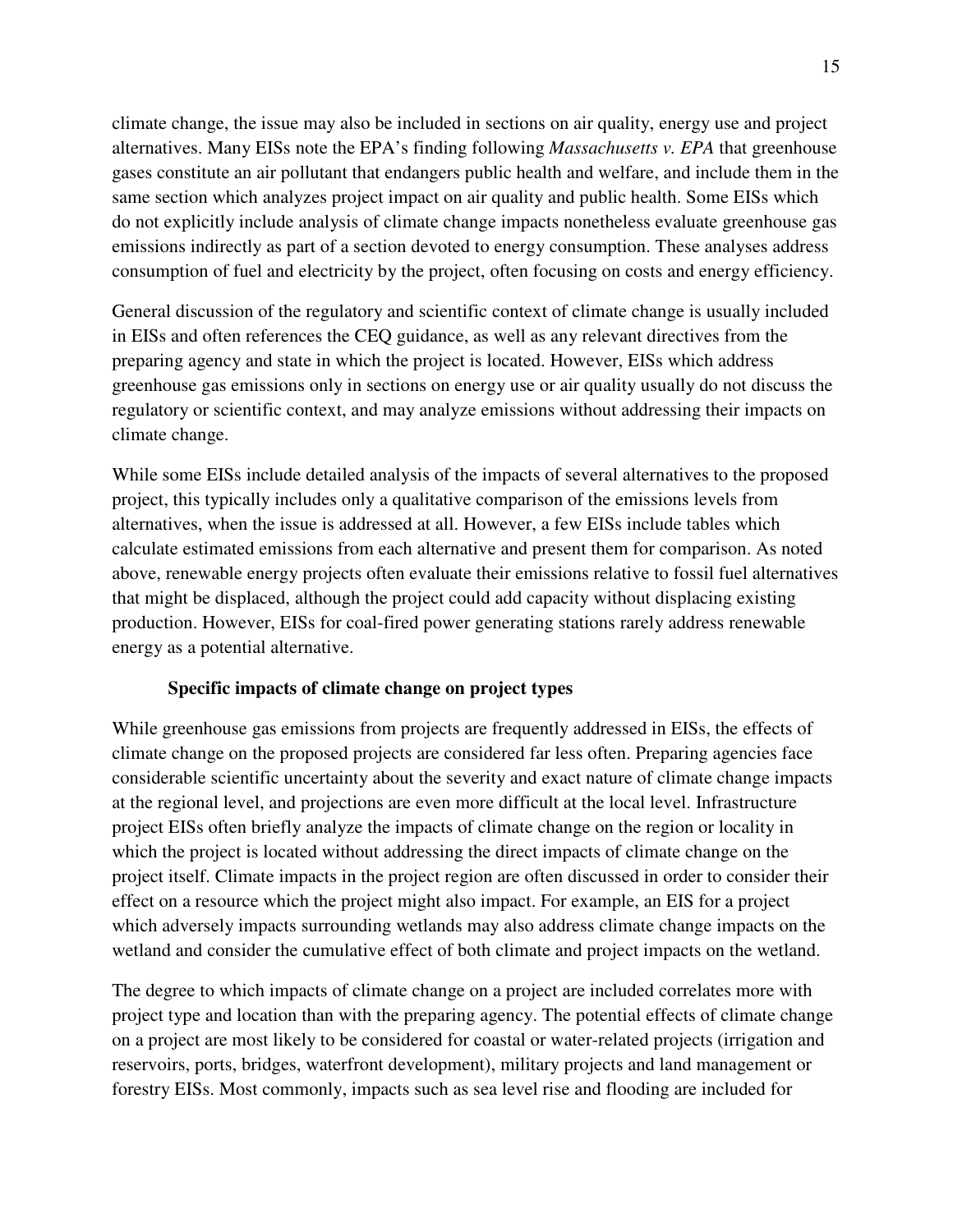climate change, the issue may also be included in sections on air quality, energy use and project alternatives. Many EISs note the EPA's finding following *Massachusetts v. EPA* that greenhouse gases constitute an air pollutant that endangers public health and welfare, and include them in the same section which analyzes project impact on air quality and public health. Some EISs which do not explicitly include analysis of climate change impacts nonetheless evaluate greenhouse gas emissions indirectly as part of a section devoted to energy consumption. These analyses address consumption of fuel and electricity by the project, often focusing on costs and energy efficiency.

General discussion of the regulatory and scientific context of climate change is usually included in EISs and often references the CEQ guidance, as well as any relevant directives from the preparing agency and state in which the project is located. However, EISs which address greenhouse gas emissions only in sections on energy use or air quality usually do not discuss the regulatory or scientific context, and may analyze emissions without addressing their impacts on climate change.

While some EISs include detailed analysis of the impacts of several alternatives to the proposed project, this typically includes only a qualitative comparison of the emissions levels from alternatives, when the issue is addressed at all. However, a few EISs include tables which calculate estimated emissions from each alternative and present them for comparison. As noted above, renewable energy projects often evaluate their emissions relative to fossil fuel alternatives that might be displaced, although the project could add capacity without displacing existing production. However, EISs for coal-fired power generating stations rarely address renewable energy as a potential alternative.

**Specific impacts of climate change on project types**

While greenhouse gas emissions from projects are frequently addressed in EISs, the effects of climate change on the proposed projects are considered far less often. Preparing agencies face considerable scientific uncertainty about the severity and exact nature of climate change impacts at the regional level, and projections are even more difficult at the local level. Infrastructure project EISs often briefly analyze the impacts of climate change on the region or locality in which the project is located without addressing the direct impacts of climate change on the project itself. Climate impacts in the project region are often discussed in order to consider their effect on a resource which the project might also impact. For example, an EIS for a project which adversely impacts surrounding wetlands may also address climate change impacts on the wetland and consider the cumulative effect of both climate and project impacts on the wetland.

The degree to which impacts of climate change on a project are included correlates more with project type and location than with the preparing agency. The potential effects of climate change on a project are most likely to be considered for coastal or water-related projects (irrigation and reservoirs, ports, bridges, waterfront development), military projects and land management or forestry EISs. Most commonly, impacts such as sea level rise and flooding are included for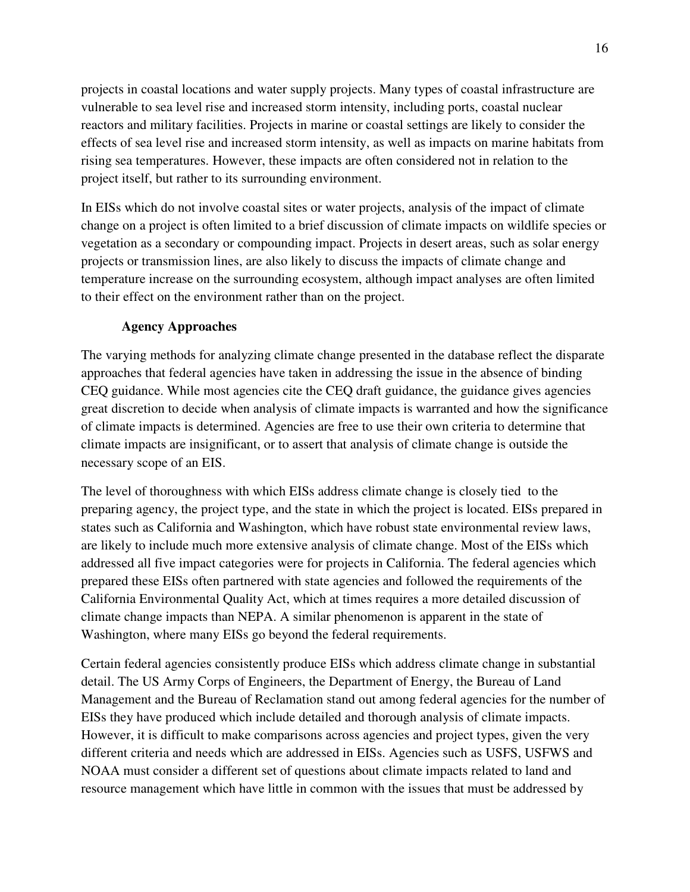projects in coastal locations and water supply projects. Many types of coastal infrastructure are vulnerable to sea level rise and increased storm intensity, including ports, coastal nuclear reactors and military facilities. Projects in marine or coastal settings are likely to consider the effects of sea level rise and increased storm intensity, as well as impacts on marine habitats from rising sea temperatures. However, these impacts are often considered not in relation to the project itself, but rather to its surrounding environment.

In EISs which do not involve coastal sites or water projects, analysis of the impact of climate change on a project is often limited to a brief discussion of climate impacts on wildlife species or vegetation as a secondary or compounding impact. Projects in desert areas, such as solar energy projects or transmission lines, are also likely to discuss the impacts of climate change and temperature increase on the surrounding ecosystem, although impact analyses are often limited to their effect on the environment rather than on the project.

**Agency Approaches**

The varying methods for analyzing climate change presented in the database reflect the disparate approaches that federal agencies have taken in addressing the issue in the absence of binding CEQ guidance. While most agencies cite the CEQ draft guidance, the guidance gives agencies great discretion to decide when analysis of climate impacts is warranted and how the significance of climate impacts is determined. Agencies are free to use their own criteria to determine that climate impacts are insignificant, or to assert that analysis of climate change is outside the necessary scope of an EIS.

The level of thoroughness with which EISs address climate change is closely tied to the preparing agency, the project type, and the state in which the project is located. EISs prepared in states such as California and Washington, which have robust state environmental review laws, are likely to include much more extensive analysis of climate change. Most of the EISs which addressed all five impact categories were for projects in California. The federal agencies which prepared these EISs often partnered with state agencies and followed the requirements of the California Environmental Quality Act, which at times requires a more detailed discussion of climate change impacts than NEPA. A similar phenomenon is apparent in the state of Washington, where many EISs go beyond the federal requirements.

Certain federal agencies consistently produce EISs which address climate change in substantial detail. The US Army Corps of Engineers, the Department of Energy, the Bureau of Land Management and the Bureau of Reclamation stand out among federal agencies for the number of EISs they have produced which include detailed and thorough analysis of climate impacts. However, it is difficult to make comparisons across agencies and project types, given the very different criteria and needs which are addressed in EISs. Agencies such as USFS, USFWS and NOAA must consider a different set of questions about climate impacts related to land and resource management which have little in common with the issues that must be addressed by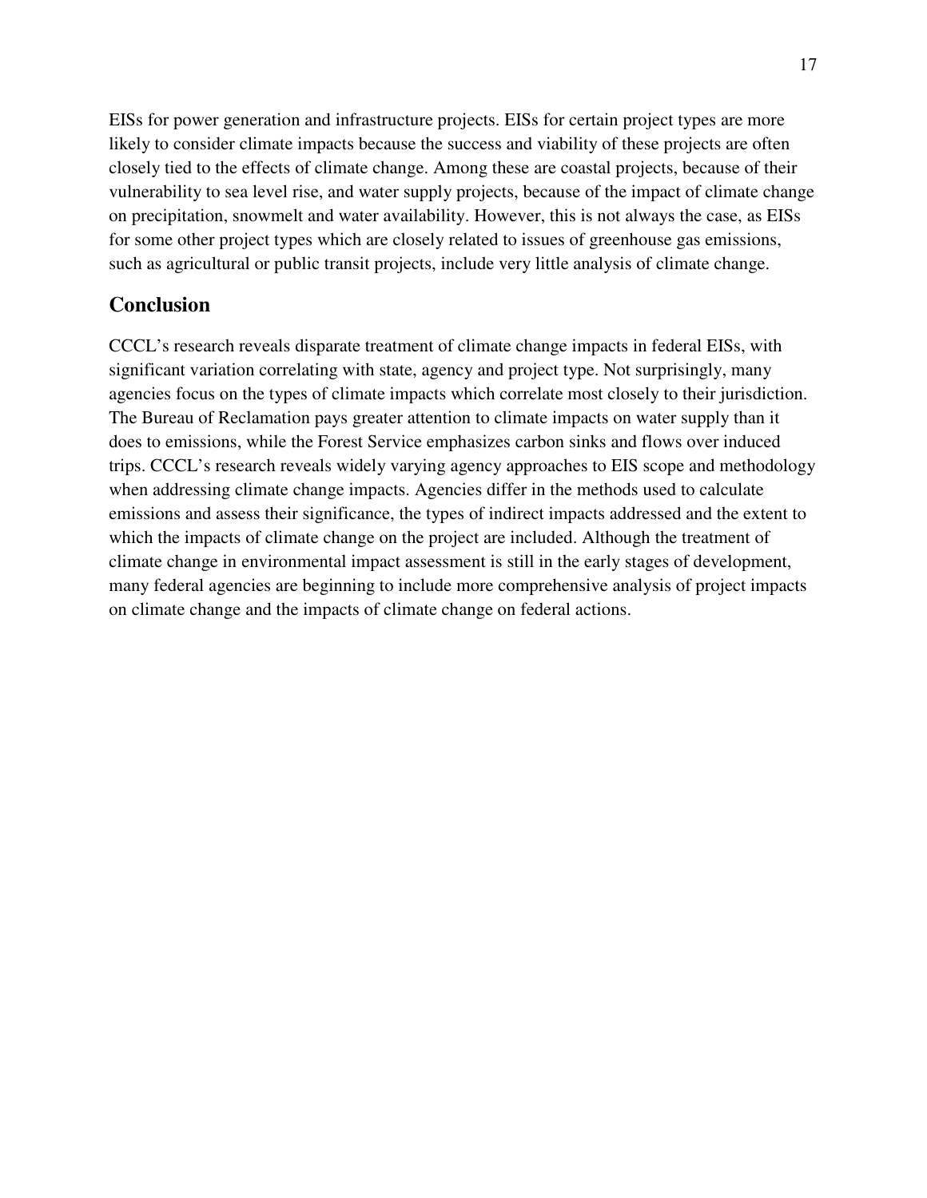EISs for power generation and infrastructure projects. EISs for certain project types are more likely to consider climate impacts because the success and viability of these projects are often closely tied to the effects of climate change. Among these are coastal projects, because of their vulnerability to sea level rise, and water supply projects, because of the impact of climate change on precipitation, snowmelt and water availability. However, this is not always the case, as EISs for some other project types which are closely related to issues of greenhouse gas emissions, such as agricultural or public transit projects, include very little analysis of climate change.

## Conclusion

CCCL's research reveals disparate treatment of climate change impacts in federal EISs, with significant variation correlating with state, agency and project type. Not surprisingly, many agencies focus on the types of climate impacts which correlate most closely to their jurisdiction. The Bureau of Reclamation pays greater attention to climate impacts on water supply than it does to emissions, while the Forest Service emphasizes carbon sinks and flows over induced trips. CCCL's research reveals widely varying agency approaches to EIS scope and methodology when addressing climate change impacts. Agencies differ in the methods used to calculate emissions and assess their significance, the types of indirect impacts addressed and the extent to which the impacts of climate change on the project are included. Although the treatment of climate change in environmental impact assessment is still in the early stages of development, many federal agencies are beginning to include more comprehensive analysis of project impacts on climate change and the impacts of climate change on federal actions.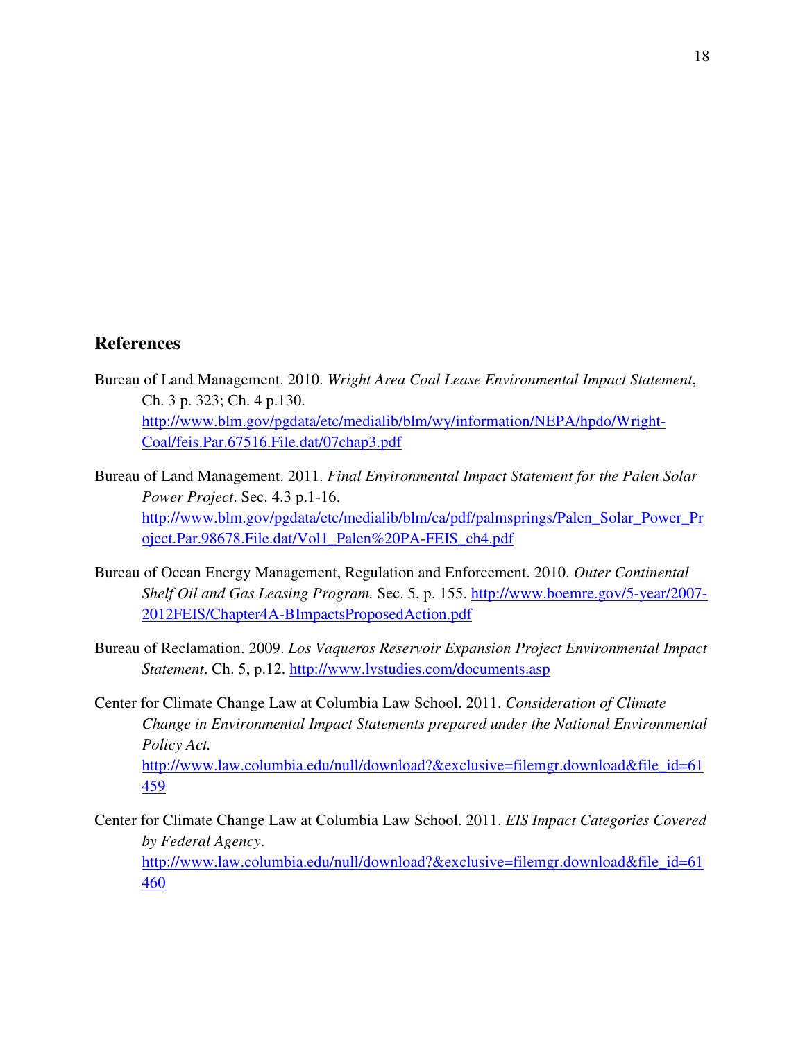## References

Bureau of Land Management. 2010. *Wright Area Coal Lease Environmental Impact Statement*, Ch. 3 p. 323; Ch. 4 p.130. http://www.blm.gov/pgdata/etc/medialib/blm/wy/information/NEPA/hpdo/Wright-Coal/feis.Par.67516.File.dat/07chap3.pdf

Bureau of Land Management. 2011. *Final Environmental Impact Statement for the Palen Solar Power Project*. Sec. 4.3 p.1-16. http://www.blm.gov/pgdata/etc/medialib/blm/ca/pdf/palmsprings/Palen_Solar_Power_Project.Par.98678.File.dat/Vol1_Palen%20PA-FEIS_ch4.pdf

Bureau of Ocean Energy Management, Regulation and Enforcement. 2010. *Outer Continental Shelf Oil and Gas Leasing Program.* Sec. 5, p. 155. http://www.boemre.gov/5-year/2007-2012FEIS/Chapter4A-BImpactsProposedAction.pdf

Bureau of Reclamation. 2009. *Los Vaqueros Reservoir Expansion Project Environmental Impact Statement*. Ch. 5, p.12. http://www.lvstudies.com/documents.asp

Center for Climate Change Law at Columbia Law School. 2011. *Consideration of Climate Change in Environmental Impact Statements prepared under the National Environmental Policy Act.* http://www.law.columbia.edu/null/download?&exclusive=filemgr.download&file_id=61459

Center for Climate Change Law at Columbia Law School. 2011. *EIS Impact Categories Covered by Federal Agency*. http://www.law.columbia.edu/null/download?&exclusive=filemgr.download&file_id=61460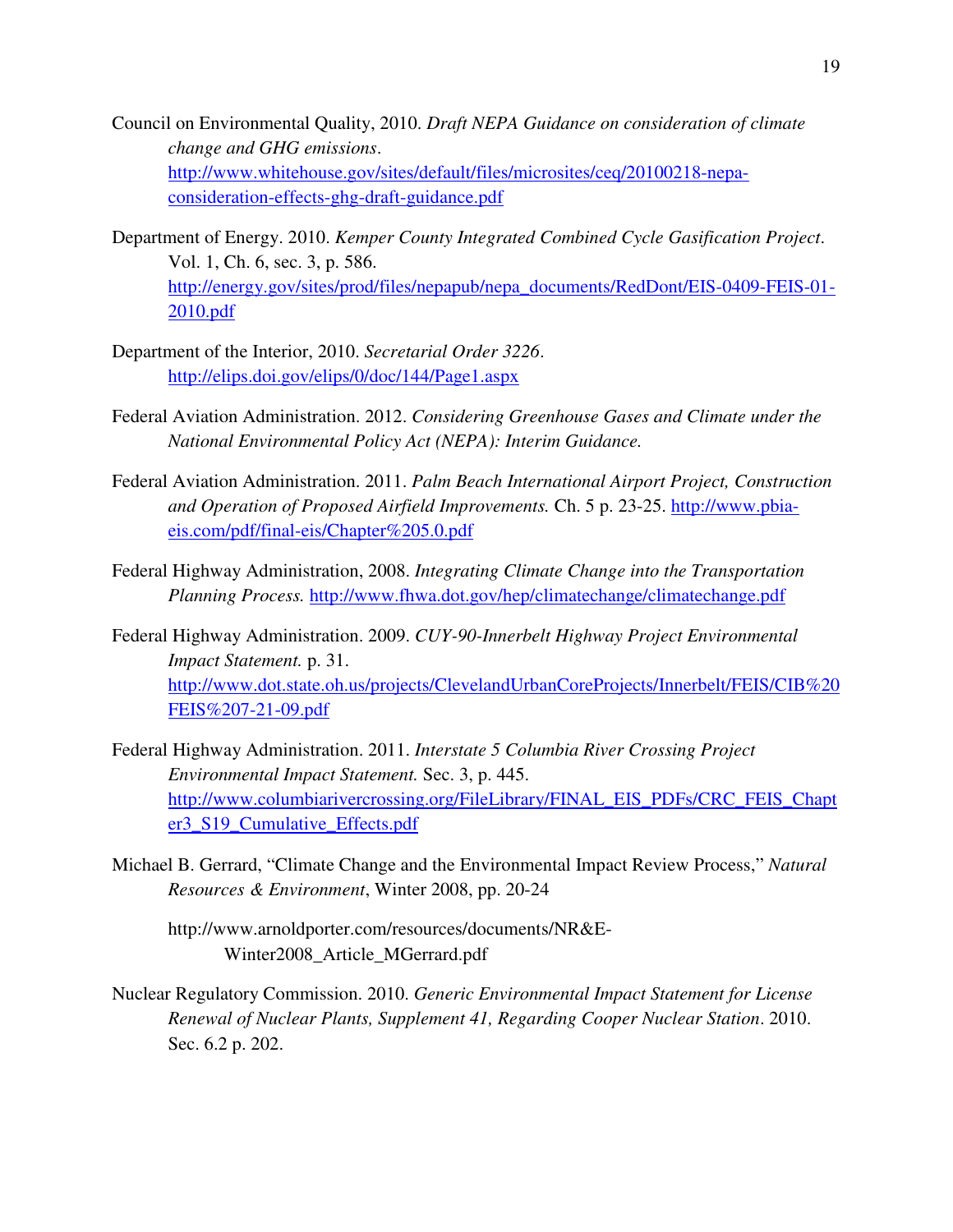Council on Environmental Quality, 2010. *Draft NEPA Guidance on consideration of climate change and GHG emissions*. http://www.whitehouse.gov/sites/default/files/microsites/ceq/20100218-nepa-consideration-effects-ghg-draft-guidance.pdf

Department of Energy. 2010. *Kemper County Integrated Combined Cycle Gasification Project*. Vol. 1, Ch. 6, sec. 3, p. 586. http://energy.gov/sites/prod/files/nepapub/nepa_documents/RedDont/EIS-0409-FEIS-01-2010.pdf

Department of the Interior, 2010. *Secretarial Order 3226*. http://elips.doi.gov/elips/0/doc/144/Page1.aspx

Federal Aviation Administration. 2012. *Considering Greenhouse Gases and Climate under the National Environmental Policy Act (NEPA): Interim Guidance.*

Federal Aviation Administration. 2011. *Palm Beach International Airport Project, Construction and Operation of Proposed Airfield Improvements.* Ch. 5 p. 23-25. http://www.pbia-eis.com/pdf/final-eis/Chapter%205.0.pdf

Federal Highway Administration, 2008. *Integrating Climate Change into the Transportation Planning Process.* http://www.fhwa.dot.gov/hep/climatechange/climatechange.pdf

Federal Highway Administration. 2009. *CUY-90-Innerbelt Highway Project Environmental Impact Statement.* p. 31. http://www.dot.state.oh.us/projects/ClevelandUrbanCoreProjects/Innerbelt/FEIS/CIB%20FEIS%207-21-09.pdf

Federal Highway Administration. 2011. *Interstate 5 Columbia River Crossing Project Environmental Impact Statement.* Sec. 3, p. 445. http://www.columbiarivercrossing.org/FileLibrary/FINAL_EIS_PDFs/CRC_FEIS_Chapter3_S19_Cumulative_Effects.pdf

Michael B. Gerrard, "Climate Change and the Environmental Impact Review Process," *Natural Resources & Environment*, Winter 2008, pp. 20-24

http://www.arnoldporter.com/resources/documents/NR&E-Winter2008_Article_MGerrard.pdf

Nuclear Regulatory Commission. 2010. *Generic Environmental Impact Statement for License Renewal of Nuclear Plants, Supplement 41, Regarding Cooper Nuclear Station*. 2010. Sec. 6.2 p. 202.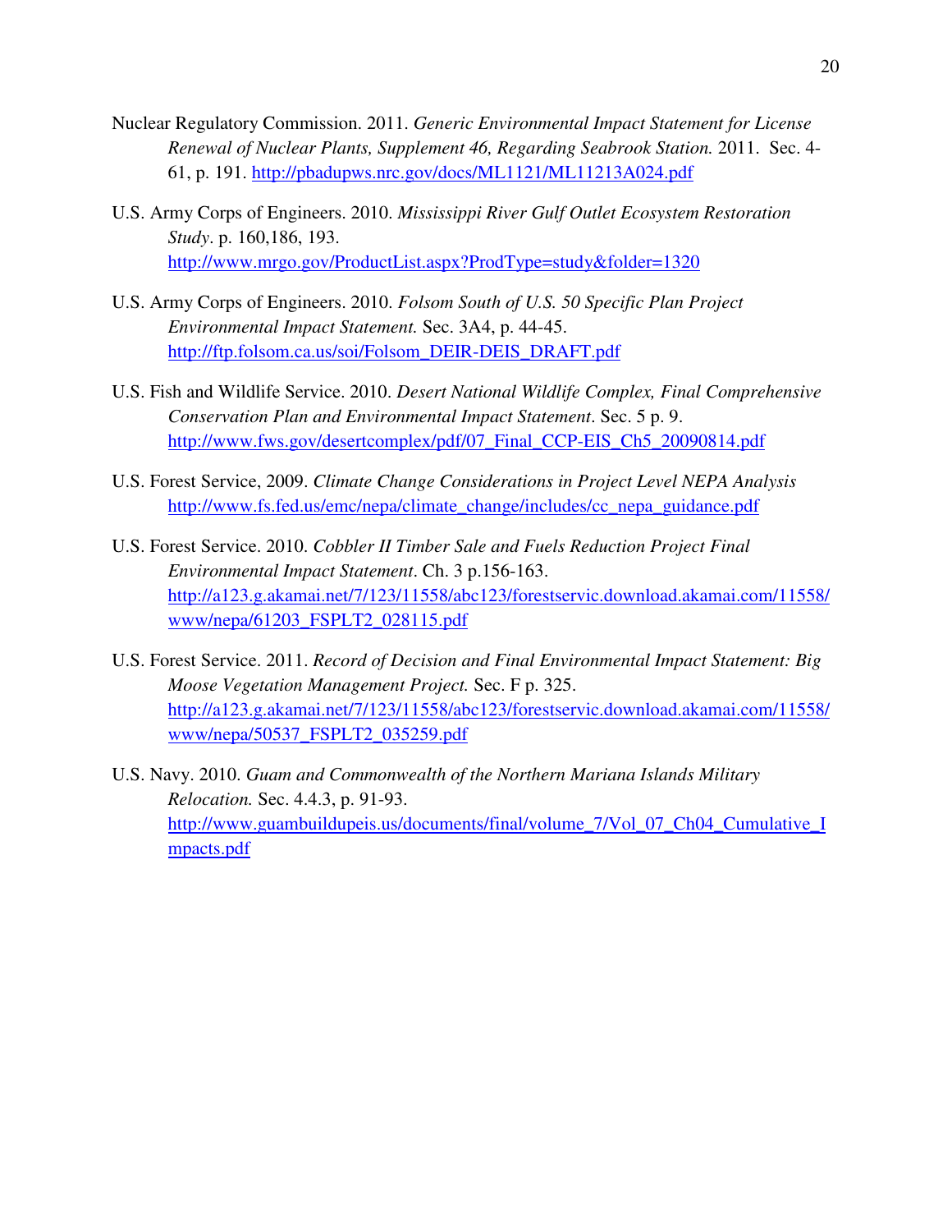Nuclear Regulatory Commission. 2011. *Generic Environmental Impact Statement for License Renewal of Nuclear Plants, Supplement 46, Regarding Seabrook Station.* 2011. Sec. 4-61, p. 191. http://pbadupws.nrc.gov/docs/ML1121/ML11213A024.pdf

U.S. Army Corps of Engineers. 2010. *Mississippi River Gulf Outlet Ecosystem Restoration Study*. p. 160,186, 193. http://www.mrgo.gov/ProductList.aspx?ProdType=study&folder=1320

U.S. Army Corps of Engineers. 2010. *Folsom South of U.S. 50 Specific Plan Project Environmental Impact Statement.* Sec. 3A4, p. 44-45. http://ftp.folsom.ca.us/soi/Folsom_DEIR-DEIS_DRAFT.pdf

U.S. Fish and Wildlife Service. 2010. *Desert National Wildlife Complex, Final Comprehensive Conservation Plan and Environmental Impact Statement*. Sec. 5 p. 9. http://www.fws.gov/desertcomplex/pdf/07_Final_CCP-EIS_Ch5_20090814.pdf

U.S. Forest Service, 2009. *Climate Change Considerations in Project Level NEPA Analysis* http://www.fs.fed.us/emc/nepa/climate_change/includes/cc_nepa_guidance.pdf

U.S. Forest Service. 2010. *Cobbler II Timber Sale and Fuels Reduction Project Final Environmental Impact Statement*. Ch. 3 p.156-163. http://a123.g.akamai.net/7/123/11558/abc123/forestservic.download.akamai.com/11558/www/nepa/61203_FSPLT2_028115.pdf

U.S. Forest Service. 2011. *Record of Decision and Final Environmental Impact Statement: Big Moose Vegetation Management Project.* Sec. F p. 325. http://a123.g.akamai.net/7/123/11558/abc123/forestservic.download.akamai.com/11558/www/nepa/50537_FSPLT2_035259.pdf

U.S. Navy. 2010. *Guam and Commonwealth of the Northern Mariana Islands Military Relocation.* Sec. 4.4.3, p. 91-93. http://www.guambuildupeis.us/documents/final/volume_7/Vol_07_Ch04_Cumulative_Impacts.pdf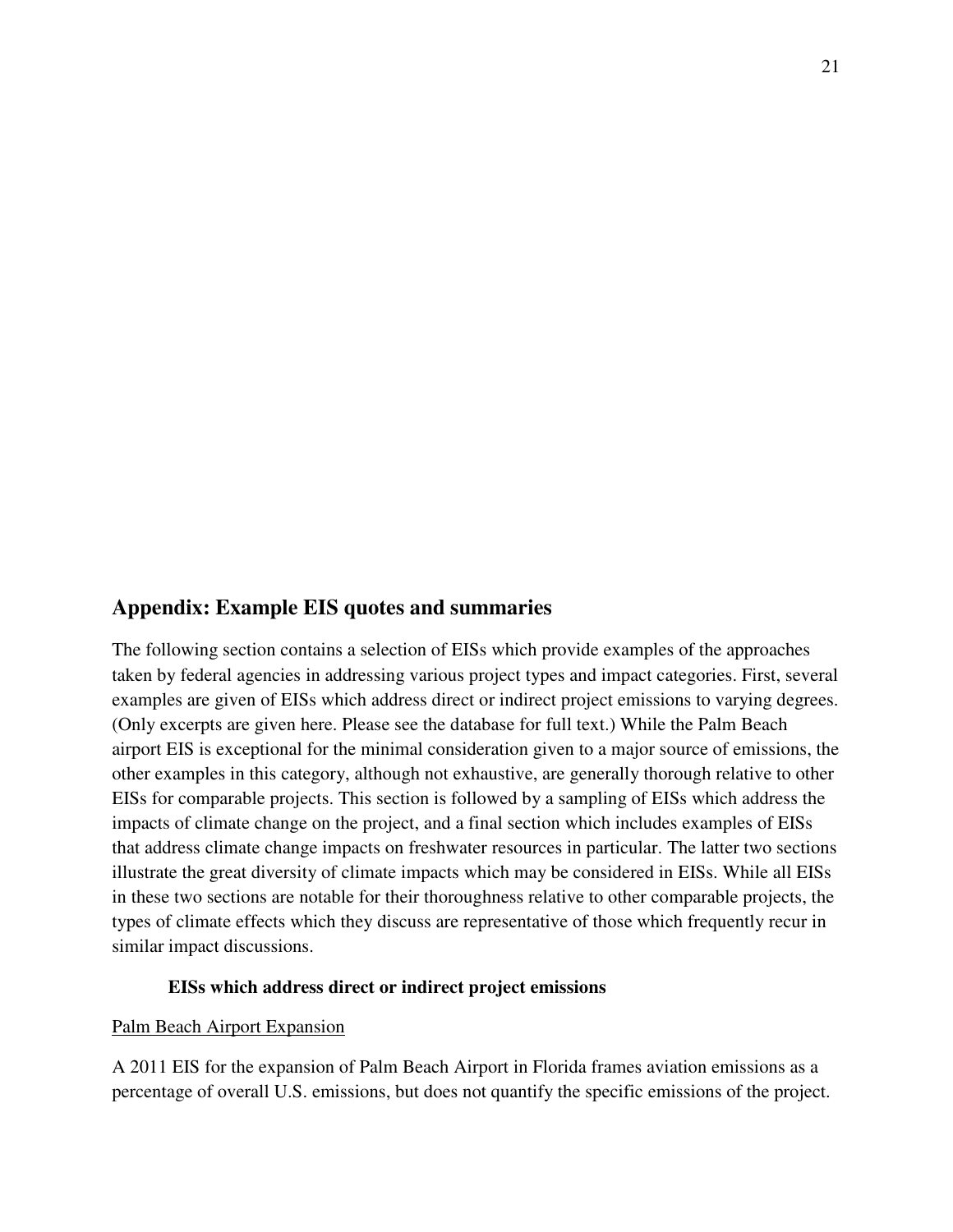## Appendix: Example EIS quotes and summaries

The following section contains a selection of EISs which provide examples of the approaches taken by federal agencies in addressing various project types and impact categories. First, several examples are given of EISs which address direct or indirect project emissions to varying degrees. (Only excerpts are given here. Please see the database for full text.) While the Palm Beach airport EIS is exceptional for the minimal consideration given to a major source of emissions, the other examples in this category, although not exhaustive, are generally thorough relative to other EISs for comparable projects. This section is followed by a sampling of EISs which address the impacts of climate change on the project, and a final section which includes examples of EISs that address climate change impacts on freshwater resources in particular. The latter two sections illustrate the great diversity of climate impacts which may be considered in EISs. While all EISs in these two sections are notable for their thoroughness relative to other comparable projects, the types of climate effects which they discuss are representative of those which frequently recur in similar impact discussions.

### EISs which address direct or indirect project emissions

Palm Beach Airport Expansion

A 2011 EIS for the expansion of Palm Beach Airport in Florida frames aviation emissions as a percentage of overall U.S. emissions, but does not quantify the specific emissions of the project.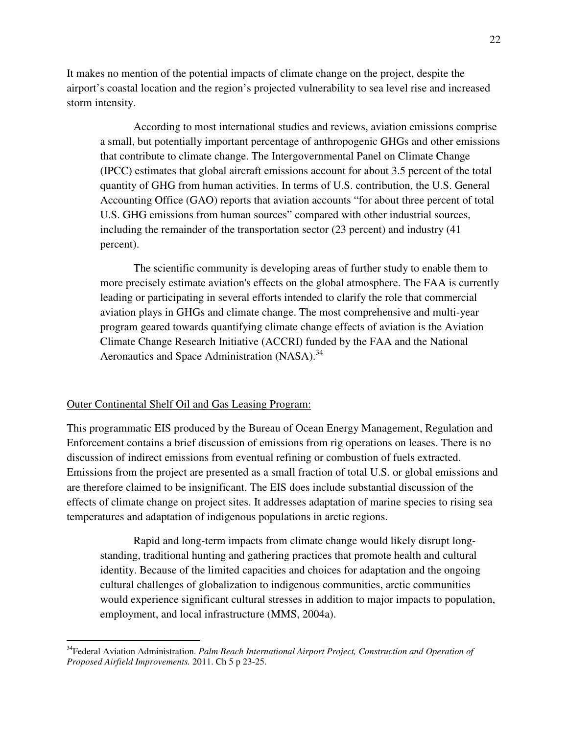It makes no mention of the potential impacts of climate change on the project, despite the airport's coastal location and the region's projected vulnerability to sea level rise and increased storm intensity.

> According to most international studies and reviews, aviation emissions comprise a small, but potentially important percentage of anthropogenic GHGs and other emissions that contribute to climate change. The Intergovernmental Panel on Climate Change (IPCC) estimates that global aircraft emissions account for about 3.5 percent of the total quantity of GHG from human activities. In terms of U.S. contribution, the U.S. General Accounting Office (GAO) reports that aviation accounts "for about three percent of total U.S. GHG emissions from human sources" compared with other industrial sources, including the remainder of the transportation sector (23 percent) and industry (41 percent).
>
> The scientific community is developing areas of further study to enable them to more precisely estimate aviation's effects on the global atmosphere. The FAA is currently leading or participating in several efforts intended to clarify the role that commercial aviation plays in GHGs and climate change. The most comprehensive and multi-year program geared towards quantifying climate change effects of aviation is the Aviation Climate Change Research Initiative (ACCRI) funded by the FAA and the National Aeronautics and Space Administration (NASA).[34]

<u>Outer Continental Shelf Oil and Gas Leasing Program:</u>

This programmatic EIS produced by the Bureau of Ocean Energy Management, Regulation and Enforcement contains a brief discussion of emissions from rig operations on leases. There is no discussion of indirect emissions from eventual refining or combustion of fuels extracted. Emissions from the project are presented as a small fraction of total U.S. or global emissions and are therefore claimed to be insignificant. The EIS does include substantial discussion of the effects of climate change on project sites. It addresses adaptation of marine species to rising sea temperatures and adaptation of indigenous populations in arctic regions.

> Rapid and long-term impacts from climate change would likely disrupt long-standing, traditional hunting and gathering practices that promote health and cultural identity. Because of the limited capacities and choices for adaptation and the ongoing cultural challenges of globalization to indigenous communities, arctic communities would experience significant cultural stresses in addition to major impacts to population, employment, and local infrastructure (MMS, 2004a).

---

[34]Federal Aviation Administration. *Palm Beach International Airport Project, Construction and Operation of Proposed Airfield Improvements.* 2011. Ch 5 p 23-25.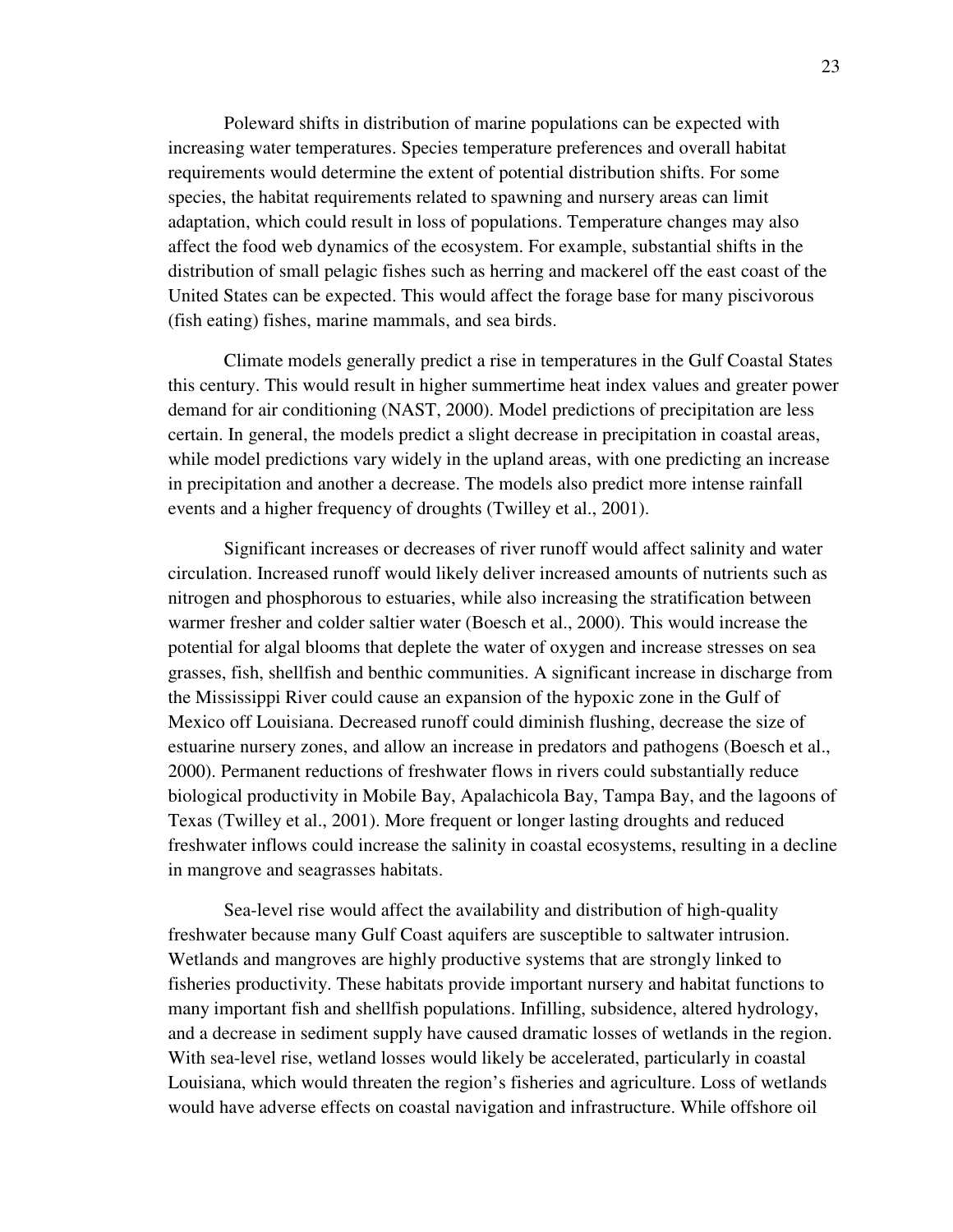Poleward shifts in distribution of marine populations can be expected with increasing water temperatures. Species temperature preferences and overall habitat requirements would determine the extent of potential distribution shifts. For some species, the habitat requirements related to spawning and nursery areas can limit adaptation, which could result in loss of populations. Temperature changes may also affect the food web dynamics of the ecosystem. For example, substantial shifts in the distribution of small pelagic fishes such as herring and mackerel off the east coast of the United States can be expected. This would affect the forage base for many piscivorous (fish eating) fishes, marine mammals, and sea birds.

Climate models generally predict a rise in temperatures in the Gulf Coastal States this century. This would result in higher summertime heat index values and greater power demand for air conditioning (NAST, 2000). Model predictions of precipitation are less certain. In general, the models predict a slight decrease in precipitation in coastal areas, while model predictions vary widely in the upland areas, with one predicting an increase in precipitation and another a decrease. The models also predict more intense rainfall events and a higher frequency of droughts (Twilley et al., 2001).

Significant increases or decreases of river runoff would affect salinity and water circulation. Increased runoff would likely deliver increased amounts of nutrients such as nitrogen and phosphorous to estuaries, while also increasing the stratification between warmer fresher and colder saltier water (Boesch et al., 2000). This would increase the potential for algal blooms that deplete the water of oxygen and increase stresses on sea grasses, fish, shellfish and benthic communities. A significant increase in discharge from the Mississippi River could cause an expansion of the hypoxic zone in the Gulf of Mexico off Louisiana. Decreased runoff could diminish flushing, decrease the size of estuarine nursery zones, and allow an increase in predators and pathogens (Boesch et al., 2000). Permanent reductions of freshwater flows in rivers could substantially reduce biological productivity in Mobile Bay, Apalachicola Bay, Tampa Bay, and the lagoons of Texas (Twilley et al., 2001). More frequent or longer lasting droughts and reduced freshwater inflows could increase the salinity in coastal ecosystems, resulting in a decline in mangrove and seagrasses habitats.

Sea-level rise would affect the availability and distribution of high-quality freshwater because many Gulf Coast aquifers are susceptible to saltwater intrusion. Wetlands and mangroves are highly productive systems that are strongly linked to fisheries productivity. These habitats provide important nursery and habitat functions to many important fish and shellfish populations. Infilling, subsidence, altered hydrology, and a decrease in sediment supply have caused dramatic losses of wetlands in the region. With sea-level rise, wetland losses would likely be accelerated, particularly in coastal Louisiana, which would threaten the region's fisheries and agriculture. Loss of wetlands would have adverse effects on coastal navigation and infrastructure. While offshore oil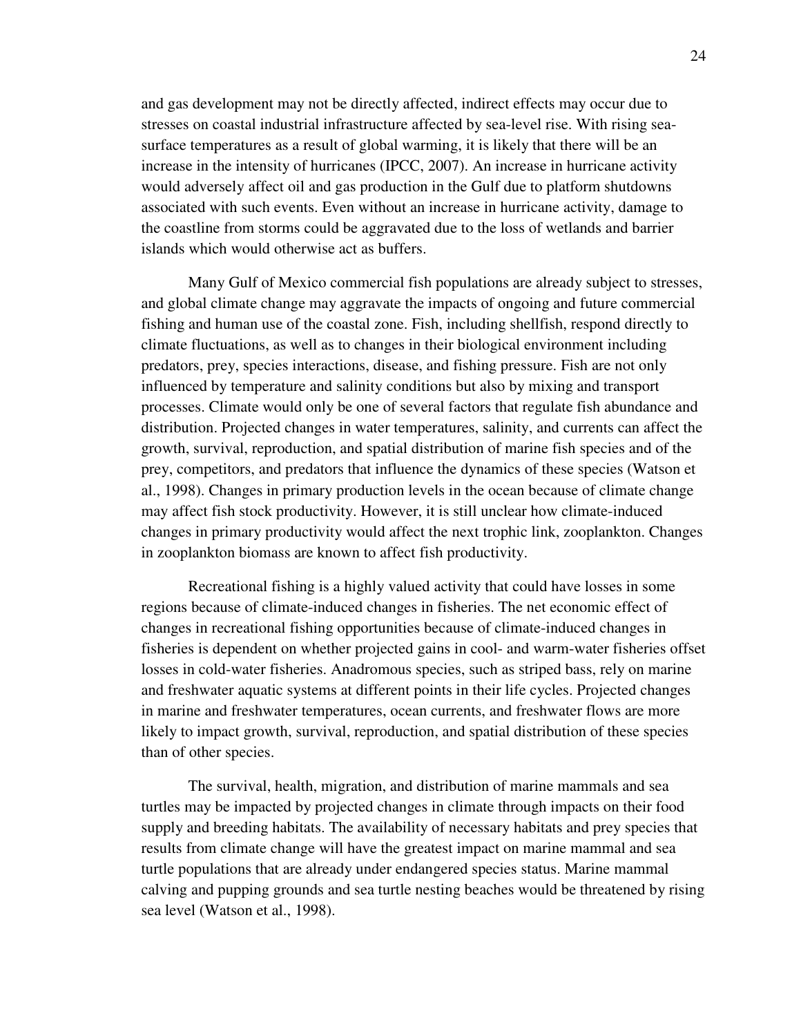and gas development may not be directly affected, indirect effects may occur due to stresses on coastal industrial infrastructure affected by sea-level rise. With rising sea-surface temperatures as a result of global warming, it is likely that there will be an increase in the intensity of hurricanes (IPCC, 2007). An increase in hurricane activity would adversely affect oil and gas production in the Gulf due to platform shutdowns associated with such events. Even without an increase in hurricane activity, damage to the coastline from storms could be aggravated due to the loss of wetlands and barrier islands which would otherwise act as buffers.

Many Gulf of Mexico commercial fish populations are already subject to stresses, and global climate change may aggravate the impacts of ongoing and future commercial fishing and human use of the coastal zone. Fish, including shellfish, respond directly to climate fluctuations, as well as to changes in their biological environment including predators, prey, species interactions, disease, and fishing pressure. Fish are not only influenced by temperature and salinity conditions but also by mixing and transport processes. Climate would only be one of several factors that regulate fish abundance and distribution. Projected changes in water temperatures, salinity, and currents can affect the growth, survival, reproduction, and spatial distribution of marine fish species and of the prey, competitors, and predators that influence the dynamics of these species (Watson et al., 1998). Changes in primary production levels in the ocean because of climate change may affect fish stock productivity. However, it is still unclear how climate-induced changes in primary productivity would affect the next trophic link, zooplankton. Changes in zooplankton biomass are known to affect fish productivity.

Recreational fishing is a highly valued activity that could have losses in some regions because of climate-induced changes in fisheries. The net economic effect of changes in recreational fishing opportunities because of climate-induced changes in fisheries is dependent on whether projected gains in cool- and warm-water fisheries offset losses in cold-water fisheries. Anadromous species, such as striped bass, rely on marine and freshwater aquatic systems at different points in their life cycles. Projected changes in marine and freshwater temperatures, ocean currents, and freshwater flows are more likely to impact growth, survival, reproduction, and spatial distribution of these species than of other species.

The survival, health, migration, and distribution of marine mammals and sea turtles may be impacted by projected changes in climate through impacts on their food supply and breeding habitats. The availability of necessary habitats and prey species that results from climate change will have the greatest impact on marine mammal and sea turtle populations that are already under endangered species status. Marine mammal calving and pupping grounds and sea turtle nesting beaches would be threatened by rising sea level (Watson et al., 1998).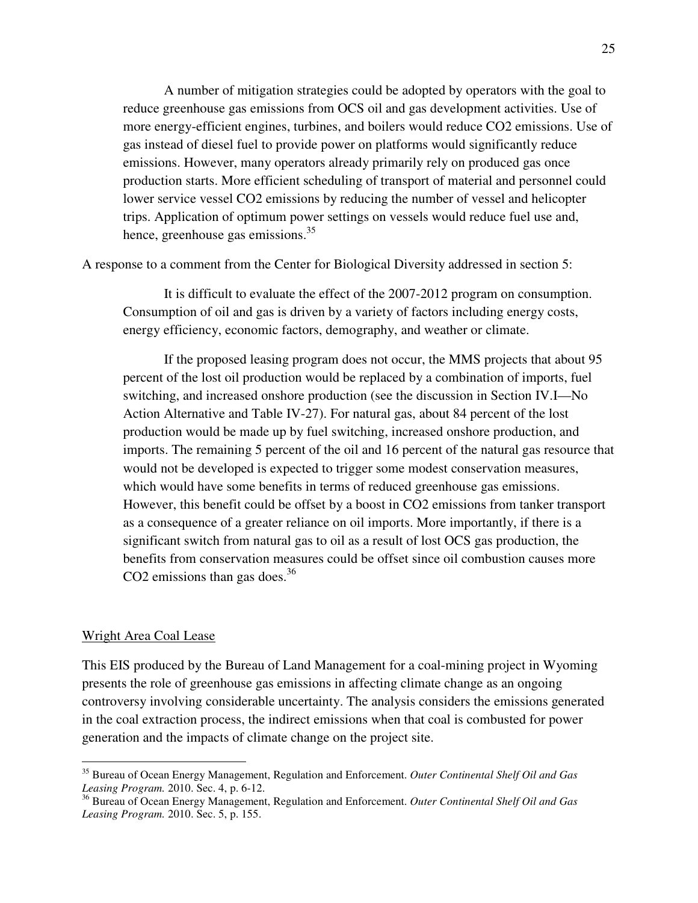> A number of mitigation strategies could be adopted by operators with the goal to reduce greenhouse gas emissions from OCS oil and gas development activities. Use of more energy-efficient engines, turbines, and boilers would reduce $CO_2$ emissions. Use of gas instead of diesel fuel to provide power on platforms would significantly reduce emissions. However, many operators already primarily rely on produced gas once production starts. More efficient scheduling of transport of material and personnel could lower service vessel $CO_2$ emissions by reducing the number of vessel and helicopter trips. Application of optimum power settings on vessels would reduce fuel use and, hence, greenhouse gas emissions.[35]

A response to a comment from the Center for Biological Diversity addressed in section 5:

> It is difficult to evaluate the effect of the 2007-2012 program on consumption. Consumption of oil and gas is driven by a variety of factors including energy costs, energy efficiency, economic factors, demography, and weather or climate.
>
> If the proposed leasing program does not occur, the MMS projects that about 95 percent of the lost oil production would be replaced by a combination of imports, fuel switching, and increased onshore production (see the discussion in Section IV.I—No Action Alternative and Table IV-27). For natural gas, about 84 percent of the lost production would be made up by fuel switching, increased onshore production, and imports. The remaining 5 percent of the oil and 16 percent of the natural gas resource that would not be developed is expected to trigger some modest conservation measures, which would have some benefits in terms of reduced greenhouse gas emissions. However, this benefit could be offset by a boost in $CO_2$ emissions from tanker transport as a consequence of a greater reliance on oil imports. More importantly, if there is a significant switch from natural gas to oil as a result of lost OCS gas production, the benefits from conservation measures could be offset since oil combustion causes more $CO_2$ emissions than gas does.[36]

## Wright Area Coal Lease

This EIS produced by the Bureau of Land Management for a coal-mining project in Wyoming presents the role of greenhouse gas emissions in affecting climate change as an ongoing controversy involving considerable uncertainty. The analysis considers the emissions generated in the coal extraction process, the indirect emissions when that coal is combusted for power generation and the impacts of climate change on the project site.

---

[35] Bureau of Ocean Energy Management, Regulation and Enforcement. *Outer Continental Shelf Oil and Gas Leasing Program.* 2010. Sec. 4, p. 6-12.

[36] Bureau of Ocean Energy Management, Regulation and Enforcement. *Outer Continental Shelf Oil and Gas Leasing Program.* 2010. Sec. 5, p. 155.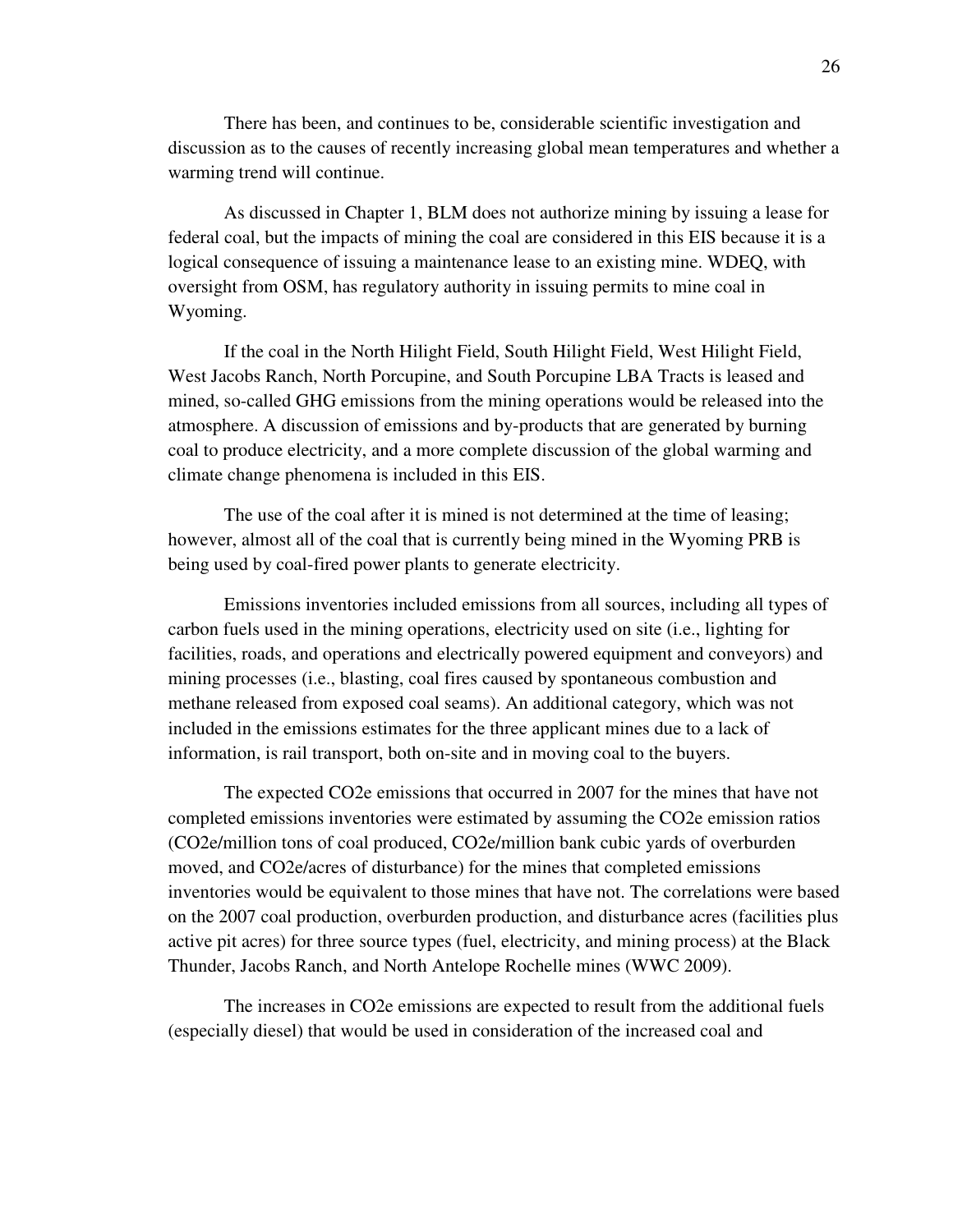There has been, and continues to be, considerable scientific investigation and discussion as to the causes of recently increasing global mean temperatures and whether a warming trend will continue.

As discussed in Chapter 1, BLM does not authorize mining by issuing a lease for federal coal, but the impacts of mining the coal are considered in this EIS because it is a logical consequence of issuing a maintenance lease to an existing mine. WDEQ, with oversight from OSM, has regulatory authority in issuing permits to mine coal in Wyoming.

If the coal in the North Hilight Field, South Hilight Field, West Hilight Field, West Jacobs Ranch, North Porcupine, and South Porcupine LBA Tracts is leased and mined, so-called GHG emissions from the mining operations would be released into the atmosphere. A discussion of emissions and by-products that are generated by burning coal to produce electricity, and a more complete discussion of the global warming and climate change phenomena is included in this EIS.

The use of the coal after it is mined is not determined at the time of leasing; however, almost all of the coal that is currently being mined in the Wyoming PRB is being used by coal-fired power plants to generate electricity.

Emissions inventories included emissions from all sources, including all types of carbon fuels used in the mining operations, electricity used on site (i.e., lighting for facilities, roads, and operations and electrically powered equipment and conveyors) and mining processes (i.e., blasting, coal fires caused by spontaneous combustion and methane released from exposed coal seams). An additional category, which was not included in the emissions estimates for the three applicant mines due to a lack of information, is rail transport, both on-site and in moving coal to the buyers.

The expected $CO_2e$ emissions that occurred in 2007 for the mines that have not completed emissions inventories were estimated by assuming the $CO_2e$ emission ratios ($CO_2e$/million tons of coal produced, $CO_2e$/million bank cubic yards of overburden moved, and $CO_2e$/acres of disturbance) for the mines that completed emissions inventories would be equivalent to those mines that have not. The correlations were based on the 2007 coal production, overburden production, and disturbance acres (facilities plus active pit acres) for three source types (fuel, electricity, and mining process) at the Black Thunder, Jacobs Ranch, and North Antelope Rochelle mines (WWC 2009).

The increases in $CO_2e$ emissions are expected to result from the additional fuels (especially diesel) that would be used in consideration of the increased coal and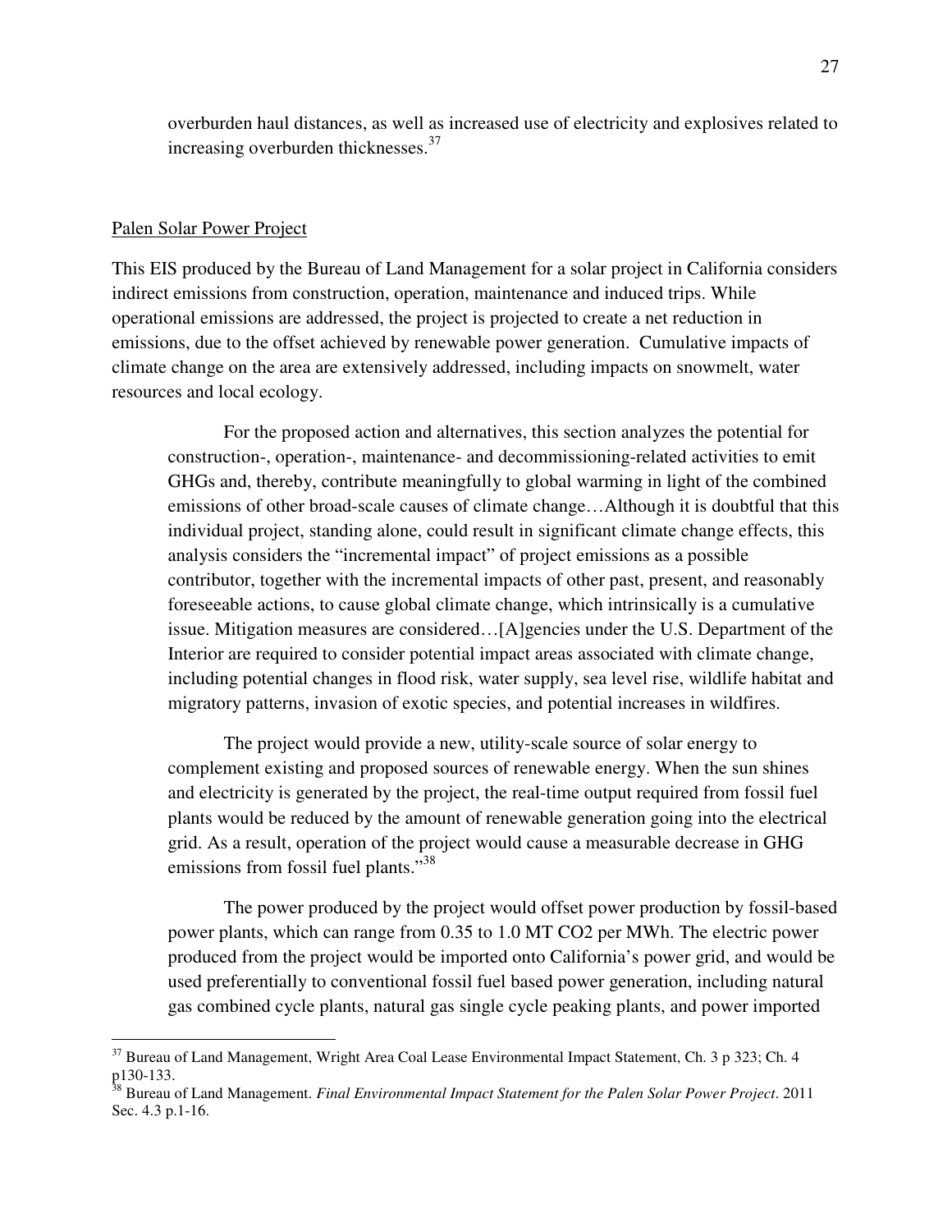overburden haul distances, as well as increased use of electricity and explosives related to increasing overburden thicknesses.[37]

Palen Solar Power Project

This EIS produced by the Bureau of Land Management for a solar project in California considers indirect emissions from construction, operation, maintenance and induced trips. While operational emissions are addressed, the project is projected to create a net reduction in emissions, due to the offset achieved by renewable power generation. Cumulative impacts of climate change on the area are extensively addressed, including impacts on snowmelt, water resources and local ecology.

> For the proposed action and alternatives, this section analyzes the potential for construction-, operation-, maintenance- and decommissioning-related activities to emit GHGs and, thereby, contribute meaningfully to global warming in light of the combined emissions of other broad-scale causes of climate change…Although it is doubtful that this individual project, standing alone, could result in significant climate change effects, this analysis considers the "incremental impact" of project emissions as a possible contributor, together with the incremental impacts of other past, present, and reasonably foreseeable actions, to cause global climate change, which intrinsically is a cumulative issue. Mitigation measures are considered…[A]gencies under the U.S. Department of the Interior are required to consider potential impact areas associated with climate change, including potential changes in flood risk, water supply, sea level rise, wildlife habitat and migratory patterns, invasion of exotic species, and potential increases in wildfires.
>
> The project would provide a new, utility-scale source of solar energy to complement existing and proposed sources of renewable energy. When the sun shines and electricity is generated by the project, the real-time output required from fossil fuel plants would be reduced by the amount of renewable generation going into the electrical grid. As a result, operation of the project would cause a measurable decrease in GHG emissions from fossil fuel plants."[38]
>
> The power produced by the project would offset power production by fossil-based power plants, which can range from 0.35 to 1.0 MT $CO_2$ per MWh. The electric power produced from the project would be imported onto California's power grid, and would be used preferentially to conventional fossil fuel based power generation, including natural gas combined cycle plants, natural gas single cycle peaking plants, and power imported

---

[37] Bureau of Land Management, Wright Area Coal Lease Environmental Impact Statement, Ch. 3 p 323; Ch. 4 p130-133.

[38] Bureau of Land Management. *Final Environmental Impact Statement for the Palen Solar Power Project*. 2011 Sec. 4.3 p.1-16.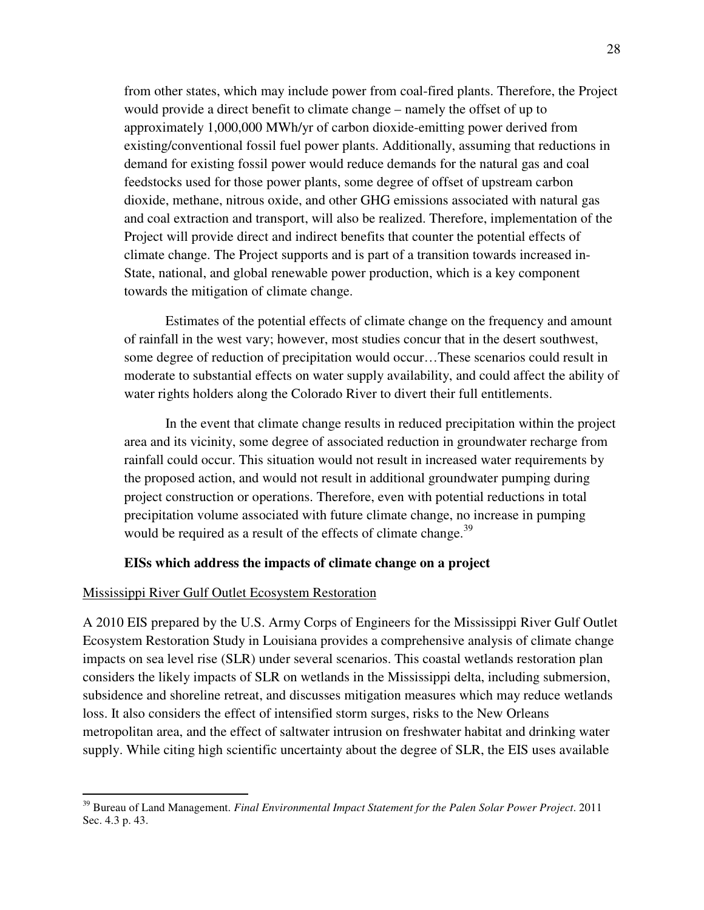from other states, which may include power from coal-fired plants. Therefore, the Project would provide a direct benefit to climate change – namely the offset of up to approximately 1,000,000 MWh/yr of carbon dioxide-emitting power derived from existing/conventional fossil fuel power plants. Additionally, assuming that reductions in demand for existing fossil power would reduce demands for the natural gas and coal feedstocks used for those power plants, some degree of offset of upstream carbon dioxide, methane, nitrous oxide, and other GHG emissions associated with natural gas and coal extraction and transport, will also be realized. Therefore, implementation of the Project will provide direct and indirect benefits that counter the potential effects of climate change. The Project supports and is part of a transition towards increased in-State, national, and global renewable power production, which is a key component towards the mitigation of climate change.

Estimates of the potential effects of climate change on the frequency and amount of rainfall in the west vary; however, most studies concur that in the desert southwest, some degree of reduction of precipitation would occur…These scenarios could result in moderate to substantial effects on water supply availability, and could affect the ability of water rights holders along the Colorado River to divert their full entitlements.

In the event that climate change results in reduced precipitation within the project area and its vicinity, some degree of associated reduction in groundwater recharge from rainfall could occur. This situation would not result in increased water requirements by the proposed action, and would not result in additional groundwater pumping during project construction or operations. Therefore, even with potential reductions in total precipitation volume associated with future climate change, no increase in pumping would be required as a result of the effects of climate change.[39]

**EISs which address the impacts of climate change on a project**

Mississippi River Gulf Outlet Ecosystem Restoration

A 2010 EIS prepared by the U.S. Army Corps of Engineers for the Mississippi River Gulf Outlet Ecosystem Restoration Study in Louisiana provides a comprehensive analysis of climate change impacts on sea level rise (SLR) under several scenarios. This coastal wetlands restoration plan considers the likely impacts of SLR on wetlands in the Mississippi delta, including submersion, subsidence and shoreline retreat, and discusses mitigation measures which may reduce wetlands loss. It also considers the effect of intensified storm surges, risks to the New Orleans metropolitan area, and the effect of saltwater intrusion on freshwater habitat and drinking water supply. While citing high scientific uncertainty about the degree of SLR, the EIS uses available

---

[39] Bureau of Land Management. *Final Environmental Impact Statement for the Palen Solar Power Project*. 2011 Sec. 4.3 p. 43.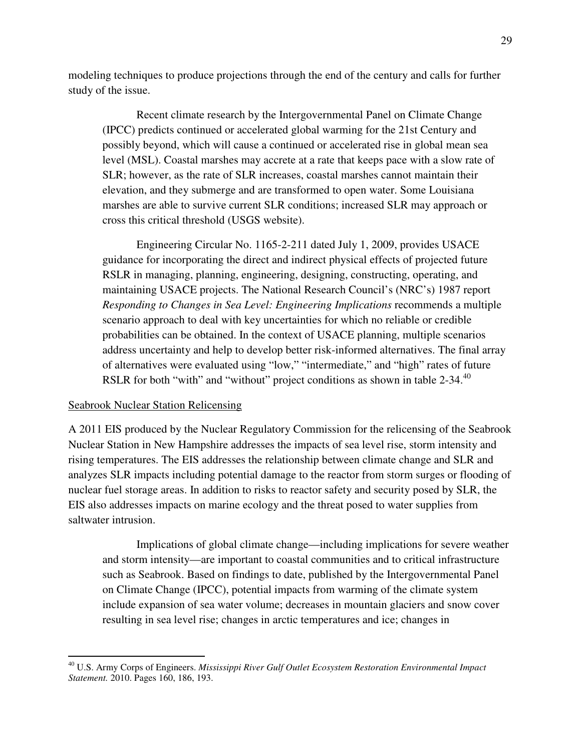modeling techniques to produce projections through the end of the century and calls for further study of the issue.

> Recent climate research by the Intergovernmental Panel on Climate Change (IPCC) predicts continued or accelerated global warming for the 21st Century and possibly beyond, which will cause a continued or accelerated rise in global mean sea level (MSL). Coastal marshes may accrete at a rate that keeps pace with a slow rate of SLR; however, as the rate of SLR increases, coastal marshes cannot maintain their elevation, and they submerge and are transformed to open water. Some Louisiana marshes are able to survive current SLR conditions; increased SLR may approach or cross this critical threshold (USGS website).
>
> Engineering Circular No. 1165-2-211 dated July 1, 2009, provides USACE guidance for incorporating the direct and indirect physical effects of projected future RSLR in managing, planning, engineering, designing, constructing, operating, and maintaining USACE projects. The National Research Council's (NRC's) 1987 report *Responding to Changes in Sea Level: Engineering Implications* recommends a multiple scenario approach to deal with key uncertainties for which no reliable or credible probabilities can be obtained. In the context of USACE planning, multiple scenarios address uncertainty and help to develop better risk-informed alternatives. The final array of alternatives were evaluated using "low," "intermediate," and "high" rates of future RSLR for both "with" and "without" project conditions as shown in table 2-34.[40]

<u>Seabrook Nuclear Station Relicensing</u>

A 2011 EIS produced by the Nuclear Regulatory Commission for the relicensing of the Seabrook Nuclear Station in New Hampshire addresses the impacts of sea level rise, storm intensity and rising temperatures. The EIS addresses the relationship between climate change and SLR and analyzes SLR impacts including potential damage to the reactor from storm surges or flooding of nuclear fuel storage areas. In addition to risks to reactor safety and security posed by SLR, the EIS also addresses impacts on marine ecology and the threat posed to water supplies from saltwater intrusion.

> Implications of global climate change—including implications for severe weather and storm intensity—are important to coastal communities and to critical infrastructure such as Seabrook. Based on findings to date, published by the Intergovernmental Panel on Climate Change (IPCC), potential impacts from warming of the climate system include expansion of sea water volume; decreases in mountain glaciers and snow cover resulting in sea level rise; changes in arctic temperatures and ice; changes in

---

[40] U.S. Army Corps of Engineers. *Mississippi River Gulf Outlet Ecosystem Restoration Environmental Impact Statement.* 2010. Pages 160, 186, 193.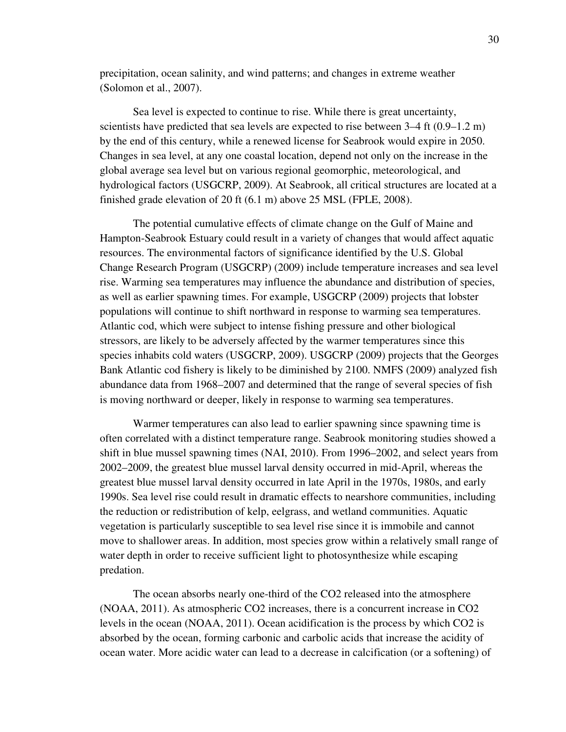precipitation, ocean salinity, and wind patterns; and changes in extreme weather (Solomon et al., 2007).

Sea level is expected to continue to rise. While there is great uncertainty, scientists have predicted that sea levels are expected to rise between 3–4 ft (0.9–1.2 m) by the end of this century, while a renewed license for Seabrook would expire in 2050. Changes in sea level, at any one coastal location, depend not only on the increase in the global average sea level but on various regional geomorphic, meteorological, and hydrological factors (USGCRP, 2009). At Seabrook, all critical structures are located at a finished grade elevation of 20 ft (6.1 m) above 25 MSL (FPLE, 2008).

The potential cumulative effects of climate change on the Gulf of Maine and Hampton-Seabrook Estuary could result in a variety of changes that would affect aquatic resources. The environmental factors of significance identified by the U.S. Global Change Research Program (USGCRP) (2009) include temperature increases and sea level rise. Warming sea temperatures may influence the abundance and distribution of species, as well as earlier spawning times. For example, USGCRP (2009) projects that lobster populations will continue to shift northward in response to warming sea temperatures. Atlantic cod, which were subject to intense fishing pressure and other biological stressors, are likely to be adversely affected by the warmer temperatures since this species inhabits cold waters (USGCRP, 2009). USGCRP (2009) projects that the Georges Bank Atlantic cod fishery is likely to be diminished by 2100. NMFS (2009) analyzed fish abundance data from 1968–2007 and determined that the range of several species of fish is moving northward or deeper, likely in response to warming sea temperatures.

Warmer temperatures can also lead to earlier spawning since spawning time is often correlated with a distinct temperature range. Seabrook monitoring studies showed a shift in blue mussel spawning times (NAI, 2010). From 1996–2002, and select years from 2002–2009, the greatest blue mussel larval density occurred in mid-April, whereas the greatest blue mussel larval density occurred in late April in the 1970s, 1980s, and early 1990s. Sea level rise could result in dramatic effects to nearshore communities, including the reduction or redistribution of kelp, eelgrass, and wetland communities. Aquatic vegetation is particularly susceptible to sea level rise since it is immobile and cannot move to shallower areas. In addition, most species grow within a relatively small range of water depth in order to receive sufficient light to photosynthesize while escaping predation.

The ocean absorbs nearly one-third of the CO2 released into the atmosphere (NOAA, 2011). As atmospheric CO2 increases, there is a concurrent increase in CO2 levels in the ocean (NOAA, 2011). Ocean acidification is the process by which CO2 is absorbed by the ocean, forming carbonic and carbolic acids that increase the acidity of ocean water. More acidic water can lead to a decrease in calcification (or a softening) of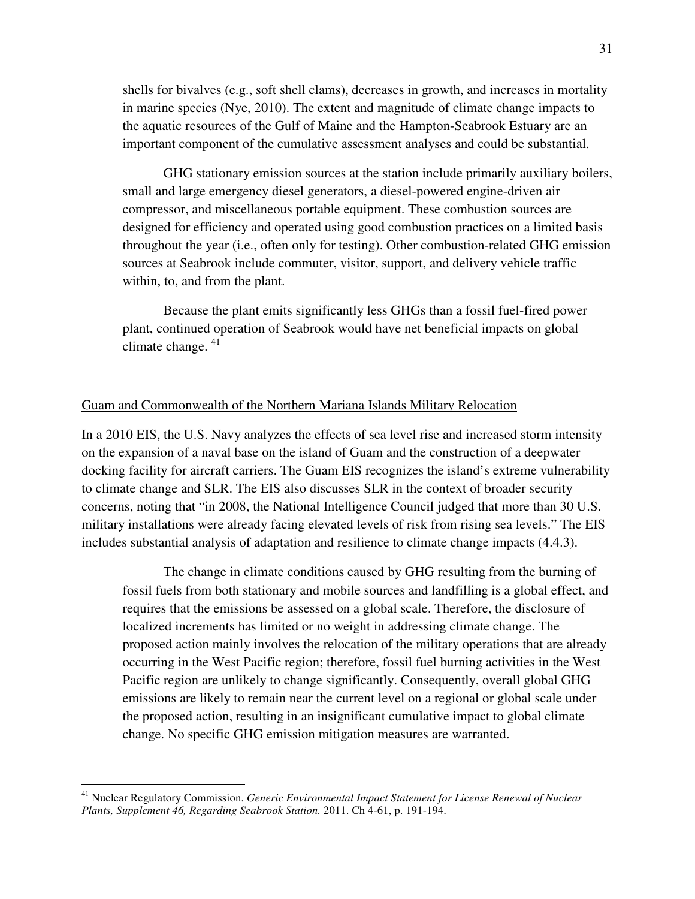shells for bivalves (e.g., soft shell clams), decreases in growth, and increases in mortality in marine species (Nye, 2010). The extent and magnitude of climate change impacts to the aquatic resources of the Gulf of Maine and the Hampton-Seabrook Estuary are an important component of the cumulative assessment analyses and could be substantial.

> GHG stationary emission sources at the station include primarily auxiliary boilers, small and large emergency diesel generators, a diesel-powered engine-driven air compressor, and miscellaneous portable equipment. These combustion sources are designed for efficiency and operated using good combustion practices on a limited basis throughout the year (i.e., often only for testing). Other combustion-related GHG emission sources at Seabrook include commuter, visitor, support, and delivery vehicle traffic within, to, and from the plant.
>
> Because the plant emits significantly less GHGs than a fossil fuel-fired power plant, continued operation of Seabrook would have net beneficial impacts on global climate change. [41]

<u>Guam and Commonwealth of the Northern Mariana Islands Military Relocation</u>

In a 2010 EIS, the U.S. Navy analyzes the effects of sea level rise and increased storm intensity on the expansion of a naval base on the island of Guam and the construction of a deepwater docking facility for aircraft carriers. The Guam EIS recognizes the island's extreme vulnerability to climate change and SLR. The EIS also discusses SLR in the context of broader security concerns, noting that "in 2008, the National Intelligence Council judged that more than 30 U.S. military installations were already facing elevated levels of risk from rising sea levels." The EIS includes substantial analysis of adaptation and resilience to climate change impacts (4.4.3).

> The change in climate conditions caused by GHG resulting from the burning of fossil fuels from both stationary and mobile sources and landfilling is a global effect, and requires that the emissions be assessed on a global scale. Therefore, the disclosure of localized increments has limited or no weight in addressing climate change. The proposed action mainly involves the relocation of the military operations that are already occurring in the West Pacific region; therefore, fossil fuel burning activities in the West Pacific region are unlikely to change significantly. Consequently, overall global GHG emissions are likely to remain near the current level on a regional or global scale under the proposed action, resulting in an insignificant cumulative impact to global climate change. No specific GHG emission mitigation measures are warranted.

---

[41] Nuclear Regulatory Commission. *Generic Environmental Impact Statement for License Renewal of Nuclear Plants, Supplement 46, Regarding Seabrook Station.* 2011. Ch 4-61, p. 191-194.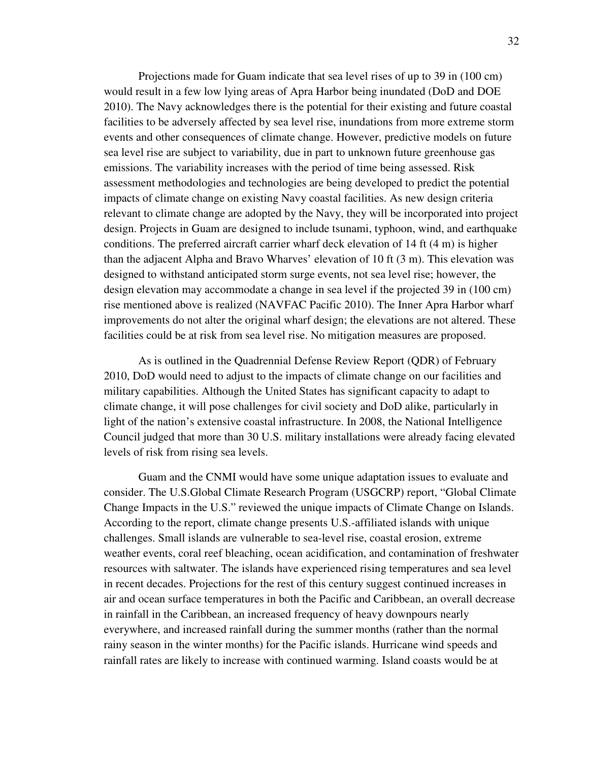Projections made for Guam indicate that sea level rises of up to 39 in (100 cm) would result in a few low lying areas of Apra Harbor being inundated (DoD and DOE 2010). The Navy acknowledges there is the potential for their existing and future coastal facilities to be adversely affected by sea level rise, inundations from more extreme storm events and other consequences of climate change. However, predictive models on future sea level rise are subject to variability, due in part to unknown future greenhouse gas emissions. The variability increases with the period of time being assessed. Risk assessment methodologies and technologies are being developed to predict the potential impacts of climate change on existing Navy coastal facilities. As new design criteria relevant to climate change are adopted by the Navy, they will be incorporated into project design. Projects in Guam are designed to include tsunami, typhoon, wind, and earthquake conditions. The preferred aircraft carrier wharf deck elevation of 14 ft (4 m) is higher than the adjacent Alpha and Bravo Wharves' elevation of 10 ft (3 m). This elevation was designed to withstand anticipated storm surge events, not sea level rise; however, the design elevation may accommodate a change in sea level if the projected 39 in (100 cm) rise mentioned above is realized (NAVFAC Pacific 2010). The Inner Apra Harbor wharf improvements do not alter the original wharf design; the elevations are not altered. These facilities could be at risk from sea level rise. No mitigation measures are proposed.

As is outlined in the Quadrennial Defense Review Report (QDR) of February 2010, DoD would need to adjust to the impacts of climate change on our facilities and military capabilities. Although the United States has significant capacity to adapt to climate change, it will pose challenges for civil society and DoD alike, particularly in light of the nation's extensive coastal infrastructure. In 2008, the National Intelligence Council judged that more than 30 U.S. military installations were already facing elevated levels of risk from rising sea levels.

Guam and the CNMI would have some unique adaptation issues to evaluate and consider. The U.S.Global Climate Research Program (USGCRP) report, "Global Climate Change Impacts in the U.S." reviewed the unique impacts of Climate Change on Islands. According to the report, climate change presents U.S.-affiliated islands with unique challenges. Small islands are vulnerable to sea-level rise, coastal erosion, extreme weather events, coral reef bleaching, ocean acidification, and contamination of freshwater resources with saltwater. The islands have experienced rising temperatures and sea level in recent decades. Projections for the rest of this century suggest continued increases in air and ocean surface temperatures in both the Pacific and Caribbean, an overall decrease in rainfall in the Caribbean, an increased frequency of heavy downpours nearly everywhere, and increased rainfall during the summer months (rather than the normal rainy season in the winter months) for the Pacific islands. Hurricane wind speeds and rainfall rates are likely to increase with continued warming. Island coasts would be at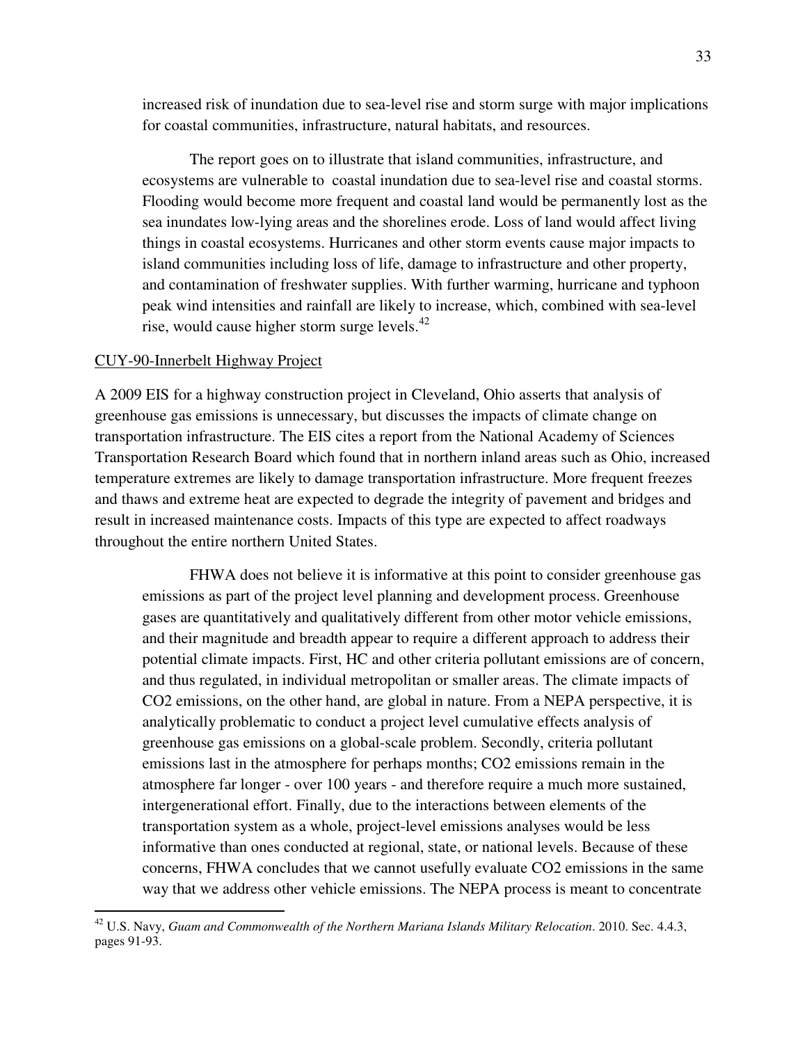increased risk of inundation due to sea-level rise and storm surge with major implications for coastal communities, infrastructure, natural habitats, and resources.

> The report goes on to illustrate that island communities, infrastructure, and ecosystems are vulnerable to coastal inundation due to sea-level rise and coastal storms. Flooding would become more frequent and coastal land would be permanently lost as the sea inundates low-lying areas and the shorelines erode. Loss of land would affect living things in coastal ecosystems. Hurricanes and other storm events cause major impacts to island communities including loss of life, damage to infrastructure and other property, and contamination of freshwater supplies. With further warming, hurricane and typhoon peak wind intensities and rainfall are likely to increase, which, combined with sea-level rise, would cause higher storm surge levels.[42]

<u>CUY-90-Innerbelt Highway Project</u>

A 2009 EIS for a highway construction project in Cleveland, Ohio asserts that analysis of greenhouse gas emissions is unnecessary, but discusses the impacts of climate change on transportation infrastructure. The EIS cites a report from the National Academy of Sciences Transportation Research Board which found that in northern inland areas such as Ohio, increased temperature extremes are likely to damage transportation infrastructure. More frequent freezes and thaws and extreme heat are expected to degrade the integrity of pavement and bridges and result in increased maintenance costs. Impacts of this type are expected to affect roadways throughout the entire northern United States.

> FHWA does not believe it is informative at this point to consider greenhouse gas emissions as part of the project level planning and development process. Greenhouse gases are quantitatively and qualitatively different from other motor vehicle emissions, and their magnitude and breadth appear to require a different approach to address their potential climate impacts. First, HC and other criteria pollutant emissions are of concern, and thus regulated, in individual metropolitan or smaller areas. The climate impacts of $CO_2$ emissions, on the other hand, are global in nature. From a NEPA perspective, it is analytically problematic to conduct a project level cumulative effects analysis of greenhouse gas emissions on a global-scale problem. Secondly, criteria pollutant emissions last in the atmosphere for perhaps months; $CO_2$ emissions remain in the atmosphere far longer - over 100 years - and therefore require a much more sustained, intergenerational effort. Finally, due to the interactions between elements of the transportation system as a whole, project-level emissions analyses would be less informative than ones conducted at regional, state, or national levels. Because of these concerns, FHWA concludes that we cannot usefully evaluate $CO_2$ emissions in the same way that we address other vehicle emissions. The NEPA process is meant to concentrate

[42] U.S. Navy, *Guam and Commonwealth of the Northern Mariana Islands Military Relocation*. 2010. Sec. 4.4.3, pages 91-93.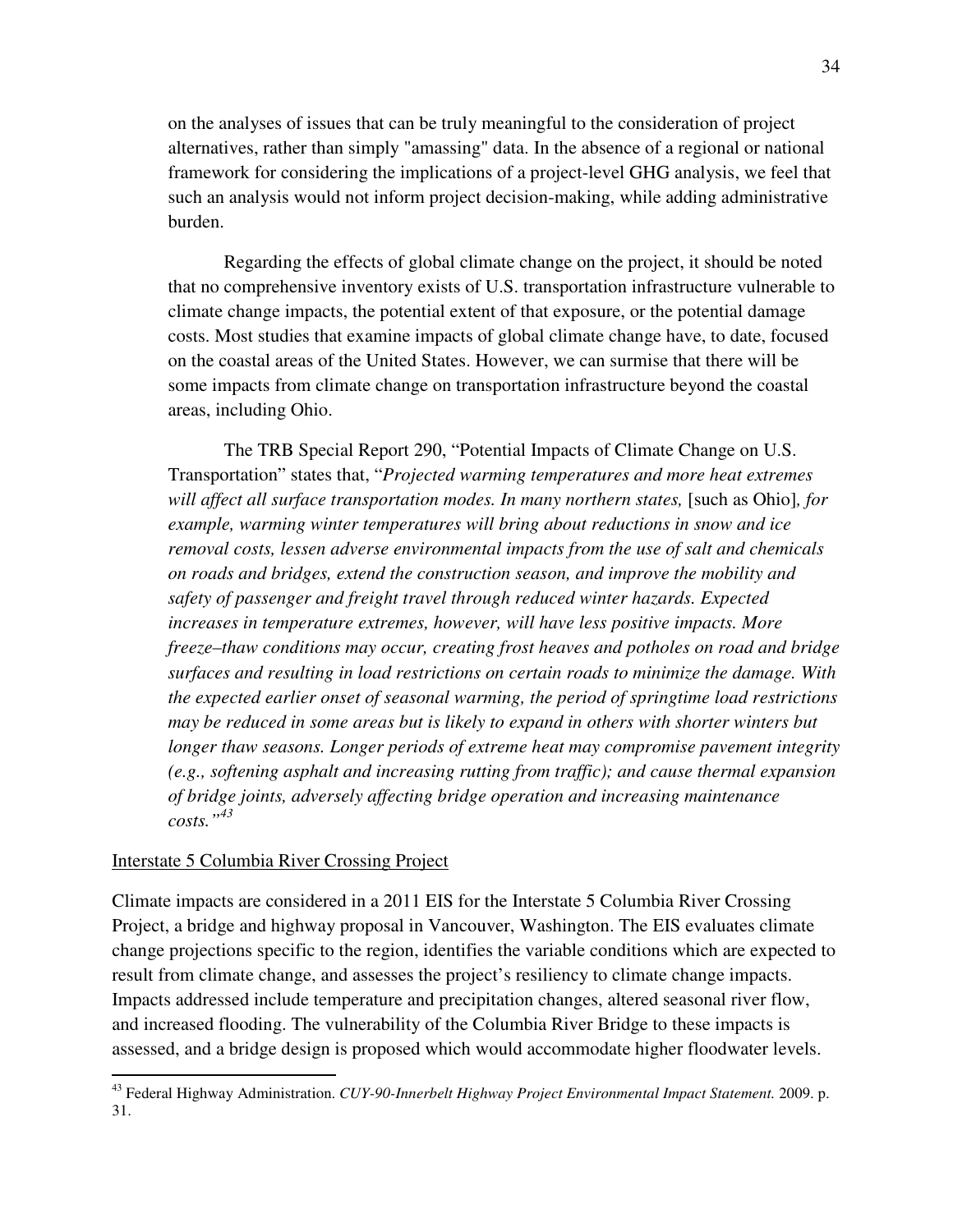on the analyses of issues that can be truly meaningful to the consideration of project alternatives, rather than simply "amassing" data. In the absence of a regional or national framework for considering the implications of a project-level GHG analysis, we feel that such an analysis would not inform project decision-making, while adding administrative burden.

Regarding the effects of global climate change on the project, it should be noted that no comprehensive inventory exists of U.S. transportation infrastructure vulnerable to climate change impacts, the potential extent of that exposure, or the potential damage costs. Most studies that examine impacts of global climate change have, to date, focused on the coastal areas of the United States. However, we can surmise that there will be some impacts from climate change on transportation infrastructure beyond the coastal areas, including Ohio.

The TRB Special Report 290, "Potential Impacts of Climate Change on U.S. Transportation" states that, "*Projected warming temperatures and more heat extremes will affect all surface transportation modes. In many northern states,* [such as Ohio]*, for example, warming winter temperatures will bring about reductions in snow and ice removal costs, lessen adverse environmental impacts from the use of salt and chemicals on roads and bridges, extend the construction season, and improve the mobility and safety of passenger and freight travel through reduced winter hazards. Expected increases in temperature extremes, however, will have less positive impacts. More freeze–thaw conditions may occur, creating frost heaves and potholes on road and bridge surfaces and resulting in load restrictions on certain roads to minimize the damage. With the expected earlier onset of seasonal warming, the period of springtime load restrictions may be reduced in some areas but is likely to expand in others with shorter winters but longer thaw seasons. Longer periods of extreme heat may compromise pavement integrity (e.g., softening asphalt and increasing rutting from traffic); and cause thermal expansion of bridge joints, adversely affecting bridge operation and increasing maintenance costs.*"[43]

Interstate 5 Columbia River Crossing Project

Climate impacts are considered in a 2011 EIS for the Interstate 5 Columbia River Crossing Project, a bridge and highway proposal in Vancouver, Washington. The EIS evaluates climate change projections specific to the region, identifies the variable conditions which are expected to result from climate change, and assesses the project's resiliency to climate change impacts. Impacts addressed include temperature and precipitation changes, altered seasonal river flow, and increased flooding. The vulnerability of the Columbia River Bridge to these impacts is assessed, and a bridge design is proposed which would accommodate higher floodwater levels.

---

[43] Federal Highway Administration. *CUY-90-Innerbelt Highway Project Environmental Impact Statement.* 2009. p. 31.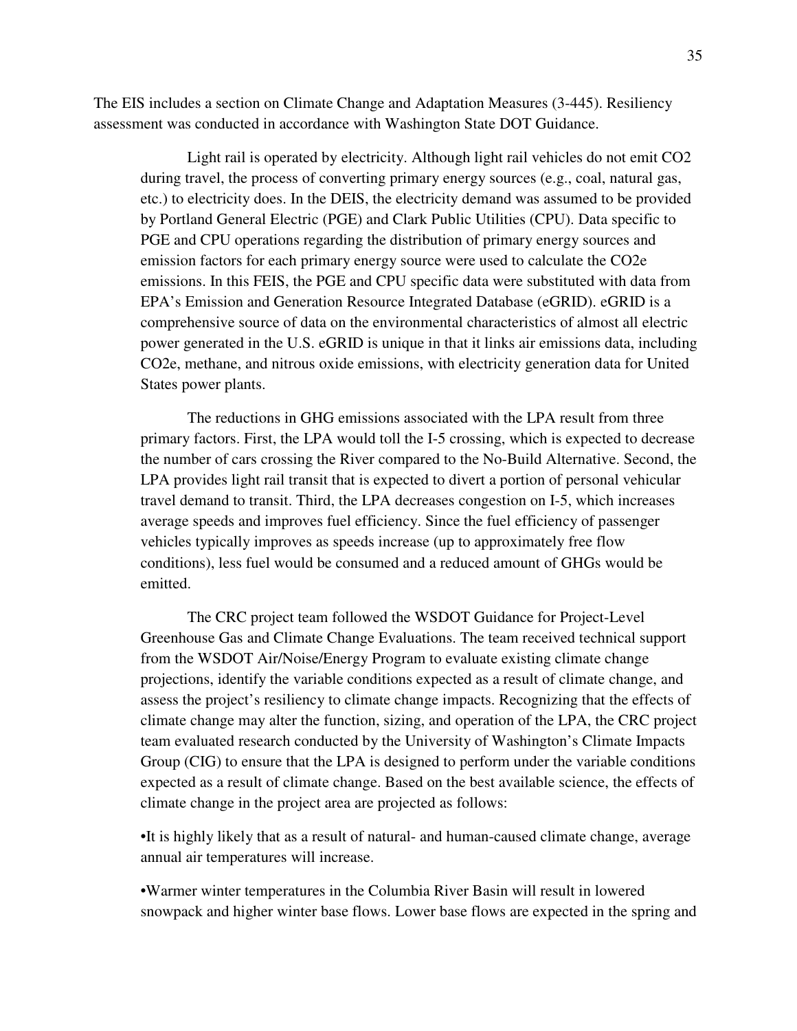The EIS includes a section on Climate Change and Adaptation Measures (3-445). Resiliency assessment was conducted in accordance with Washington State DOT Guidance.

> Light rail is operated by electricity. Although light rail vehicles do not emit $CO_2$ during travel, the process of converting primary energy sources (e.g., coal, natural gas, etc.) to electricity does. In the DEIS, the electricity demand was assumed to be provided by Portland General Electric (PGE) and Clark Public Utilities (CPU). Data specific to PGE and CPU operations regarding the distribution of primary energy sources and emission factors for each primary energy source were used to calculate the $CO_2e$ emissions. In this FEIS, the PGE and CPU specific data were substituted with data from EPA's Emission and Generation Resource Integrated Database (eGRID). eGRID is a comprehensive source of data on the environmental characteristics of almost all electric power generated in the U.S. eGRID is unique in that it links air emissions data, including $CO_2e$, methane, and nitrous oxide emissions, with electricity generation data for United States power plants.
>
> The reductions in GHG emissions associated with the LPA result from three primary factors. First, the LPA would toll the I-5 crossing, which is expected to decrease the number of cars crossing the River compared to the No-Build Alternative. Second, the LPA provides light rail transit that is expected to divert a portion of personal vehicular travel demand to transit. Third, the LPA decreases congestion on I-5, which increases average speeds and improves fuel efficiency. Since the fuel efficiency of passenger vehicles typically improves as speeds increase (up to approximately free flow conditions), less fuel would be consumed and a reduced amount of GHGs would be emitted.
>
> The CRC project team followed the WSDOT Guidance for Project-Level Greenhouse Gas and Climate Change Evaluations. The team received technical support from the WSDOT Air/Noise/Energy Program to evaluate existing climate change projections, identify the variable conditions expected as a result of climate change, and assess the project's resiliency to climate change impacts. Recognizing that the effects of climate change may alter the function, sizing, and operation of the LPA, the CRC project team evaluated research conducted by the University of Washington's Climate Impacts Group (CIG) to ensure that the LPA is designed to perform under the variable conditions expected as a result of climate change. Based on the best available science, the effects of climate change in the project area are projected as follows:
>
> - It is highly likely that as a result of natural- and human-caused climate change, average annual air temperatures will increase.
> - Warmer winter temperatures in the Columbia River Basin will result in lowered snowpack and higher winter base flows. Lower base flows are expected in the spring and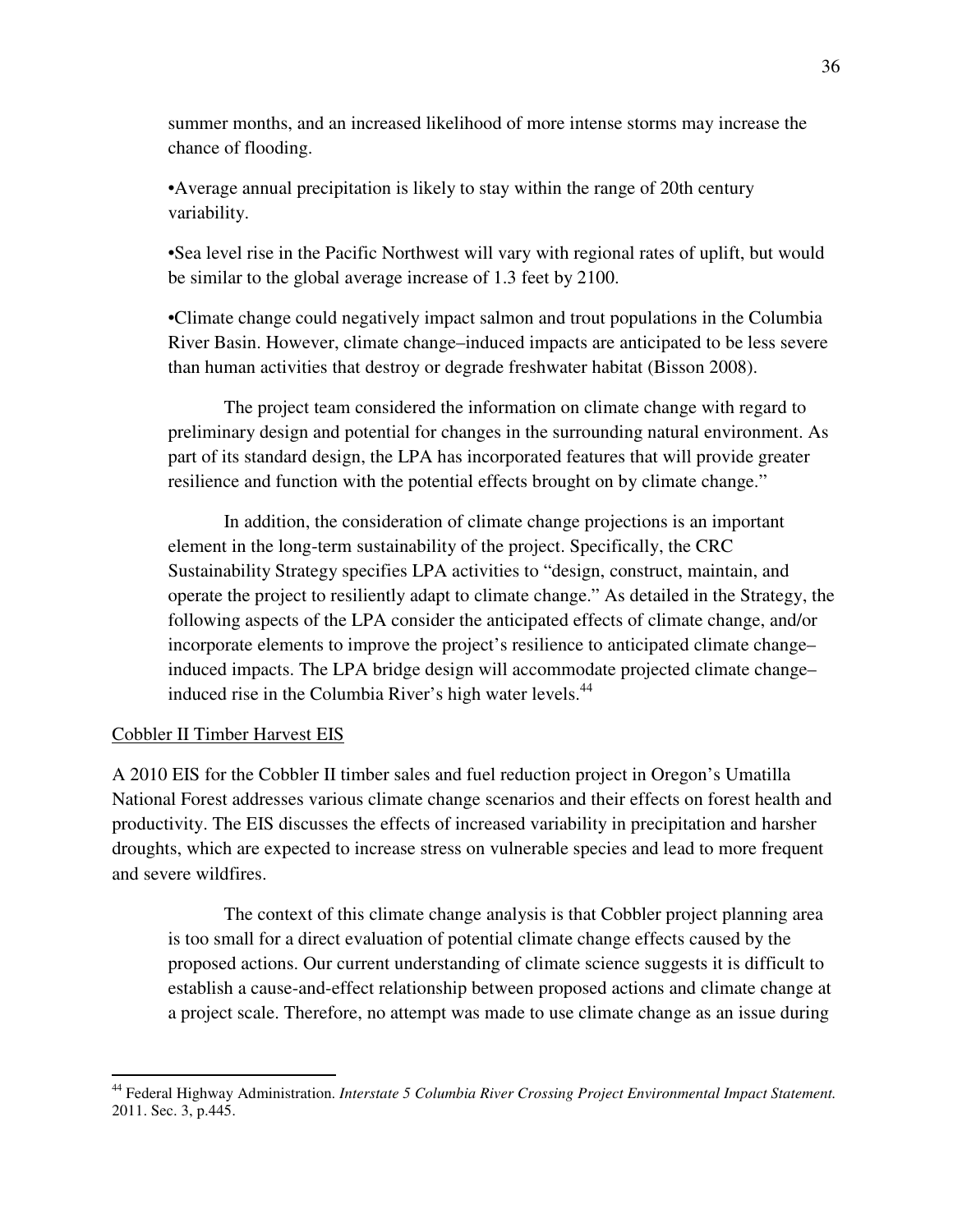summer months, and an increased likelihood of more intense storms may increase the chance of flooding.

•Average annual precipitation is likely to stay within the range of 20th century variability.

•Sea level rise in the Pacific Northwest will vary with regional rates of uplift, but would be similar to the global average increase of 1.3 feet by 2100.

•Climate change could negatively impact salmon and trout populations in the Columbia River Basin. However, climate change–induced impacts are anticipated to be less severe than human activities that destroy or degrade freshwater habitat (Bisson 2008).

The project team considered the information on climate change with regard to preliminary design and potential for changes in the surrounding natural environment. As part of its standard design, the LPA has incorporated features that will provide greater resilience and function with the potential effects brought on by climate change."

In addition, the consideration of climate change projections is an important element in the long-term sustainability of the project. Specifically, the CRC Sustainability Strategy specifies LPA activities to "design, construct, maintain, and operate the project to resiliently adapt to climate change." As detailed in the Strategy, the following aspects of the LPA consider the anticipated effects of climate change, and/or incorporate elements to improve the project's resilience to anticipated climate change–induced impacts. The LPA bridge design will accommodate projected climate change–induced rise in the Columbia River's high water levels.[44]

<u>Cobbler II Timber Harvest EIS</u>

A 2010 EIS for the Cobbler II timber sales and fuel reduction project in Oregon's Umatilla National Forest addresses various climate change scenarios and their effects on forest health and productivity. The EIS discusses the effects of increased variability in precipitation and harsher droughts, which are expected to increase stress on vulnerable species and lead to more frequent and severe wildfires.

The context of this climate change analysis is that Cobbler project planning area is too small for a direct evaluation of potential climate change effects caused by the proposed actions. Our current understanding of climate science suggests it is difficult to establish a cause-and-effect relationship between proposed actions and climate change at a project scale. Therefore, no attempt was made to use climate change as an issue during

---

[44] Federal Highway Administration. *Interstate 5 Columbia River Crossing Project Environmental Impact Statement.* 2011. Sec. 3, p.445.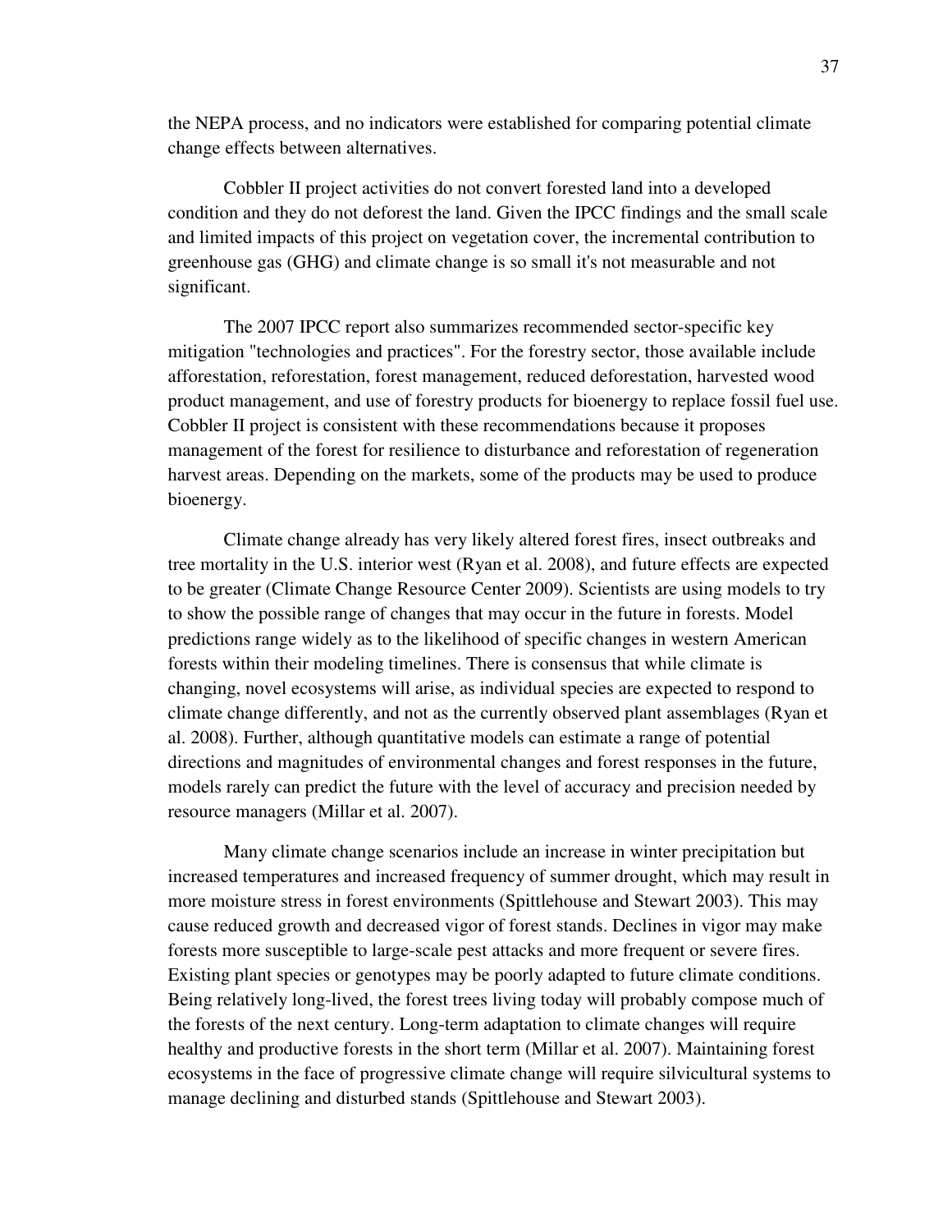the NEPA process, and no indicators were established for comparing potential climate change effects between alternatives.

Cobbler II project activities do not convert forested land into a developed condition and they do not deforest the land. Given the IPCC findings and the small scale and limited impacts of this project on vegetation cover, the incremental contribution to greenhouse gas (GHG) and climate change is so small it's not measurable and not significant.

The 2007 IPCC report also summarizes recommended sector-specific key mitigation "technologies and practices". For the forestry sector, those available include afforestation, reforestation, forest management, reduced deforestation, harvested wood product management, and use of forestry products for bioenergy to replace fossil fuel use. Cobbler II project is consistent with these recommendations because it proposes management of the forest for resilience to disturbance and reforestation of regeneration harvest areas. Depending on the markets, some of the products may be used to produce bioenergy.

Climate change already has very likely altered forest fires, insect outbreaks and tree mortality in the U.S. interior west (Ryan et al. 2008), and future effects are expected to be greater (Climate Change Resource Center 2009). Scientists are using models to try to show the possible range of changes that may occur in the future in forests. Model predictions range widely as to the likelihood of specific changes in western American forests within their modeling timelines. There is consensus that while climate is changing, novel ecosystems will arise, as individual species are expected to respond to climate change differently, and not as the currently observed plant assemblages (Ryan et al. 2008). Further, although quantitative models can estimate a range of potential directions and magnitudes of environmental changes and forest responses in the future, models rarely can predict the future with the level of accuracy and precision needed by resource managers (Millar et al. 2007).

Many climate change scenarios include an increase in winter precipitation but increased temperatures and increased frequency of summer drought, which may result in more moisture stress in forest environments (Spittlehouse and Stewart 2003). This may cause reduced growth and decreased vigor of forest stands. Declines in vigor may make forests more susceptible to large-scale pest attacks and more frequent or severe fires. Existing plant species or genotypes may be poorly adapted to future climate conditions. Being relatively long-lived, the forest trees living today will probably compose much of the forests of the next century. Long-term adaptation to climate changes will require healthy and productive forests in the short term (Millar et al. 2007). Maintaining forest ecosystems in the face of progressive climate change will require silvicultural systems to manage declining and disturbed stands (Spittlehouse and Stewart 2003).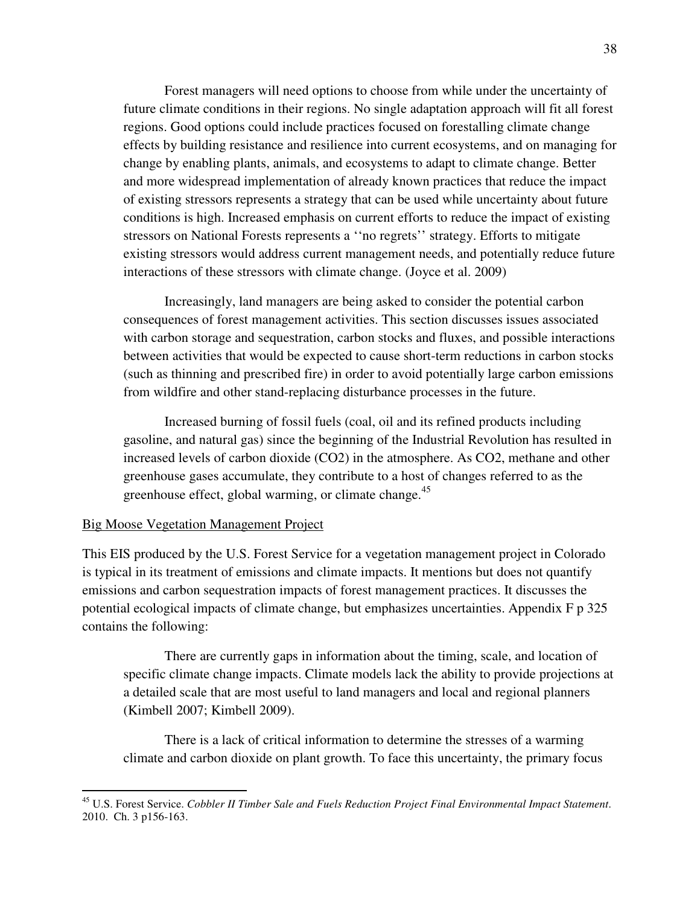> Forest managers will need options to choose from while under the uncertainty of future climate conditions in their regions. No single adaptation approach will fit all forest regions. Good options could include practices focused on forestalling climate change effects by building resistance and resilience into current ecosystems, and on managing for change by enabling plants, animals, and ecosystems to adapt to climate change. Better and more widespread implementation of already known practices that reduce the impact of existing stressors represents a strategy that can be used while uncertainty about future conditions is high. Increased emphasis on current efforts to reduce the impact of existing stressors on National Forests represents a ''no regrets'' strategy. Efforts to mitigate existing stressors would address current management needs, and potentially reduce future interactions of these stressors with climate change. (Joyce et al. 2009)
>
> Increasingly, land managers are being asked to consider the potential carbon consequences of forest management activities. This section discusses issues associated with carbon storage and sequestration, carbon stocks and fluxes, and possible interactions between activities that would be expected to cause short-term reductions in carbon stocks (such as thinning and prescribed fire) in order to avoid potentially large carbon emissions from wildfire and other stand-replacing disturbance processes in the future.
>
> Increased burning of fossil fuels (coal, oil and its refined products including gasoline, and natural gas) since the beginning of the Industrial Revolution has resulted in increased levels of carbon dioxide (CO2) in the atmosphere. As CO2, methane and other greenhouse gases accumulate, they contribute to a host of changes referred to as the greenhouse effect, global warming, or climate change.[45]

<u>Big Moose Vegetation Management Project</u>

This EIS produced by the U.S. Forest Service for a vegetation management project in Colorado is typical in its treatment of emissions and climate impacts. It mentions but does not quantify emissions and carbon sequestration impacts of forest management practices. It discusses the potential ecological impacts of climate change, but emphasizes uncertainties. Appendix F p 325 contains the following:

> There are currently gaps in information about the timing, scale, and location of specific climate change impacts. Climate models lack the ability to provide projections at a detailed scale that are most useful to land managers and local and regional planners (Kimbell 2007; Kimbell 2009).
>
> There is a lack of critical information to determine the stresses of a warming climate and carbon dioxide on plant growth. To face this uncertainty, the primary focus

---

[45] U.S. Forest Service. *Cobbler II Timber Sale and Fuels Reduction Project Final Environmental Impact Statement*. 2010. Ch. 3 p156-163.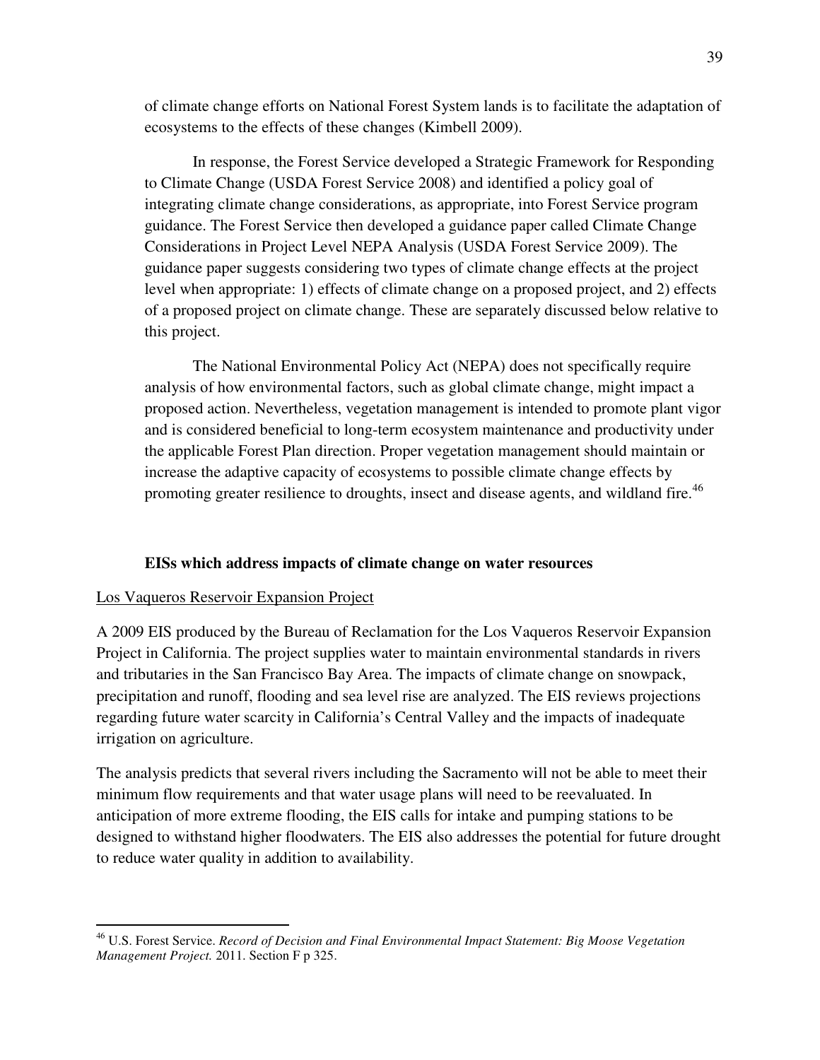of climate change efforts on National Forest System lands is to facilitate the adaptation of ecosystems to the effects of these changes (Kimbell 2009).

In response, the Forest Service developed a Strategic Framework for Responding to Climate Change (USDA Forest Service 2008) and identified a policy goal of integrating climate change considerations, as appropriate, into Forest Service program guidance. The Forest Service then developed a guidance paper called Climate Change Considerations in Project Level NEPA Analysis (USDA Forest Service 2009). The guidance paper suggests considering two types of climate change effects at the project level when appropriate: 1) effects of climate change on a proposed project, and 2) effects of a proposed project on climate change. These are separately discussed below relative to this project.

The National Environmental Policy Act (NEPA) does not specifically require analysis of how environmental factors, such as global climate change, might impact a proposed action. Nevertheless, vegetation management is intended to promote plant vigor and is considered beneficial to long-term ecosystem maintenance and productivity under the applicable Forest Plan direction. Proper vegetation management should maintain or increase the adaptive capacity of ecosystems to possible climate change effects by promoting greater resilience to droughts, insect and disease agents, and wildland fire.[46]

### EISs which address impacts of climate change on water resources

Los Vaqueros Reservoir Expansion Project

A 2009 EIS produced by the Bureau of Reclamation for the Los Vaqueros Reservoir Expansion Project in California. The project supplies water to maintain environmental standards in rivers and tributaries in the San Francisco Bay Area. The impacts of climate change on snowpack, precipitation and runoff, flooding and sea level rise are analyzed. The EIS reviews projections regarding future water scarcity in California's Central Valley and the impacts of inadequate irrigation on agriculture.

The analysis predicts that several rivers including the Sacramento will not be able to meet their minimum flow requirements and that water usage plans will need to be reevaluated. In anticipation of more extreme flooding, the EIS calls for intake and pumping stations to be designed to withstand higher floodwaters. The EIS also addresses the potential for future drought to reduce water quality in addition to availability.

---

[46] U.S. Forest Service. *Record of Decision and Final Environmental Impact Statement: Big Moose Vegetation Management Project.* 2011. Section F p 325.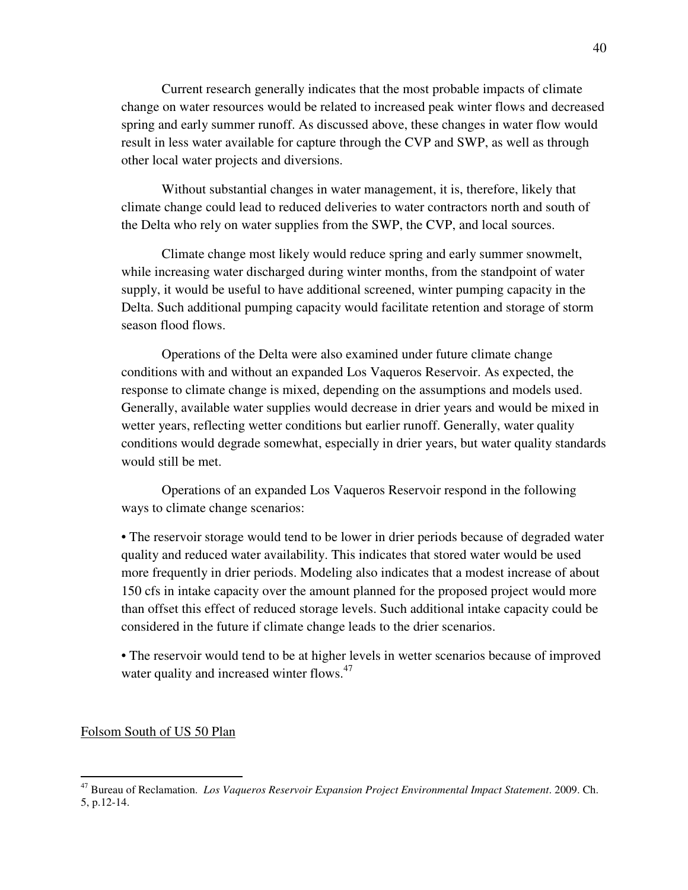Current research generally indicates that the most probable impacts of climate change on water resources would be related to increased peak winter flows and decreased spring and early summer runoff. As discussed above, these changes in water flow would result in less water available for capture through the CVP and SWP, as well as through other local water projects and diversions.

Without substantial changes in water management, it is, therefore, likely that climate change could lead to reduced deliveries to water contractors north and south of the Delta who rely on water supplies from the SWP, the CVP, and local sources.

Climate change most likely would reduce spring and early summer snowmelt, while increasing water discharged during winter months, from the standpoint of water supply, it would be useful to have additional screened, winter pumping capacity in the Delta. Such additional pumping capacity would facilitate retention and storage of storm season flood flows.

Operations of the Delta were also examined under future climate change conditions with and without an expanded Los Vaqueros Reservoir. As expected, the response to climate change is mixed, depending on the assumptions and models used. Generally, available water supplies would decrease in drier years and would be mixed in wetter years, reflecting wetter conditions but earlier runoff. Generally, water quality conditions would degrade somewhat, especially in drier years, but water quality standards would still be met.

Operations of an expanded Los Vaqueros Reservoir respond in the following ways to climate change scenarios:

- The reservoir storage would tend to be lower in drier periods because of degraded water quality and reduced water availability. This indicates that stored water would be used more frequently in drier periods. Modeling also indicates that a modest increase of about 150 cfs in intake capacity over the amount planned for the proposed project would more than offset this effect of reduced storage levels. Such additional intake capacity could be considered in the future if climate change leads to the drier scenarios.

- The reservoir would tend to be at higher levels in wetter scenarios because of improved water quality and increased winter flows.[47]

Folsom South of US 50 Plan

[47] Bureau of Reclamation. *Los Vaqueros Reservoir Expansion Project Environmental Impact Statement*. 2009. Ch. 5, p.12-14.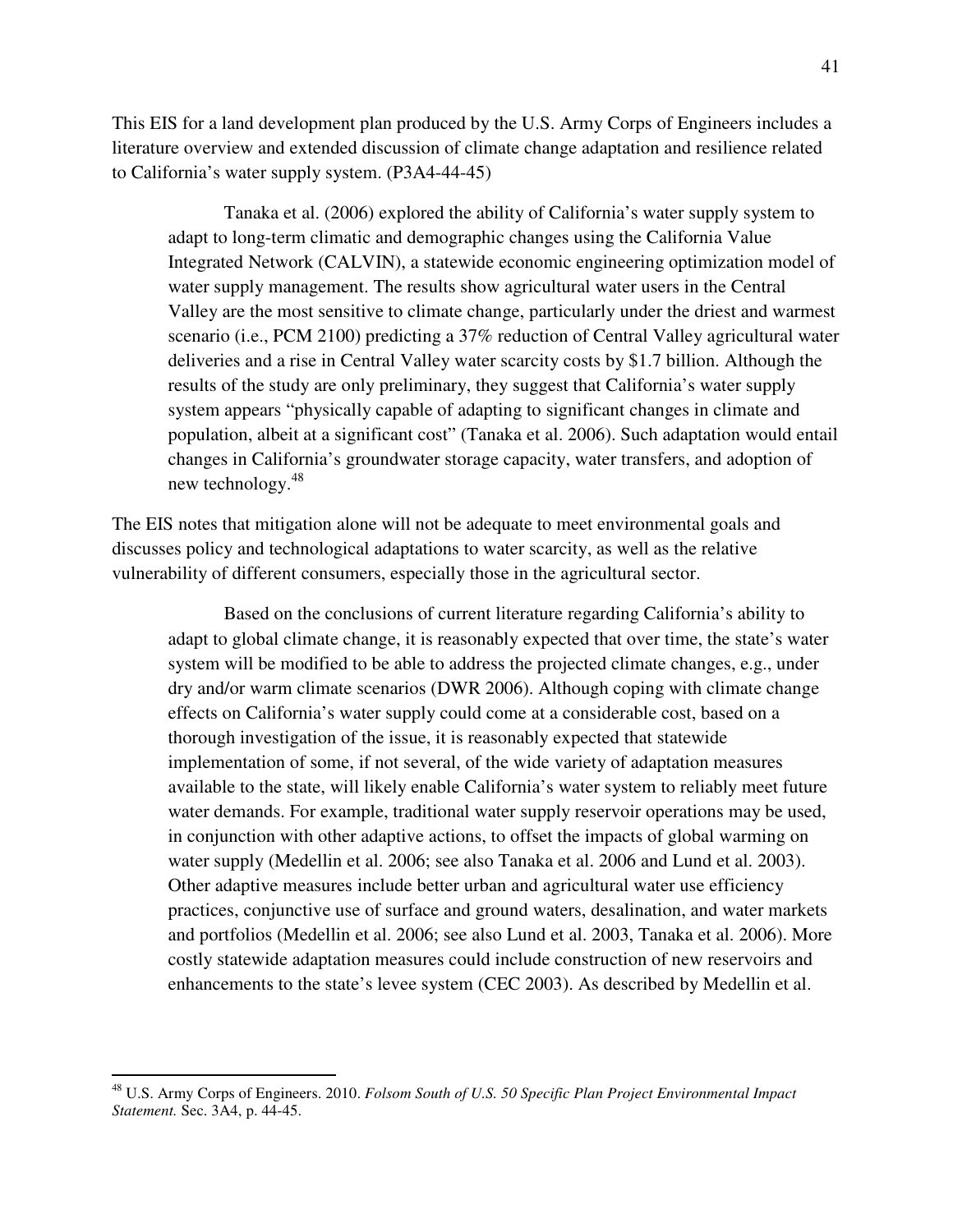This EIS for a land development plan produced by the U.S. Army Corps of Engineers includes a literature overview and extended discussion of climate change adaptation and resilience related to California's water supply system. (P3A4-44-45)

> Tanaka et al. (2006) explored the ability of California's water supply system to adapt to long-term climatic and demographic changes using the California Value Integrated Network (CALVIN), a statewide economic engineering optimization model of water supply management. The results show agricultural water users in the Central Valley are the most sensitive to climate change, particularly under the driest and warmest scenario (i.e., PCM 2100) predicting a 37% reduction of Central Valley agricultural water deliveries and a rise in Central Valley water scarcity costs by $1.7 billion. Although the results of the study are only preliminary, they suggest that California's water supply system appears "physically capable of adapting to significant changes in climate and population, albeit at a significant cost" (Tanaka et al. 2006). Such adaptation would entail changes in California's groundwater storage capacity, water transfers, and adoption of new technology.[48]

The EIS notes that mitigation alone will not be adequate to meet environmental goals and discusses policy and technological adaptations to water scarcity, as well as the relative vulnerability of different consumers, especially those in the agricultural sector.

> Based on the conclusions of current literature regarding California's ability to adapt to global climate change, it is reasonably expected that over time, the state's water system will be modified to be able to address the projected climate changes, e.g., under dry and/or warm climate scenarios (DWR 2006). Although coping with climate change effects on California's water supply could come at a considerable cost, based on a thorough investigation of the issue, it is reasonably expected that statewide implementation of some, if not several, of the wide variety of adaptation measures available to the state, will likely enable California's water system to reliably meet future water demands. For example, traditional water supply reservoir operations may be used, in conjunction with other adaptive actions, to offset the impacts of global warming on water supply (Medellin et al. 2006; see also Tanaka et al. 2006 and Lund et al. 2003). Other adaptive measures include better urban and agricultural water use efficiency practices, conjunctive use of surface and ground waters, desalination, and water markets and portfolios (Medellin et al. 2006; see also Lund et al. 2003, Tanaka et al. 2006). More costly statewide adaptation measures could include construction of new reservoirs and enhancements to the state's levee system (CEC 2003). As described by Medellin et al.

---

[48] U.S. Army Corps of Engineers. 2010. *Folsom South of U.S. 50 Specific Plan Project Environmental Impact Statement.* Sec. 3A4, p. 44-45.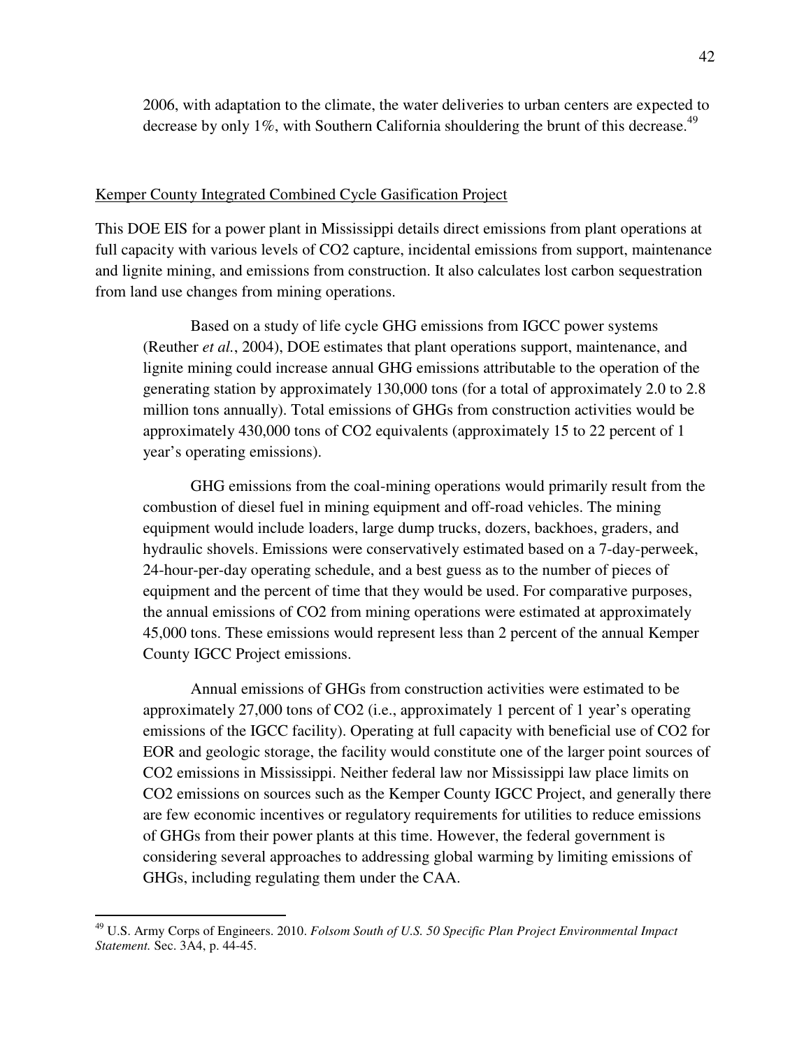2006, with adaptation to the climate, the water deliveries to urban centers are expected to decrease by only 1%, with Southern California shouldering the brunt of this decrease.[49]

Kemper County Integrated Combined Cycle Gasification Project

This DOE EIS for a power plant in Mississippi details direct emissions from plant operations at full capacity with various levels of $CO_2$ capture, incidental emissions from support, maintenance and lignite mining, and emissions from construction. It also calculates lost carbon sequestration from land use changes from mining operations.

> Based on a study of life cycle GHG emissions from IGCC power systems (Reuther *et al.*, 2004), DOE estimates that plant operations support, maintenance, and lignite mining could increase annual GHG emissions attributable to the operation of the generating station by approximately 130,000 tons (for a total of approximately 2.0 to 2.8 million tons annually). Total emissions of GHGs from construction activities would be approximately 430,000 tons of $CO_2$ equivalents (approximately 15 to 22 percent of 1 year's operating emissions).
>
> GHG emissions from the coal-mining operations would primarily result from the combustion of diesel fuel in mining equipment and off-road vehicles. The mining equipment would include loaders, large dump trucks, dozers, backhoes, graders, and hydraulic shovels. Emissions were conservatively estimated based on a 7-day-perweek, 24-hour-per-day operating schedule, and a best guess as to the number of pieces of equipment and the percent of time that they would be used. For comparative purposes, the annual emissions of $CO_2$ from mining operations were estimated at approximately 45,000 tons. These emissions would represent less than 2 percent of the annual Kemper County IGCC Project emissions.
>
> Annual emissions of GHGs from construction activities were estimated to be approximately 27,000 tons of $CO_2$ (i.e., approximately 1 percent of 1 year's operating emissions of the IGCC facility). Operating at full capacity with beneficial use of $CO_2$ for EOR and geologic storage, the facility would constitute one of the larger point sources of $CO_2$ emissions in Mississippi. Neither federal law nor Mississippi law place limits on $CO_2$ emissions on sources such as the Kemper County IGCC Project, and generally there are few economic incentives or regulatory requirements for utilities to reduce emissions of GHGs from their power plants at this time. However, the federal government is considering several approaches to addressing global warming by limiting emissions of GHGs, including regulating them under the CAA.

---

[49] U.S. Army Corps of Engineers. 2010. *Folsom South of U.S. 50 Specific Plan Project Environmental Impact Statement.* Sec. 3A4, p. 44-45.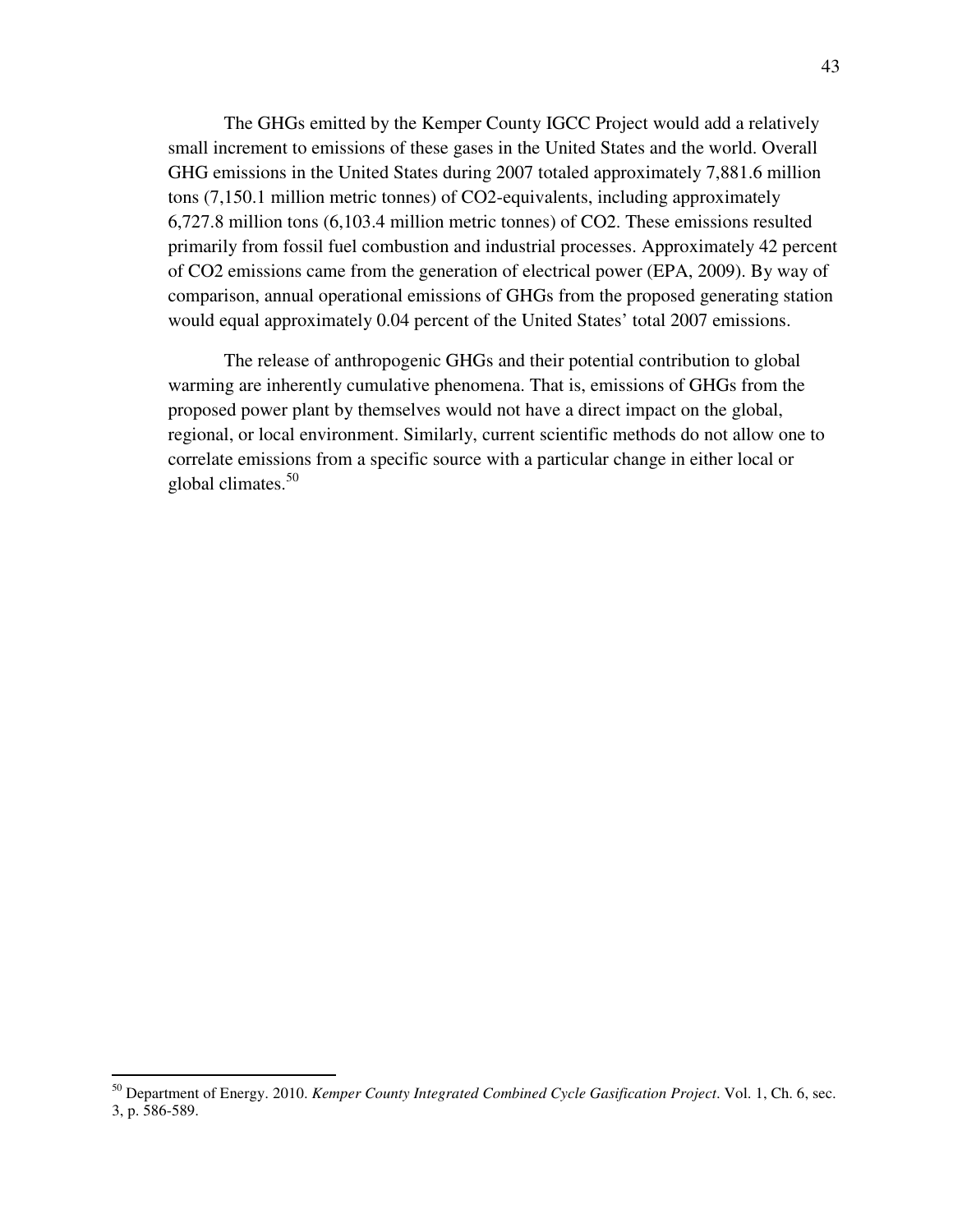The GHGs emitted by the Kemper County IGCC Project would add a relatively small increment to emissions of these gases in the United States and the world. Overall GHG emissions in the United States during 2007 totaled approximately 7,881.6 million tons (7,150.1 million metric tonnes) of CO2-equivalents, including approximately 6,727.8 million tons (6,103.4 million metric tonnes) of CO2. These emissions resulted primarily from fossil fuel combustion and industrial processes. Approximately 42 percent of CO2 emissions came from the generation of electrical power (EPA, 2009). By way of comparison, annual operational emissions of GHGs from the proposed generating station would equal approximately 0.04 percent of the United States' total 2007 emissions.

The release of anthropogenic GHGs and their potential contribution to global warming are inherently cumulative phenomena. That is, emissions of GHGs from the proposed power plant by themselves would not have a direct impact on the global, regional, or local environment. Similarly, current scientific methods do not allow one to correlate emissions from a specific source with a particular change in either local or global climates.[50]

---

[50] Department of Energy. 2010. *Kemper County Integrated Combined Cycle Gasification Project*. Vol. 1, Ch. 6, sec. 3, p. 586-589.